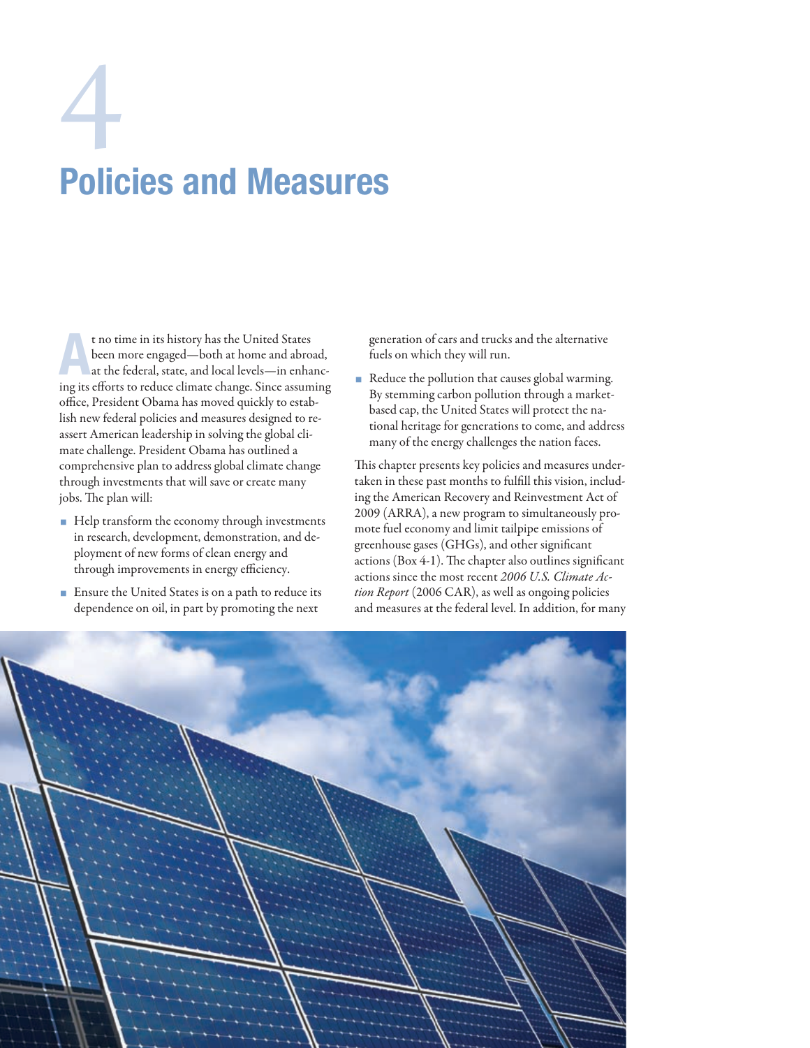# 4

# Policies and Measures

At no time in its history has the United States been more engaged—both at home and abroad, at the federal, state, and local levels—in enhancing its efforts to reduce climate change. Since assuming office, President Obama has moved quickly to establish new federal policies and measures designed to reassert American leadership in solving the global climate challenge. President Obama has outlined a comprehensive plan to address global climate change through investments that will save or create many jobs. The plan will:

- Help transform the economy through investments in research, development, demonstration, and deployment of new forms of clean energy and through improvements in energy efficiency.
- Ensure the United States is on a path to reduce its dependence on oil, in part by promoting the next generation of cars and trucks and the alternative fuels on which they will run.
- Reduce the pollution that causes global warming. By stemming carbon pollution through a market-based cap, the United States will protect the national heritage for generations to come, and address many of the energy challenges the nation faces.

This chapter presents key policies and measures undertaken in these past months to fulfill this vision, including the American Recovery and Reinvestment Act of 2009 (ARRA), a new program to simultaneously promote fuel economy and limit tailpipe emissions of greenhouse gases (GHGs), and other significant actions (Box 4-1). The chapter also outlines significant actions since the most recent *2006 U.S. Climate Action Report* (2006 CAR), as well as ongoing policies and measures at the federal level. In addition, for many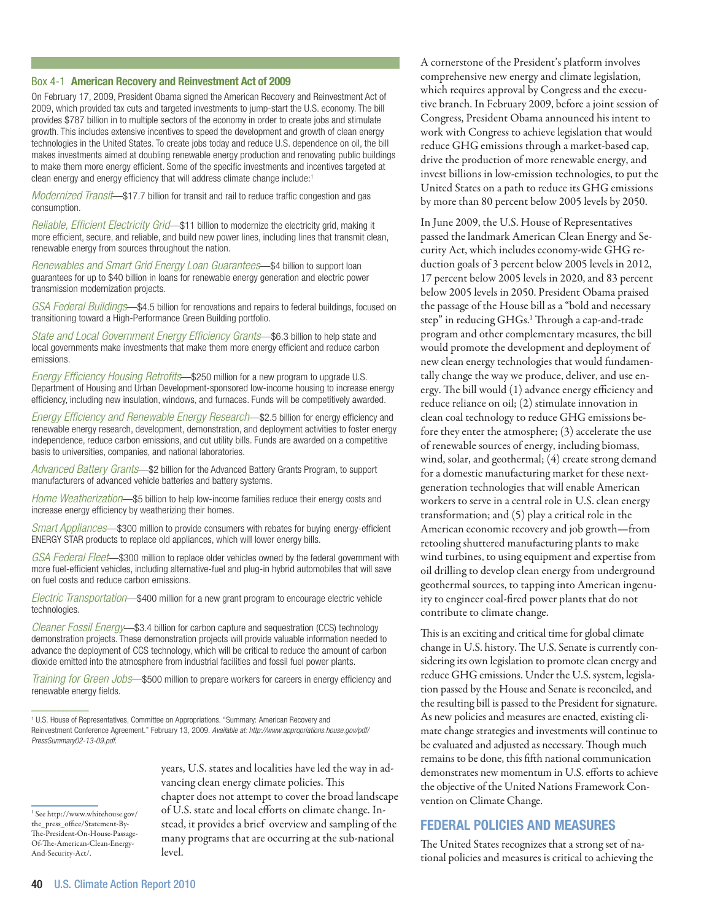### Box 4-1 **American Recovery and Reinvestment Act of 2009**

On February 17, 2009, President Obama signed the American Recovery and Reinvestment Act of 2009, which provided tax cuts and targeted investments to jump-start the U.S. economy. The bill provides $787 billion in to multiple sectors of the economy in order to create jobs and stimulate growth. This includes extensive incentives to speed the development and growth of clean energy technologies in the United States. To create jobs today and reduce U.S. dependence on oil, the bill makes investments aimed at doubling renewable energy production and renovating public buildings to make them more energy efficient. Some of the specific investments and incentives targeted at clean energy and energy efficiency that will address climate change include:[1]

*Modernized Transit*—$17.7 billion for transit and rail to reduce traffic congestion and gas consumption.

*Reliable, Efficient Electricity Grid*—$11 billion to modernize the electricity grid, making it more efficient, secure, and reliable, and build new power lines, including lines that transmit clean, renewable energy from sources throughout the nation.

*Renewables and Smart Grid Energy Loan Guarantees*—$4 billion to support loan guarantees for up to $40 billion in loans for renewable energy generation and electric power transmission modernization projects.

*GSA Federal Buildings*—$4.5 billion for renovations and repairs to federal buildings, focused on transitioning toward a High-Performance Green Building portfolio.

*State and Local Government Energy Efficiency Grants*—$6.3 billion to help state and local governments make investments that make them more energy efficient and reduce carbon emissions.

*Energy Efficiency Housing Retrofits*—$250 million for a new program to upgrade U.S. Department of Housing and Urban Development-sponsored low-income housing to increase energy efficiency, including new insulation, windows, and furnaces. Funds will be competitively awarded.

*Energy Efficiency and Renewable Energy Research*—$2.5 billion for energy efficiency and renewable energy research, development, demonstration, and deployment activities to foster energy independence, reduce carbon emissions, and cut utility bills. Funds are awarded on a competitive basis to universities, companies, and national laboratories.

*Advanced Battery Grants*—$2 billion for the Advanced Battery Grants Program, to support manufacturers of advanced vehicle batteries and battery systems.

*Home Weatherization*—$5 billion to help low-income families reduce their energy costs and increase energy efficiency by weatherizing their homes.

*Smart Appliances*—$300 million to provide consumers with rebates for buying energy-efficient ENERGY STAR products to replace old appliances, which will lower energy bills.

*GSA Federal Fleet*—$300 million to replace older vehicles owned by the federal government with more fuel-efficient vehicles, including alternative-fuel and plug-in hybrid automobiles that will save on fuel costs and reduce carbon emissions.

*Electric Transportation*—$400 million for a new grant program to encourage electric vehicle technologies.

*Cleaner Fossil Energy*—$3.4 billion for carbon capture and sequestration (CCS) technology demonstration projects. These demonstration projects will provide valuable information needed to advance the deployment of CCS technology, which will be critical to reduce the amount of carbon dioxide emitted into the atmosphere from industrial facilities and fossil fuel power plants.

*Training for Green Jobs*—$500 million to prepare workers for careers in energy efficiency and renewable energy fields.

[1] U.S. House of Representatives, Committee on Appropriations. "Summary: American Recovery and Reinvestment Conference Agreement." February 13, 2009. *Available at: http://www.appropriations.house.gov/pdf/PressSummary02-13-09.pdf.*

years, U.S. states and localities have led the way in advancing clean energy climate policies. This chapter does not attempt to cover the broad landscape of U.S. state and local efforts on climate change. Instead, it provides a brief overview and sampling of the many programs that are occurring at the sub-national level.

A cornerstone of the President's platform involves comprehensive new energy and climate legislation, which requires approval by Congress and the executive branch. In February 2009, before a joint session of Congress, President Obama announced his intent to work with Congress to achieve legislation that would reduce GHG emissions through a market-based cap, drive the production of more renewable energy, and invest billions in low-emission technologies, to put the United States on a path to reduce its GHG emissions by more than 80 percent below 2005 levels by 2050.

In June 2009, the U.S. House of Representatives passed the landmark American Clean Energy and Security Act, which includes economy-wide GHG reduction goals of 3 percent below 2005 levels in 2012, 17 percent below 2005 levels in 2020, and 83 percent below 2005 levels in 2050. President Obama praised the passage of the House bill as a "bold and necessary step" in reducing GHGs.[1] Through a cap-and-trade program and other complementary measures, the bill would promote the development and deployment of new clean energy technologies that would fundamentally change the way we produce, deliver, and use energy. The bill would (1) advance energy efficiency and reduce reliance on oil; (2) stimulate innovation in clean coal technology to reduce GHG emissions before they enter the atmosphere; (3) accelerate the use of renewable sources of energy, including biomass, wind, solar, and geothermal; (4) create strong demand for a domestic manufacturing market for these next-generation technologies that will enable American workers to serve in a central role in U.S. clean energy transformation; and (5) play a critical role in the American economic recovery and job growth—from retooling shuttered manufacturing plants to make wind turbines, to using equipment and expertise from oil drilling to develop clean energy from underground geothermal sources, to tapping into American ingenuity to engineer coal-fired power plants that do not contribute to climate change.

This is an exciting and critical time for global climate change in U.S. history. The U.S. Senate is currently considering its own legislation to promote clean energy and reduce GHG emissions. Under the U.S. system, legislation passed by the House and Senate is reconciled, and the resulting bill is passed to the President for signature. As new policies and measures are enacted, existing climate change strategies and investments will continue to be evaluated and adjusted as necessary. Though much remains to be done, this fifth national communication demonstrates new momentum in U.S. efforts to achieve the objective of the United Nations Framework Convention on Climate Change.

[1] See http://www.whitehouse.gov/the_press_office/Statement-By-The-President-On-House-Passage-Of-The-American-Clean-Energy-And-Security-Act/.

## FEDERAL POLICIES AND MEASURES

The United States recognizes that a strong set of national policies and measures is critical to achieving the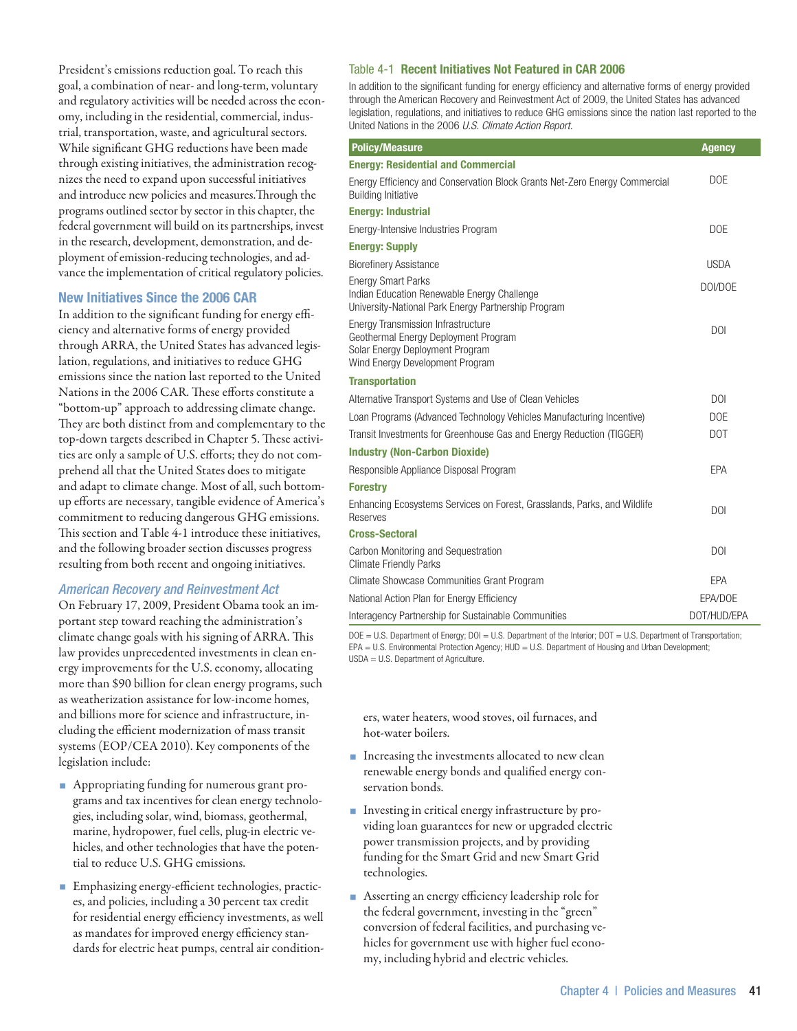President's emissions reduction goal. To reach this goal, a combination of near- and long-term, voluntary and regulatory activities will be needed across the economy, including in the residential, commercial, industrial, transportation, waste, and agricultural sectors. While significant GHG reductions have been made through existing initiatives, the administration recognizes the need to expand upon successful initiatives and introduce new policies and measures.Through the programs outlined sector by sector in this chapter, the federal government will build on its partnerships, invest in the research, development, demonstration, and deployment of emission-reducing technologies, and advance the implementation of critical regulatory policies.

### New Initiatives Since the 2006 CAR

In addition to the significant funding for energy efficiency and alternative forms of energy provided through ARRA, the United States has advanced legislation, regulations, and initiatives to reduce GHG emissions since the nation last reported to the United Nations in the 2006 CAR. These efforts constitute a "bottom-up" approach to addressing climate change. They are both distinct from and complementary to the top-down targets described in Chapter 5. These activities are only a sample of U.S. efforts; they do not comprehend all that the United States does to mitigate and adapt to climate change. Most of all, such bottom-up efforts are necessary, tangible evidence of America's commitment to reducing dangerous GHG emissions. This section and Table 4-1 introduce these initiatives, and the following broader section discusses progress resulting from both recent and ongoing initiatives.

#### *American Recovery and Reinvestment Act*

On February 17, 2009, President Obama took an important step toward reaching the administration's climate change goals with his signing of ARRA. This law provides unprecedented investments in clean energy improvements for the U.S. economy, allocating more than $90 billion for clean energy programs, such as weatherization assistance for low-income homes, and billions more for science and infrastructure, including the efficient modernization of mass transit systems (EOP/CEA 2010). Key components of the legislation include:

- Appropriating funding for numerous grant programs and tax incentives for clean energy technologies, including solar, wind, biomass, geothermal, marine, hydropower, fuel cells, plug-in electric vehicles, and other technologies that have the potential to reduce U.S. GHG emissions.
- Emphasizing energy-efficient technologies, practices, and policies, including a 30 percent tax credit for residential energy efficiency investments, as well as mandates for improved energy efficiency standards for electric heat pumps, central air conditioners, water heaters, wood stoves, oil furnaces, and hot-water boilers.
- Increasing the investments allocated to new clean renewable energy bonds and qualified energy conservation bonds.
- Investing in critical energy infrastructure by providing loan guarantees for new or upgraded electric power transmission projects, and by providing funding for the Smart Grid and new Smart Grid technologies.
- Asserting an energy efficiency leadership role for the federal government, investing in the "green" conversion of federal facilities, and purchasing vehicles for government use with higher fuel economy, including hybrid and electric vehicles.

**Table 4-1 Recent Initiatives Not Featured in CAR 2006**

In addition to the significant funding for energy efficiency and alternative forms of energy provided through the American Recovery and Reinvestment Act of 2009, the United States has advanced legislation, regulations, and initiatives to reduce GHG emissions since the nation last reported to the United Nations in the 2006 *U.S. Climate Action Report.*

| Policy/Measure | Agency |
|---|---|
| **Energy: Residential and Commercial** | |
| Energy Efficiency and Conservation Block Grants Net-Zero Energy Commercial Building Initiative | DOE |
| **Energy: Industrial** | |
| Energy-Intensive Industries Program | DOE |
| **Energy: Supply** | |
| Biorefinery Assistance | USDA |
| Energy Smart Parks<br>Indian Education Renewable Energy Challenge<br>University-National Park Energy Partnership Program | DOI/DOE |
| Energy Transmission Infrastructure<br>Geothermal Energy Deployment Program<br>Solar Energy Deployment Program<br>Wind Energy Development Program | DOI |
| **Transportation** | |
| Alternative Transport Systems and Use of Clean Vehicles | DOI |
| Loan Programs (Advanced Technology Vehicles Manufacturing Incentive) | DOE |
| Transit Investments for Greenhouse Gas and Energy Reduction (TIGGER) | DOT |
| **Industry (Non-Carbon Dioxide)** | |
| Responsible Appliance Disposal Program | EPA |
| **Forestry** | |
| Enhancing Ecosystems Services on Forest, Grasslands, Parks, and Wildlife Reserves | DOI |
| **Cross-Sectoral** | |
| Carbon Monitoring and Sequestration<br>Climate Friendly Parks | DOI |
| Climate Showcase Communities Grant Program | EPA |
| National Action Plan for Energy Efficiency | EPA/DOE |
| Interagency Partnership for Sustainable Communities | DOT/HUD/EPA |

DOE = U.S. Department of Energy; DOI = U.S. Department of the Interior; DOT = U.S. Department of Transportation; EPA = U.S. Environmental Protection Agency; HUD = U.S. Department of Housing and Urban Development; USDA = U.S. Department of Agriculture.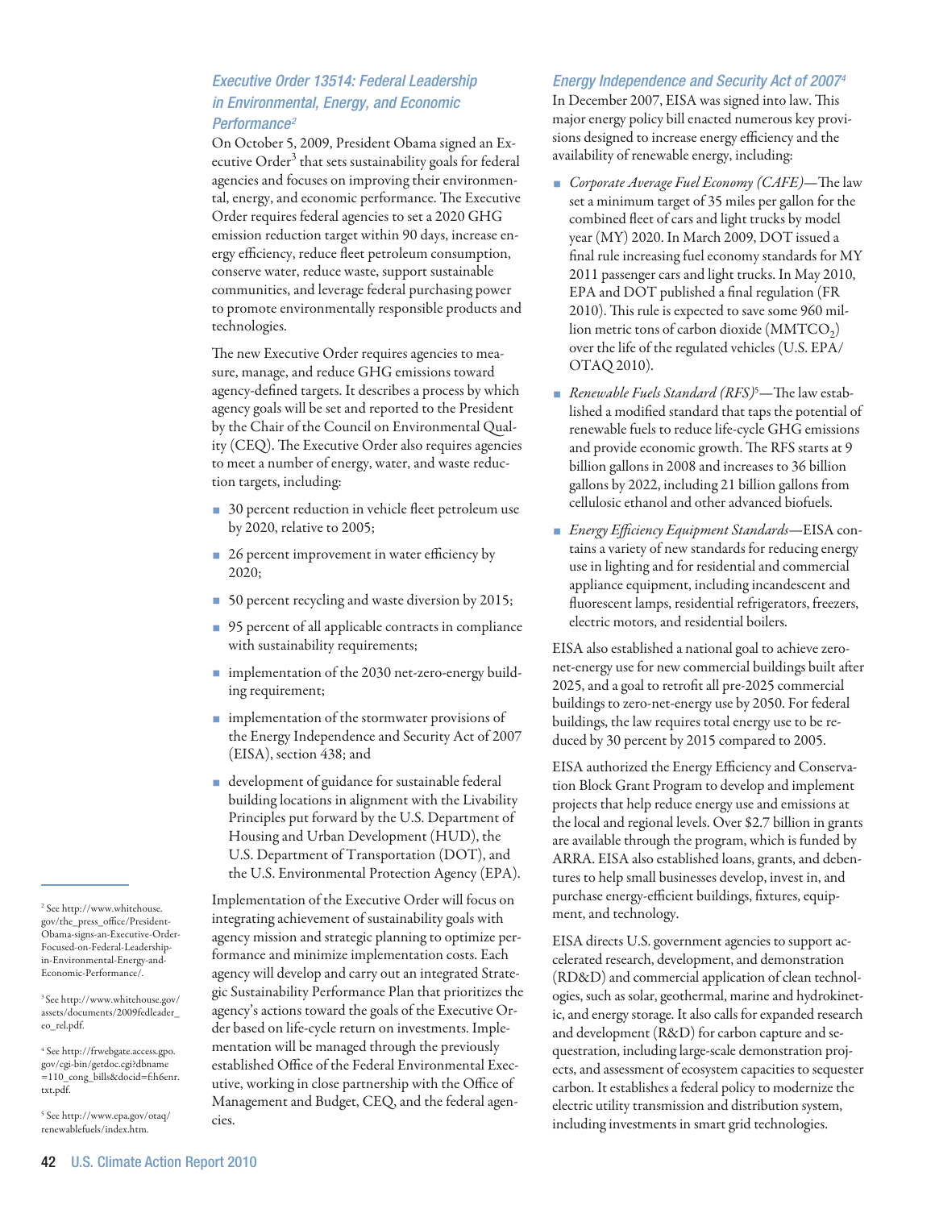### *Executive Order 13514: Federal Leadership in Environmental, Energy, and Economic Performance*[2]

On October 5, 2009, President Obama signed an Executive Order[3] that sets sustainability goals for federal agencies and focuses on improving their environmental, energy, and economic performance. The Executive Order requires federal agencies to set a 2020 GHG emission reduction target within 90 days, increase energy efficiency, reduce fleet petroleum consumption, conserve water, reduce waste, support sustainable communities, and leverage federal purchasing power to promote environmentally responsible products and technologies.

The new Executive Order requires agencies to measure, manage, and reduce GHG emissions toward agency-defined targets. It describes a process by which agency goals will be set and reported to the President by the Chair of the Council on Environmental Quality (CEQ). The Executive Order also requires agencies to meet a number of energy, water, and waste reduction targets, including:

- 30 percent reduction in vehicle fleet petroleum use by 2020, relative to 2005;
- 26 percent improvement in water efficiency by 2020;
- 50 percent recycling and waste diversion by 2015;
- 95 percent of all applicable contracts in compliance with sustainability requirements;
- implementation of the 2030 net-zero-energy building requirement;
- implementation of the stormwater provisions of the Energy Independence and Security Act of 2007 (EISA), section 438; and
- development of guidance for sustainable federal building locations in alignment with the Livability Principles put forward by the U.S. Department of Housing and Urban Development (HUD), the U.S. Department of Transportation (DOT), and the U.S. Environmental Protection Agency (EPA).

Implementation of the Executive Order will focus on integrating achievement of sustainability goals with agency mission and strategic planning to optimize performance and minimize implementation costs. Each agency will develop and carry out an integrated Strategic Sustainability Performance Plan that prioritizes the agency's actions toward the goals of the Executive Order based on life-cycle return on investments. Implementation will be managed through the previously established Office of the Federal Environmental Executive, working in close partnership with the Office of Management and Budget, CEQ, and the federal agencies.

### *Energy Independence and Security Act of 2007*[4]

In December 2007, EISA was signed into law. This major energy policy bill enacted numerous key provisions designed to increase energy efficiency and the availability of renewable energy, including:

- *Corporate Average Fuel Economy (CAFE)*—The law set a minimum target of 35 miles per gallon for the combined fleet of cars and light trucks by model year (MY) 2020. In March 2009, DOT issued a final rule increasing fuel economy standards for MY 2011 passenger cars and light trucks. In May 2010, EPA and DOT published a final regulation (FR 2010). This rule is expected to save some 960 million metric tons of carbon dioxide ($MMTCO_2$) over the life of the regulated vehicles (U.S. EPA/OTAQ 2010).
- *Renewable Fuels Standard (RFS)*[5]—The law established a modified standard that taps the potential of renewable fuels to reduce life-cycle GHG emissions and provide economic growth. The RFS starts at 9 billion gallons in 2008 and increases to 36 billion gallons by 2022, including 21 billion gallons from cellulosic ethanol and other advanced biofuels.
- *Energy Efficiency Equipment Standards*—EISA contains a variety of new standards for reducing energy use in lighting and for residential and commercial appliance equipment, including incandescent and fluorescent lamps, residential refrigerators, freezers, electric motors, and residential boilers.

EISA also established a national goal to achieve zero-net-energy use for new commercial buildings built after 2025, and a goal to retrofit all pre-2025 commercial buildings to zero-net-energy use by 2050. For federal buildings, the law requires total energy use to be reduced by 30 percent by 2015 compared to 2005.

EISA authorized the Energy Efficiency and Conservation Block Grant Program to develop and implement projects that help reduce energy use and emissions at the local and regional levels. Over $2.7 billion in grants are available through the program, which is funded by ARRA. EISA also established loans, grants, and debentures to help small businesses develop, invest in, and purchase energy-efficient buildings, fixtures, equipment, and technology.

EISA directs U.S. government agencies to support accelerated research, development, and demonstration (RD&D) and commercial application of clean technologies, such as solar, geothermal, marine and hydrokinetic, and energy storage. It also calls for expanded research and development (R&D) for carbon capture and sequestration, including large-scale demonstration projects, and assessment of ecosystem capacities to sequester carbon. It establishes a federal policy to modernize the electric utility transmission and distribution system, including investments in smart grid technologies.

---

[2] See http://www.whitehouse.gov/the_press_office/President-Obama-signs-an-Executive-Order-Focused-on-Federal-Leadership-in-Environmental-Energy-and-Economic-Performance/.

[3] See http://www.whitehouse.gov/assets/documents/2009fedleader_eo_rel.pdf.

[4] See http://frwebgate.access.gpo.gov/cgi-bin/getdoc.cgi?dbname=110_cong_bills&docid=f:h6enr.txt.pdf.

[5] See http://www.epa.gov/otaq/renewablefuels/index.htm.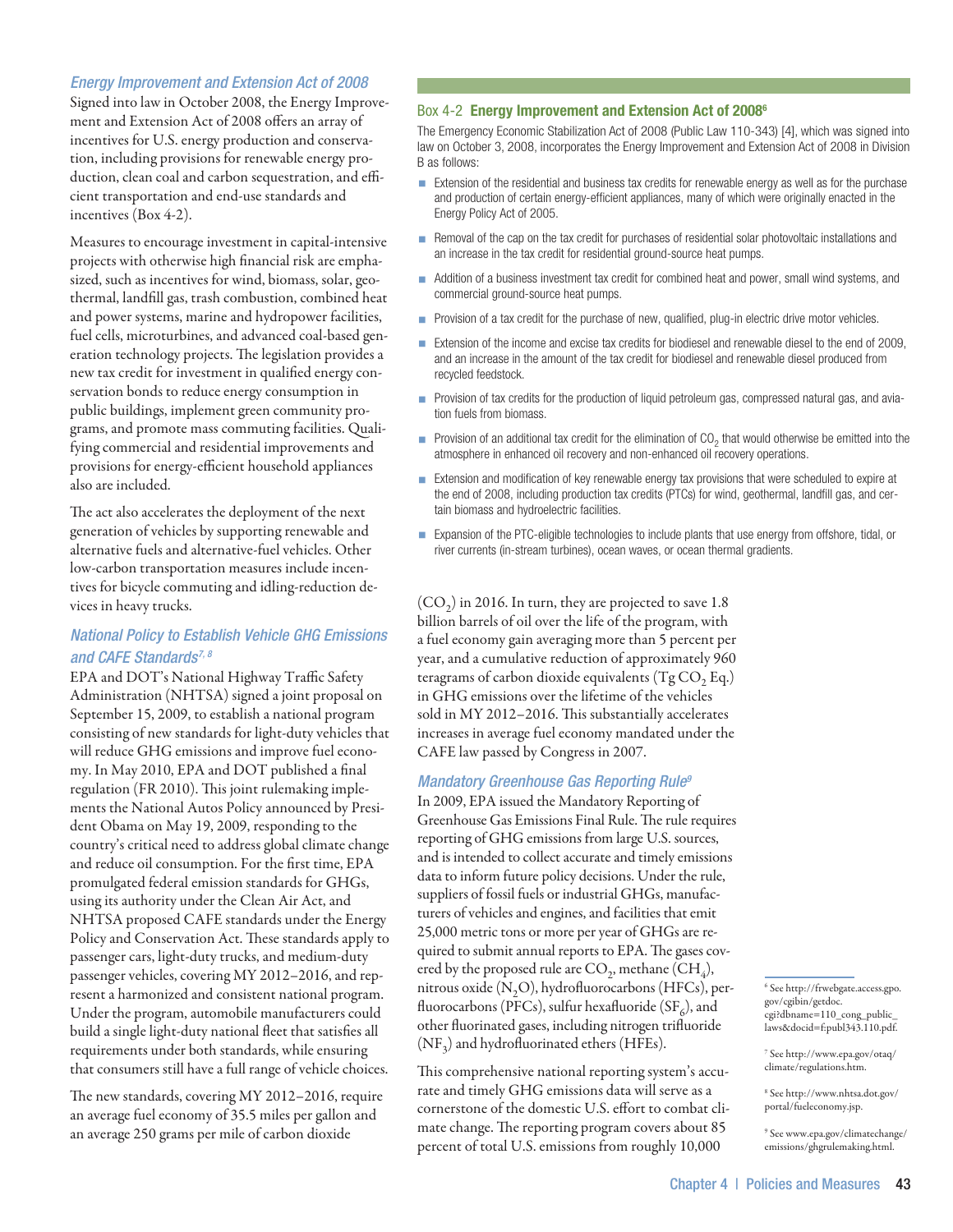### *Energy Improvement and Extension Act of 2008*

Signed into law in October 2008, the Energy Improvement and Extension Act of 2008 offers an array of incentives for U.S. energy production and conservation, including provisions for renewable energy production, clean coal and carbon sequestration, and efficient transportation and end-use standards and incentives (Box 4-2).

Measures to encourage investment in capital-intensive projects with otherwise high financial risk are emphasized, such as incentives for wind, biomass, solar, geothermal, landfill gas, trash combustion, combined heat and power systems, marine and hydropower facilities, fuel cells, microturbines, and advanced coal-based generation technology projects. The legislation provides a new tax credit for investment in qualified energy conservation bonds to reduce energy consumption in public buildings, implement green community programs, and promote mass commuting facilities. Qualifying commercial and residential improvements and provisions for energy-efficient household appliances also are included.

The act also accelerates the deployment of the next generation of vehicles by supporting renewable and alternative fuels and alternative-fuel vehicles. Other low-carbon transportation measures include incentives for bicycle commuting and idling-reduction devices in heavy trucks.

> Box 4-2 **Energy Improvement and Extension Act of 2008**[6]
>
> The Emergency Economic Stabilization Act of 2008 (Public Law 110-343) [4], which was signed into law on October 3, 2008, incorporates the Energy Improvement and Extension Act of 2008 in Division B as follows:
>
> - Extension of the residential and business tax credits for renewable energy as well as for the purchase and production of certain energy-efficient appliances, many of which were originally enacted in the Energy Policy Act of 2005.
> - Removal of the cap on the tax credit for purchases of residential solar photovoltaic installations and an increase in the tax credit for residential ground-source heat pumps.
> - Addition of a business investment tax credit for combined heat and power, small wind systems, and commercial ground-source heat pumps.
> - Provision of a tax credit for the purchase of new, qualified, plug-in electric drive motor vehicles.
> - Extension of the income and excise tax credits for biodiesel and renewable diesel to the end of 2009, and an increase in the amount of the tax credit for biodiesel and renewable diesel produced from recycled feedstock.
> - Provision of tax credits for the production of liquid petroleum gas, compressed natural gas, and aviation fuels from biomass.
> - Provision of an additional tax credit for the elimination of $CO_2$ that would otherwise be emitted into the atmosphere in enhanced oil recovery and non-enhanced oil recovery operations.
> - Extension and modification of key renewable energy tax provisions that were scheduled to expire at the end of 2008, including production tax credits (PTCs) for wind, geothermal, landfill gas, and certain biomass and hydroelectric facilities.
> - Expansion of the PTC-eligible technologies to include plants that use energy from offshore, tidal, or river currents (in-stream turbines), ocean waves, or ocean thermal gradients.

### *National Policy to Establish Vehicle GHG Emissions and CAFE Standards*[7, 8]

EPA and DOT's National Highway Traffic Safety Administration (NHTSA) signed a joint proposal on September 15, 2009, to establish a national program consisting of new standards for light-duty vehicles that will reduce GHG emissions and improve fuel economy. In May 2010, EPA and DOT published a final regulation (FR 2010). This joint rulemaking implements the National Autos Policy announced by President Obama on May 19, 2009, responding to the country's critical need to address global climate change and reduce oil consumption. For the first time, EPA promulgated federal emission standards for GHGs, using its authority under the Clean Air Act, and NHTSA proposed CAFE standards under the Energy Policy and Conservation Act. These standards apply to passenger cars, light-duty trucks, and medium-duty passenger vehicles, covering MY 2012–2016, and represent a harmonized and consistent national program. Under the program, automobile manufacturers could build a single light-duty national fleet that satisfies all requirements under both standards, while ensuring that consumers still have a full range of vehicle choices.

The new standards, covering MY 2012–2016, require an average fuel economy of 35.5 miles per gallon and an average 250 grams per mile of carbon dioxide ($CO_2$) in 2016. In turn, they are projected to save 1.8 billion barrels of oil over the life of the program, with a fuel economy gain averaging more than 5 percent per year, and a cumulative reduction of approximately 960 teragrams of carbon dioxide equivalents (Tg $CO_2$ Eq.) in GHG emissions over the lifetime of the vehicles sold in MY 2012–2016. This substantially accelerates increases in average fuel economy mandated under the CAFE law passed by Congress in 2007.

### *Mandatory Greenhouse Gas Reporting Rule*[9]

In 2009, EPA issued the Mandatory Reporting of Greenhouse Gas Emissions Final Rule. The rule requires reporting of GHG emissions from large U.S. sources, and is intended to collect accurate and timely emissions data to inform future policy decisions. Under the rule, suppliers of fossil fuels or industrial GHGs, manufacturers of vehicles and engines, and facilities that emit 25,000 metric tons or more per year of GHGs are required to submit annual reports to EPA. The gases covered by the proposed rule are $CO_2$, methane ($CH_4$), nitrous oxide ($N_2O$), hydrofluorocarbons (HFCs), perfluorocarbons (PFCs), sulfur hexafluoride ($SF_6$), and other fluorinated gases, including nitrogen trifluoride ($NF_3$) and hydrofluorinated ethers (HFEs).

This comprehensive national reporting system's accurate and timely GHG emissions data will serve as a cornerstone of the domestic U.S. effort to combat climate change. The reporting program covers about 85 percent of total U.S. emissions from roughly 10,000

---

[6] See http://frwebgate.access.gpo.gov/cgibin/getdoc.cgi?dbname=110_cong_public_laws&docid=f:publ343.110.pdf.

[7] See http://www.epa.gov/otaq/climate/regulations.htm.

[8] See http://www.nhtsa.dot.gov/portal/fueleconomy.jsp.

[9] See www.epa.gov/climatechange/emissions/ghgrulemaking.html.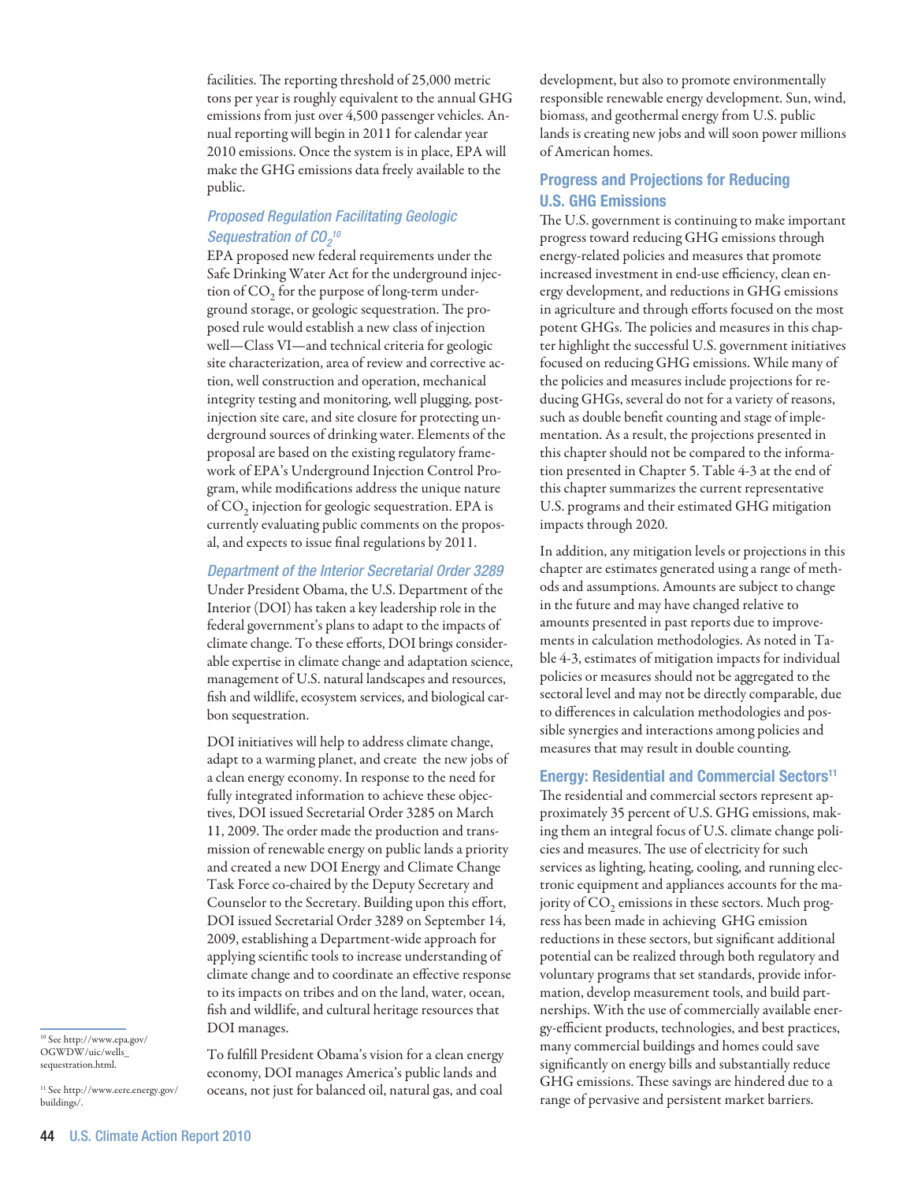facilities. The reporting threshold of 25,000 metric tons per year is roughly equivalent to the annual GHG emissions from just over 4,500 passenger vehicles. Annual reporting will begin in 2011 for calendar year 2010 emissions. Once the system is in place, EPA will make the GHG emissions data freely available to the public.

### *Proposed Regulation Facilitating Geologic Sequestration of $CO_2$*[10]

EPA proposed new federal requirements under the Safe Drinking Water Act for the underground injection of $CO_2$ for the purpose of long-term underground storage, or geologic sequestration. The proposed rule would establish a new class of injection well—Class VI—and technical criteria for geologic site characterization, area of review and corrective action, well construction and operation, mechanical integrity testing and monitoring, well plugging, post-injection site care, and site closure for protecting underground sources of drinking water. Elements of the proposal are based on the existing regulatory framework of EPA's Underground Injection Control Program, while modifications address the unique nature of $CO_2$ injection for geologic sequestration. EPA is currently evaluating public comments on the proposal, and expects to issue final regulations by 2011.

### *Department of the Interior Secretarial Order 3289*

Under President Obama, the U.S. Department of the Interior (DOI) has taken a key leadership role in the federal government's plans to adapt to the impacts of climate change. To these efforts, DOI brings considerable expertise in climate change and adaptation science, management of U.S. natural landscapes and resources, fish and wildlife, ecosystem services, and biological carbon sequestration.

DOI initiatives will help to address climate change, adapt to a warming planet, and create the new jobs of a clean energy economy. In response to the need for fully integrated information to achieve these objectives, DOI issued Secretarial Order 3285 on March 11, 2009. The order made the production and transmission of renewable energy on public lands a priority and created a new DOI Energy and Climate Change Task Force co-chaired by the Deputy Secretary and Counselor to the Secretary. Building upon this effort, DOI issued Secretarial Order 3289 on September 14, 2009, establishing a Department-wide approach for applying scientific tools to increase understanding of climate change and to coordinate an effective response to its impacts on tribes and on the land, water, ocean, fish and wildlife, and cultural heritage resources that DOI manages.

To fulfill President Obama's vision for a clean energy economy, DOI manages America's public lands and oceans, not just for balanced oil, natural gas, and coal development, but also to promote environmentally responsible renewable energy development. Sun, wind, biomass, and geothermal energy from U.S. public lands is creating new jobs and will soon power millions of American homes.

## Progress and Projections for Reducing U.S. GHG Emissions

The U.S. government is continuing to make important progress toward reducing GHG emissions through energy-related policies and measures that promote increased investment in end-use efficiency, clean energy development, and reductions in GHG emissions in agriculture and through efforts focused on the most potent GHGs. The policies and measures in this chapter highlight the successful U.S. government initiatives focused on reducing GHG emissions. While many of the policies and measures include projections for reducing GHGs, several do not for a variety of reasons, such as double benefit counting and stage of implementation. As a result, the projections presented in this chapter should not be compared to the information presented in Chapter 5. Table 4-3 at the end of this chapter summarizes the current representative U.S. programs and their estimated GHG mitigation impacts through 2020.

In addition, any mitigation levels or projections in this chapter are estimates generated using a range of methods and assumptions. Amounts are subject to change in the future and may have changed relative to amounts presented in past reports due to improvements in calculation methodologies. As noted in Table 4-3, estimates of mitigation impacts for individual policies or measures should not be aggregated to the sectoral level and may not be directly comparable, due to differences in calculation methodologies and possible synergies and interactions among policies and measures that may result in double counting.

## Energy: Residential and Commercial Sectors[11]

The residential and commercial sectors represent approximately 35 percent of U.S. GHG emissions, making them an integral focus of U.S. climate change policies and measures. The use of electricity for such services as lighting, heating, cooling, and running electronic equipment and appliances accounts for the majority of $CO_2$ emissions in these sectors. Much progress has been made in achieving GHG emission reductions in these sectors, but significant additional potential can be realized through both regulatory and voluntary programs that set standards, provide information, develop measurement tools, and build partnerships. With the use of commercially available energy-efficient products, technologies, and best practices, many commercial buildings and homes could save significantly on energy bills and substantially reduce GHG emissions. These savings are hindered due to a range of pervasive and persistent market barriers.

---

[10] See http://www.epa.gov/OGWDW/uic/wells_sequestration.html.

[11] See http://www.eere.energy.gov/buildings/.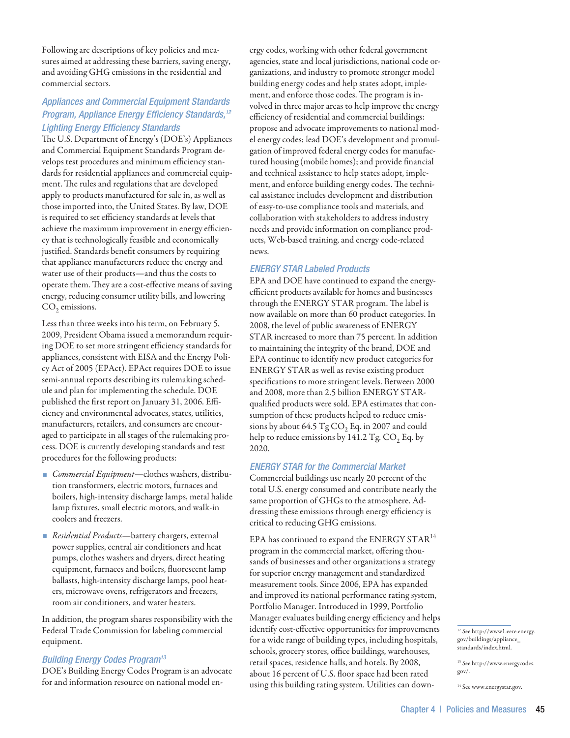Following are descriptions of key policies and measures aimed at addressing these barriers, saving energy, and avoiding GHG emissions in the residential and commercial sectors.

### *Appliances and Commercial Equipment Standards Program, Appliance Energy Efficiency Standards,[12] Lighting Energy Efficiency Standards*

The U.S. Department of Energy's (DOE's) Appliances and Commercial Equipment Standards Program develops test procedures and minimum efficiency standards for residential appliances and commercial equipment. The rules and regulations that are developed apply to products manufactured for sale in, as well as those imported into, the United States. By law, DOE is required to set efficiency standards at levels that achieve the maximum improvement in energy efficiency that is technologically feasible and economically justified. Standards benefit consumers by requiring that appliance manufacturers reduce the energy and water use of their products—and thus the costs to operate them. They are a cost-effective means of saving energy, reducing consumer utility bills, and lowering $CO_2$ emissions.

Less than three weeks into his term, on February 5, 2009, President Obama issued a memorandum requiring DOE to set more stringent efficiency standards for appliances, consistent with EISA and the Energy Policy Act of 2005 (EPAct). EPAct requires DOE to issue semi-annual reports describing its rulemaking schedule and plan for implementing the schedule. DOE published the first report on January 31, 2006. Efficiency and environmental advocates, states, utilities, manufacturers, retailers, and consumers are encouraged to participate in all stages of the rulemaking process. DOE is currently developing standards and test procedures for the following products:

- *Commercial Equipment*—clothes washers, distribution transformers, electric motors, furnaces and boilers, high-intensity discharge lamps, metal halide lamp fixtures, small electric motors, and walk-in coolers and freezers.
- *Residential Products*—battery chargers, external power supplies, central air conditioners and heat pumps, clothes washers and dryers, direct heating equipment, furnaces and boilers, fluorescent lamp ballasts, high-intensity discharge lamps, pool heaters, microwave ovens, refrigerators and freezers, room air conditioners, and water heaters.

In addition, the program shares responsibility with the Federal Trade Commission for labeling commercial equipment.

### *Building Energy Codes Program[13]*

DOE's Building Energy Codes Program is an advocate for and information resource on national model energy codes, working with other federal government agencies, state and local jurisdictions, national code organizations, and industry to promote stronger model building energy codes and help states adopt, implement, and enforce those codes. The program is involved in three major areas to help improve the energy efficiency of residential and commercial buildings: propose and advocate improvements to national model energy codes; lead DOE's development and promulgation of improved federal energy codes for manufactured housing (mobile homes); and provide financial and technical assistance to help states adopt, implement, and enforce building energy codes. The technical assistance includes development and distribution of easy-to-use compliance tools and materials, and collaboration with stakeholders to address industry needs and provide information on compliance products, Web-based training, and energy code-related news.

### *ENERGY STAR Labeled Products*

EPA and DOE have continued to expand the energy-efficient products available for homes and businesses through the ENERGY STAR program. The label is now available on more than 60 product categories. In 2008, the level of public awareness of ENERGY STAR increased to more than 75 percent. In addition to maintaining the integrity of the brand, DOE and EPA continue to identify new product categories for ENERGY STAR as well as revise existing product specifications to more stringent levels. Between 2000 and 2008, more than 2.5 billion ENERGY STAR-qualified products were sold. EPA estimates that consumption of these products helped to reduce emissions by about 64.5 Tg $CO_2$ Eq. in 2007 and could help to reduce emissions by 141.2 Tg. $CO_2$ Eq. by 2020.

### *ENERGY STAR for the Commercial Market*

Commercial buildings use nearly 20 percent of the total U.S. energy consumed and contribute nearly the same proportion of GHGs to the atmosphere. Addressing these emissions through energy efficiency is critical to reducing GHG emissions.

EPA has continued to expand the ENERGY STAR[14] program in the commercial market, offering thousands of businesses and other organizations a strategy for superior energy management and standardized measurement tools. Since 2006, EPA has expanded and improved its national performance rating system, Portfolio Manager. Introduced in 1999, Portfolio Manager evaluates building energy efficiency and helps identify cost-effective opportunities for improvements for a wide range of building types, including hospitals, schools, grocery stores, office buildings, warehouses, retail spaces, residence halls, and hotels. By 2008, about 16 percent of U.S. floor space had been rated using this building rating system. Utilities can down-

[12] See http://www1.eere.energy.gov/buildings/appliance_standards/index.html.

[13] See http://www.energycodes.gov/.

[14] See www.energystar.gov.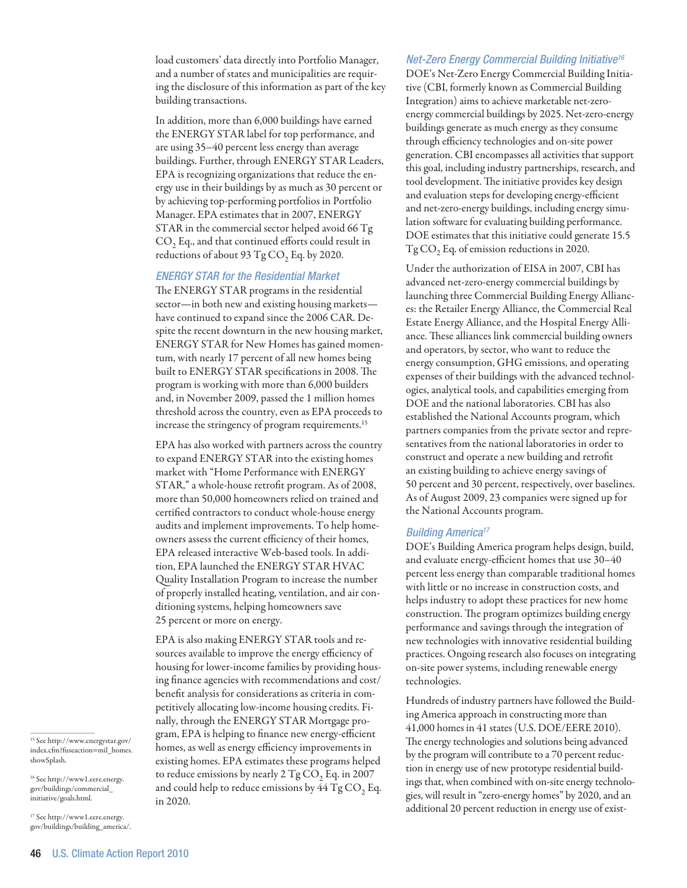load customers' data directly into Portfolio Manager, and a number of states and municipalities are requiring the disclosure of this information as part of the key building transactions.

In addition, more than 6,000 buildings have earned the ENERGY STAR label for top performance, and are using 35–40 percent less energy than average buildings. Further, through ENERGY STAR Leaders, EPA is recognizing organizations that reduce the energy use in their buildings by as much as 30 percent or by achieving top-performing portfolios in Portfolio Manager. EPA estimates that in 2007, ENERGY STAR in the commercial sector helped avoid 66 Tg $CO_2$ Eq., and that continued efforts could result in reductions of about 93 Tg $CO_2$ Eq. by 2020.

### *ENERGY STAR for the Residential Market*

The ENERGY STAR programs in the residential sector—in both new and existing housing markets—have continued to expand since the 2006 CAR. Despite the recent downturn in the new housing market, ENERGY STAR for New Homes has gained momentum, with nearly 17 percent of all new homes being built to ENERGY STAR specifications in 2008. The program is working with more than 6,000 builders and, in November 2009, passed the 1 million homes threshold across the country, even as EPA proceeds to increase the stringency of program requirements.[15]

EPA has also worked with partners across the country to expand ENERGY STAR into the existing homes market with "Home Performance with ENERGY STAR," a whole-house retrofit program. As of 2008, more than 50,000 homeowners relied on trained and certified contractors to conduct whole-house energy audits and implement improvements. To help homeowners assess the current efficiency of their homes, EPA released interactive Web-based tools. In addition, EPA launched the ENERGY STAR HVAC Quality Installation Program to increase the number of properly installed heating, ventilation, and air conditioning systems, helping homeowners save 25 percent or more on energy.

EPA is also making ENERGY STAR tools and resources available to improve the energy efficiency of housing for lower-income families by providing housing finance agencies with recommendations and cost/benefit analysis for considerations as criteria in competitively allocating low-income housing credits. Finally, through the ENERGY STAR Mortgage program, EPA is helping to finance new energy-efficient homes, as well as energy efficiency improvements in existing homes. EPA estimates these programs helped to reduce emissions by nearly 2 Tg $CO_2$ Eq. in 2007 and could help to reduce emissions by 44 Tg $CO_2$ Eq. in 2020.

### *Net-Zero Energy Commercial Building Initiative*[16]

DOE's Net-Zero Energy Commercial Building Initiative (CBI, formerly known as Commercial Building Integration) aims to achieve marketable net-zero-energy commercial buildings by 2025. Net-zero-energy buildings generate as much energy as they consume through efficiency technologies and on-site power generation. CBI encompasses all activities that support this goal, including industry partnerships, research, and tool development. The initiative provides key design and evaluation steps for developing energy-efficient and net-zero-energy buildings, including energy simulation software for evaluating building performance. DOE estimates that this initiative could generate 15.5 Tg $CO_2$ Eq. of emission reductions in 2020.

Under the authorization of EISA in 2007, CBI has advanced net-zero-energy commercial buildings by launching three Commercial Building Energy Alliances: the Retailer Energy Alliance, the Commercial Real Estate Energy Alliance, and the Hospital Energy Alliance. These alliances link commercial building owners and operators, by sector, who want to reduce the energy consumption, GHG emissions, and operating expenses of their buildings with the advanced technologies, analytical tools, and capabilities emerging from DOE and the national laboratories. CBI has also established the National Accounts program, which partners companies from the private sector and representatives from the national laboratories in order to construct and operate a new building and retrofit an existing building to achieve energy savings of 50 percent and 30 percent, respectively, over baselines. As of August 2009, 23 companies were signed up for the National Accounts program.

### *Building America*[17]

DOE's Building America program helps design, build, and evaluate energy-efficient homes that use 30–40 percent less energy than comparable traditional homes with little or no increase in construction costs, and helps industry to adopt these practices for new home construction. The program optimizes building energy performance and savings through the integration of new technologies with innovative residential building practices. Ongoing research also focuses on integrating on-site power systems, including renewable energy technologies.

Hundreds of industry partners have followed the Building America approach in constructing more than 41,000 homes in 41 states (U.S. DOE/EERE 2010). The energy technologies and solutions being advanced by the program will contribute to a 70 percent reduction in energy use of new prototype residential buildings that, when combined with on-site energy technologies, will result in "zero-energy homes" by 2020, and an additional 20 percent reduction in energy use of exist-

---

[15] See http://www.energystar.gov/index.cfm?fuseaction=mil_homes.showSplash.

[16] See http://www1.eere.energy.gov/buildings/commercial_initiative/goals.html.

[17] See http://www1.eere.energy.gov/buildings/building_america/.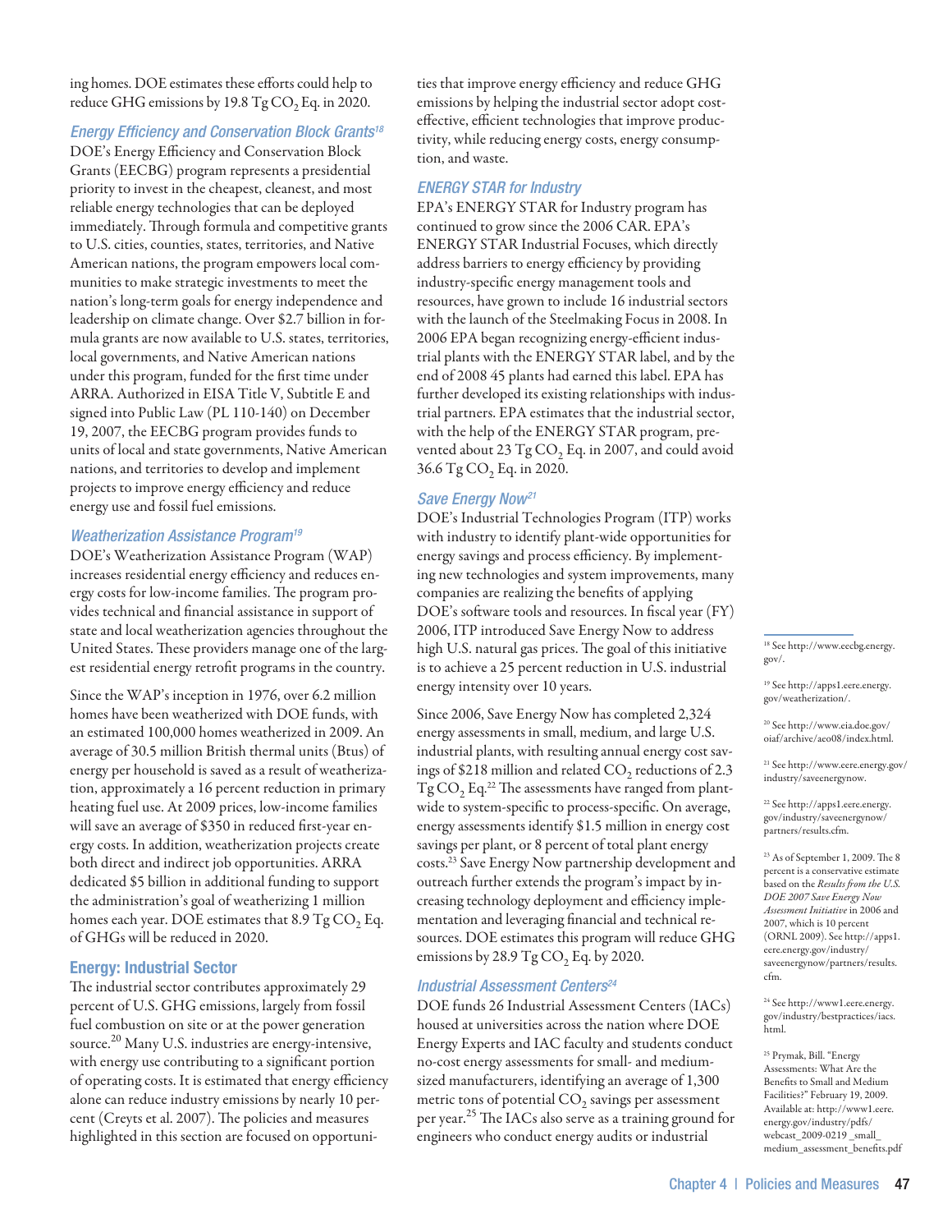ing homes. DOE estimates these efforts could help to reduce GHG emissions by 19.8 Tg $CO_2$ Eq. in 2020.

### *Energy Efficiency and Conservation Block Grants*[18]

DOE's Energy Efficiency and Conservation Block Grants (EECBG) program represents a presidential priority to invest in the cheapest, cleanest, and most reliable energy technologies that can be deployed immediately. Through formula and competitive grants to U.S. cities, counties, states, territories, and Native American nations, the program empowers local communities to make strategic investments to meet the nation's long-term goals for energy independence and leadership on climate change. Over $2.7 billion in formula grants are now available to U.S. states, territories, local governments, and Native American nations under this program, funded for the first time under ARRA. Authorized in EISA Title V, Subtitle E and signed into Public Law (PL 110-140) on December 19, 2007, the EECBG program provides funds to units of local and state governments, Native American nations, and territories to develop and implement projects to improve energy efficiency and reduce energy use and fossil fuel emissions.

### *Weatherization Assistance Program*[19]

DOE's Weatherization Assistance Program (WAP) increases residential energy efficiency and reduces energy costs for low-income families. The program provides technical and financial assistance in support of state and local weatherization agencies throughout the United States. These providers manage one of the largest residential energy retrofit programs in the country.

Since the WAP's inception in 1976, over 6.2 million homes have been weatherized with DOE funds, with an estimated 100,000 homes weatherized in 2009. An average of 30.5 million British thermal units (Btus) of energy per household is saved as a result of weatherization, approximately a 16 percent reduction in primary heating fuel use. At 2009 prices, low-income families will save an average of $350 in reduced first-year energy costs. In addition, weatherization projects create both direct and indirect job opportunities. ARRA dedicated $5 billion in additional funding to support the administration's goal of weatherizing 1 million homes each year. DOE estimates that 8.9 Tg $CO_2$ Eq. of GHGs will be reduced in 2020.

## Energy: Industrial Sector

The industrial sector contributes approximately 29 percent of U.S. GHG emissions, largely from fossil fuel combustion on site or at the power generation source.[20] Many U.S. industries are energy-intensive, with energy use contributing to a significant portion of operating costs. It is estimated that energy efficiency alone can reduce industry emissions by nearly 10 percent (Creyts et al. 2007). The policies and measures highlighted in this section are focused on opportunities that improve energy efficiency and reduce GHG emissions by helping the industrial sector adopt cost-effective, efficient technologies that improve productivity, while reducing energy costs, energy consumption, and waste.

### *ENERGY STAR for Industry*

EPA's ENERGY STAR for Industry program has continued to grow since the 2006 CAR. EPA's ENERGY STAR Industrial Focuses, which directly address barriers to energy efficiency by providing industry-specific energy management tools and resources, have grown to include 16 industrial sectors with the launch of the Steelmaking Focus in 2008. In 2006 EPA began recognizing energy-efficient industrial plants with the ENERGY STAR label, and by the end of 2008 45 plants had earned this label. EPA has further developed its existing relationships with industrial partners. EPA estimates that the industrial sector, with the help of the ENERGY STAR program, prevented about 23 Tg $CO_2$ Eq. in 2007, and could avoid 36.6 Tg $CO_2$ Eq. in 2020.

### *Save Energy Now*[21]

DOE's Industrial Technologies Program (ITP) works with industry to identify plant-wide opportunities for energy savings and process efficiency. By implementing new technologies and system improvements, many companies are realizing the benefits of applying DOE's software tools and resources. In fiscal year (FY) 2006, ITP introduced Save Energy Now to address high U.S. natural gas prices. The goal of this initiative is to achieve a 25 percent reduction in U.S. industrial energy intensity over 10 years.

Since 2006, Save Energy Now has completed 2,324 energy assessments in small, medium, and large U.S. industrial plants, with resulting annual energy cost savings of $218 million and related $CO_2$ reductions of 2.3 Tg $CO_2$ Eq.[22] The assessments have ranged from plant-wide to system-specific to process-specific. On average, energy assessments identify $1.5 million in energy cost savings per plant, or 8 percent of total plant energy costs.[23] Save Energy Now partnership development and outreach further extends the program's impact by increasing technology deployment and efficiency implementation and leveraging financial and technical resources. DOE estimates this program will reduce GHG emissions by 28.9 Tg $CO_2$ Eq. by 2020.

### *Industrial Assessment Centers*[24]

DOE funds 26 Industrial Assessment Centers (IACs) housed at universities across the nation where DOE Energy Experts and IAC faculty and students conduct no-cost energy assessments for small- and medium-sized manufacturers, identifying an average of 1,300 metric tons of potential $CO_2$ savings per assessment per year.[25] The IACs also serve as a training ground for engineers who conduct energy audits or industrial

---

[18] See http://www.eecbg.energy.gov/.

[19] See http://apps1.eere.energy.gov/weatherization/.

[20] See http://www.eia.doe.gov/oiaf/archive/aeo08/index.html.

[21] See http://www.eere.energy.gov/industry/saveenergynow.

[22] See http://apps1.eere.energy.gov/industry/saveenergynow/partners/results.cfm.

[23] As of September 1, 2009. The 8 percent is a conservative estimate based on the *Results from the U.S. DOE 2007 Save Energy Now Assessment Initiative* in 2006 and 2007, which is 10 percent (ORNL 2009). See http://apps1.eere.energy.gov/industry/saveenergynow/partners/results.cfm.

[24] See http://www1.eere.energy.gov/industry/bestpractices/iacs.html.

[25] Prymak, Bill. "Energy Assessments: What Are the Benefits to Small and Medium Facilities?" February 19, 2009. Available at: http://www1.eere.energy.gov/industry/pdfs/webcast_2009-0219 _small_medium_assessment_benefits.pdf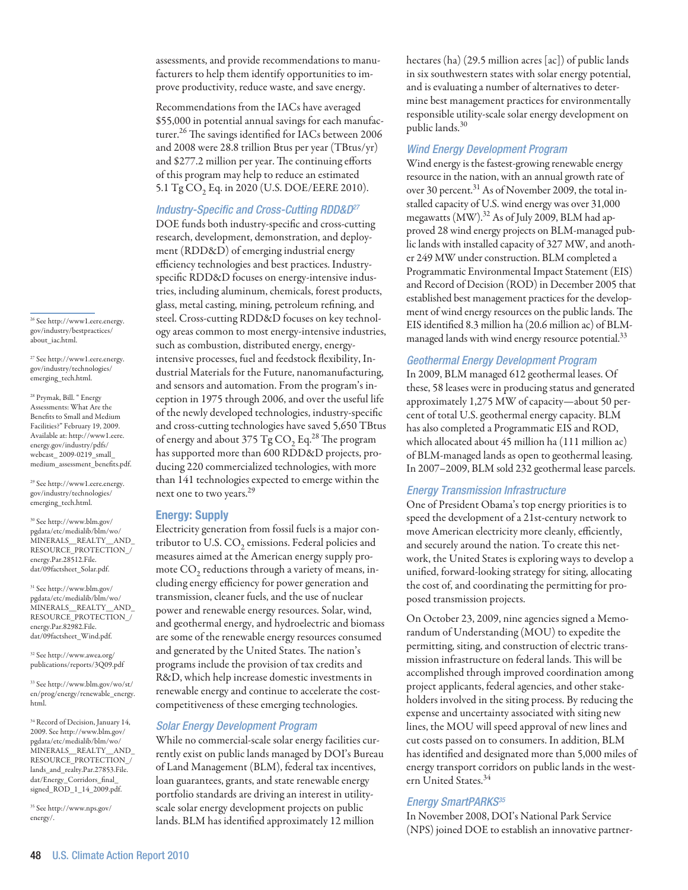assessments, and provide recommendations to manufacturers to help them identify opportunities to improve productivity, reduce waste, and save energy.

Recommendations from the IACs have averaged \$55,000 in potential annual savings for each manufacturer.[26] The savings identified for IACs between 2006 and 2008 were 28.8 trillion Btus per year (TBtus/yr) and \$277.2 million per year. The continuing efforts of this program may help to reduce an estimated 5.1 Tg $CO_2$ Eq. in 2020 (U.S. DOE/EERE 2010).

### *Industry-Specific and Cross-Cutting RDD&D*[27]

DOE funds both industry-specific and cross-cutting research, development, demonstration, and deployment (RDD&D) of emerging industrial energy efficiency technologies and best practices. Industry-specific RDD&D focuses on energy-intensive industries, including aluminum, chemicals, forest products, glass, metal casting, mining, petroleum refining, and steel. Cross-cutting RDD&D focuses on key technology areas common to most energy-intensive industries, such as combustion, distributed energy, energy-intensive processes, fuel and feedstock flexibility, Industrial Materials for the Future, nanomanufacturing, and sensors and automation. From the program's inception in 1975 through 2006, and over the useful life of the newly developed technologies, industry-specific and cross-cutting technologies have saved 5,650 TBtus of energy and about 375 Tg $CO_2$ Eq.[28] The program has supported more than 600 RDD&D projects, producing 220 commercialized technologies, with more than 141 technologies expected to emerge within the next one to two years.[29]

## Energy: Supply

Electricity generation from fossil fuels is a major contributor to U.S. $CO_2$ emissions. Federal policies and measures aimed at the American energy supply promote $CO_2$ reductions through a variety of means, including energy efficiency for power generation and transmission, cleaner fuels, and the use of nuclear power and renewable energy resources. Solar, wind, and geothermal energy, and hydroelectric and biomass are some of the renewable energy resources consumed and generated by the United States. The nation's programs include the provision of tax credits and R&D, which help increase domestic investments in renewable energy and continue to accelerate the cost-competitiveness of these emerging technologies.

### *Solar Energy Development Program*

While no commercial-scale solar energy facilities currently exist on public lands managed by DOI's Bureau of Land Management (BLM), federal tax incentives, loan guarantees, grants, and state renewable energy portfolio standards are driving an interest in utility-scale solar energy development projects on public lands. BLM has identified approximately 12 million hectares (ha) (29.5 million acres [ac]) of public lands in six southwestern states with solar energy potential, and is evaluating a number of alternatives to determine best management practices for environmentally responsible utility-scale solar energy development on public lands.[30]

### *Wind Energy Development Program*

Wind energy is the fastest-growing renewable energy resource in the nation, with an annual growth rate of over 30 percent.[31] As of November 2009, the total installed capacity of U.S. wind energy was over 31,000 megawatts (MW).[32] As of July 2009, BLM had approved 28 wind energy projects on BLM-managed public lands with installed capacity of 327 MW, and another 249 MW under construction. BLM completed a Programmatic Environmental Impact Statement (EIS) and Record of Decision (ROD) in December 2005 that established best management practices for the development of wind energy resources on the public lands. The EIS identified 8.3 million ha (20.6 million ac) of BLM-managed lands with wind energy resource potential.[33]

### *Geothermal Energy Development Program*

In 2009, BLM managed 612 geothermal leases. Of these, 58 leases were in producing status and generated approximately 1,275 MW of capacity—about 50 percent of total U.S. geothermal energy capacity. BLM has also completed a Programmatic EIS and ROD, which allocated about 45 million ha (111 million ac) of BLM-managed lands as open to geothermal leasing. In 2007–2009, BLM sold 232 geothermal lease parcels.

### *Energy Transmission Infrastructure*

One of President Obama's top energy priorities is to speed the development of a 21st-century network to move American electricity more cleanly, efficiently, and securely around the nation. To create this network, the United States is exploring ways to develop a unified, forward-looking strategy for siting, allocating the cost of, and coordinating the permitting for proposed transmission projects.

On October 23, 2009, nine agencies signed a Memorandum of Understanding (MOU) to expedite the permitting, siting, and construction of electric transmission infrastructure on federal lands. This will be accomplished through improved coordination among project applicants, federal agencies, and other stakeholders involved in the siting process. By reducing the expense and uncertainty associated with siting new lines, the MOU will speed approval of new lines and cut costs passed on to consumers. In addition, BLM has identified and designated more than 5,000 miles of energy transport corridors on public lands in the western United States.[34]

### *Energy SmartPARKS*[35]

In November 2008, DOI's National Park Service (NPS) joined DOE to establish an innovative partner-

---

[26] See http://www1.eere.energy.gov/industry/bestpractices/about_iac.html.

[27] See http://www1.eere.energy.gov/industry/technologies/emerging_tech.html.

[28] Prymak, Bill. "Energy Assessments: What Are the Benefits to Small and Medium Facilities?" February 19, 2009. Available at: http://www1.eere.energy.gov/industry/pdfs/webcast_2009-0219_small_medium_assessment_benefits.pdf.

[29] See http://www1.eere.energy.gov/industry/technologies/emerging_tech.html.

[30] See http://www.blm.gov/pgdata/etc/medialib/blm/wo/MINERALS__REALTY__AND_RESOURCE_PROTECTION_/energy.Par.28512.File.dat/09factsheet_Solar.pdf.

[31] See http://www.blm.gov/pgdata/etc/medialib/blm/wo/MINERALS__REALTY__AND_RESOURCE_PROTECTION_/energy.Par.82982.File.dat/09factsheet_Wind.pdf.

[32] See http://www.awea.org/publications/reports/3Q09.pdf

[33] See http://www.blm.gov/wo/st/en/prog/energy/renewable_energy.html.

[34] Record of Decision, January 14, 2009. See http://www.blm.gov/pgdata/etc/medialib/blm/wo/MINERALS__REALTY__AND_RESOURCE_PROTECTION_/lands_and_realty.Par.27853.File.dat/Energy_Corridors_final_signed_ROD_1_14_2009.pdf.

[35] See http://www.nps.gov/energy/.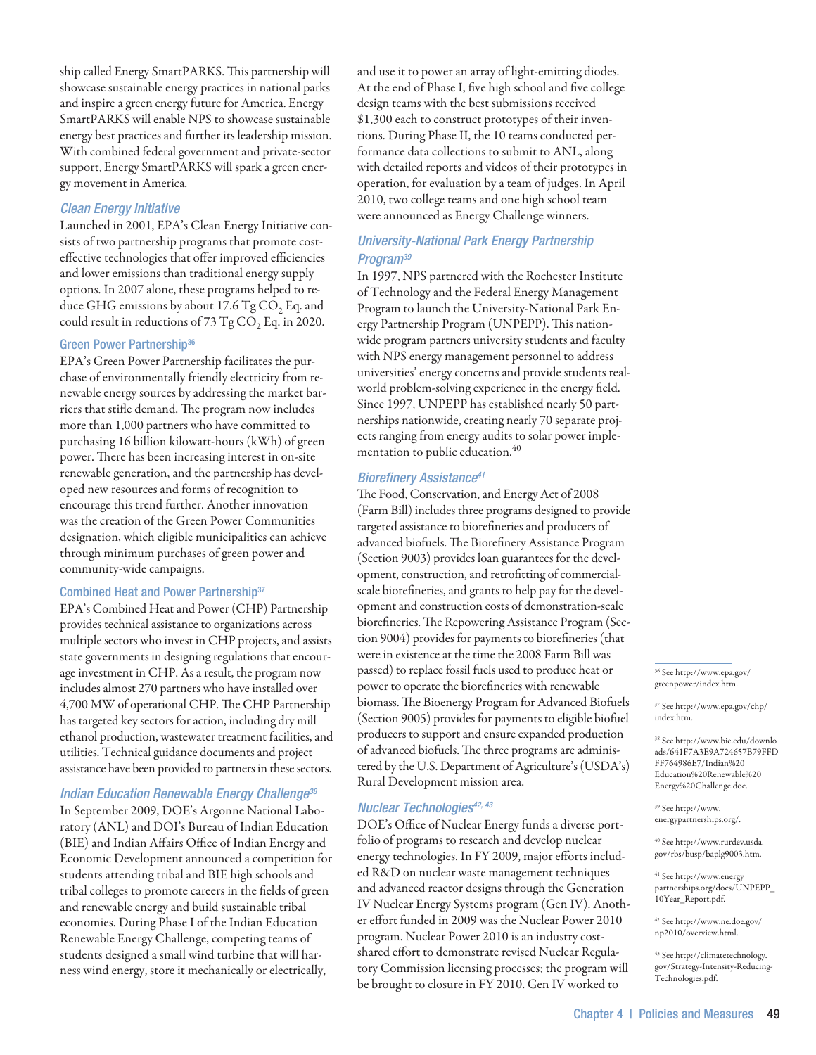ship called Energy SmartPARKS. This partnership will showcase sustainable energy practices in national parks and inspire a green energy future for America. Energy SmartPARKS will enable NPS to showcase sustainable energy best practices and further its leadership mission. With combined federal government and private-sector support, Energy SmartPARKS will spark a green energy movement in America.

### *Clean Energy Initiative*

Launched in 2001, EPA's Clean Energy Initiative consists of two partnership programs that promote cost-effective technologies that offer improved efficiencies and lower emissions than traditional energy supply options. In 2007 alone, these programs helped to reduce GHG emissions by about 17.6 Tg $CO_2$ Eq. and could result in reductions of 73 Tg $CO_2$ Eq. in 2020.

#### Green Power Partnership[36]

EPA's Green Power Partnership facilitates the purchase of environmentally friendly electricity from renewable energy sources by addressing the market barriers that stifle demand. The program now includes more than 1,000 partners who have committed to purchasing 16 billion kilowatt-hours (kWh) of green power. There has been increasing interest in on-site renewable generation, and the partnership has developed new resources and forms of recognition to encourage this trend further. Another innovation was the creation of the Green Power Communities designation, which eligible municipalities can achieve through minimum purchases of green power and community-wide campaigns.

#### Combined Heat and Power Partnership[37]

EPA's Combined Heat and Power (CHP) Partnership provides technical assistance to organizations across multiple sectors who invest in CHP projects, and assists state governments in designing regulations that encourage investment in CHP. As a result, the program now includes almost 270 partners who have installed over 4,700 MW of operational CHP. The CHP Partnership has targeted key sectors for action, including dry mill ethanol production, wastewater treatment facilities, and utilities. Technical guidance documents and project assistance have been provided to partners in these sectors.

### *Indian Education Renewable Energy Challenge[38]*

In September 2009, DOE's Argonne National Laboratory (ANL) and DOI's Bureau of Indian Education (BIE) and Indian Affairs Office of Indian Energy and Economic Development announced a competition for students attending tribal and BIE high schools and tribal colleges to promote careers in the fields of green and renewable energy and build sustainable tribal economies. During Phase I of the Indian Education Renewable Energy Challenge, competing teams of students designed a small wind turbine that will harness wind energy, store it mechanically or electrically, and use it to power an array of light-emitting diodes. At the end of Phase I, five high school and five college design teams with the best submissions received $1,300 each to construct prototypes of their inventions. During Phase II, the 10 teams conducted performance data collections to submit to ANL, along with detailed reports and videos of their prototypes in operation, for evaluation by a team of judges. In April 2010, two college teams and one high school team were announced as Energy Challenge winners.

### *University-National Park Energy Partnership Program[39]*

In 1997, NPS partnered with the Rochester Institute of Technology and the Federal Energy Management Program to launch the University-National Park Energy Partnership Program (UNPEPP). This nationwide program partners university students and faculty with NPS energy management personnel to address universities' energy concerns and provide students real-world problem-solving experience in the energy field. Since 1997, UNPEPP has established nearly 50 partnerships nationwide, creating nearly 70 separate projects ranging from energy audits to solar power implementation to public education.[40]

### *Biorefinery Assistance[41]*

The Food, Conservation, and Energy Act of 2008 (Farm Bill) includes three programs designed to provide targeted assistance to biorefineries and producers of advanced biofuels. The Biorefinery Assistance Program (Section 9003) provides loan guarantees for the development, construction, and retrofitting of commercial-scale biorefineries, and grants to help pay for the development and construction costs of demonstration-scale biorefineries. The Repowering Assistance Program (Section 9004) provides for payments to biorefineries (that were in existence at the time the 2008 Farm Bill was passed) to replace fossil fuels used to produce heat or power to operate the biorefineries with renewable biomass. The Bioenergy Program for Advanced Biofuels (Section 9005) provides for payments to eligible biofuel producers to support and ensure expanded production of advanced biofuels. The three programs are administered by the U.S. Department of Agriculture's (USDA's) Rural Development mission area.

### *Nuclear Technologies[42, 43]*

DOE's Office of Nuclear Energy funds a diverse portfolio of programs to research and develop nuclear energy technologies. In FY 2009, major efforts included R&D on nuclear waste management techniques and advanced reactor designs through the Generation IV Nuclear Energy Systems program (Gen IV). Another effort funded in 2009 was the Nuclear Power 2010 program. Nuclear Power 2010 is an industry cost-shared effort to demonstrate revised Nuclear Regulatory Commission licensing processes; the program will be brought to closure in FY 2010. Gen IV worked to

---

[36] See http://www.epa.gov/greenpower/index.htm.

[37] See http://www.epa.gov/chp/index.htm.

[38] See http://www.bie.edu/downloads/641F7A3E9A724657B79FFDFF764986E7/Indian%20Education%20Renewable%20Energy%20Challenge.doc.

[39] See http://www.energypartnerships.org/.

[40] See http://www.rurdev.usda.gov/rbs/busp/baplg9003.htm.

[41] See http://www.energypartnerships.org/docs/UNPEPP_10Year_Report.pdf.

[42] See http://www.ne.doe.gov/np2010/overview.html.

[43] See http://climatetechnology.gov/Strategy-Intensity-Reducing-Technologies.pdf.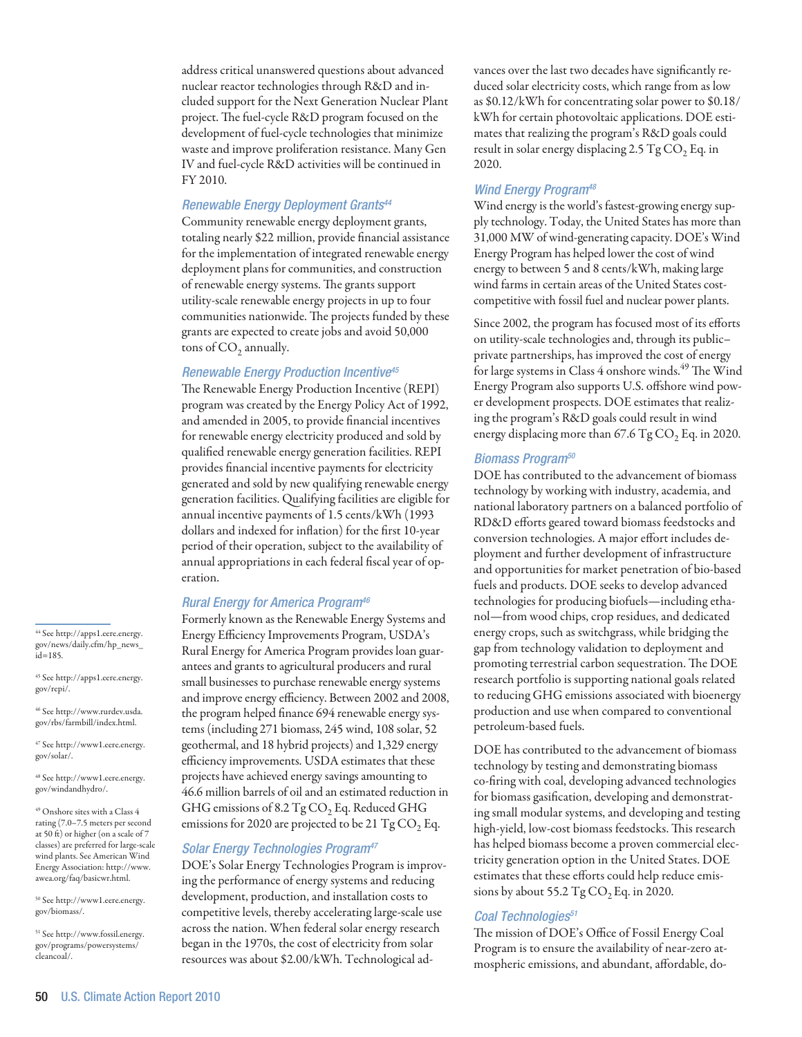address critical unanswered questions about advanced nuclear reactor technologies through R&D and included support for the Next Generation Nuclear Plant project. The fuel-cycle R&D program focused on the development of fuel-cycle technologies that minimize waste and improve proliferation resistance. Many Gen IV and fuel-cycle R&D activities will be continued in FY 2010.

### *Renewable Energy Deployment Grants*[44]

Community renewable energy deployment grants, totaling nearly $22 million, provide financial assistance for the implementation of integrated renewable energy deployment plans for communities, and construction of renewable energy systems. The grants support utility-scale renewable energy projects in up to four communities nationwide. The projects funded by these grants are expected to create jobs and avoid 50,000 tons of $CO_2$ annually.

### *Renewable Energy Production Incentive*[45]

The Renewable Energy Production Incentive (REPI) program was created by the Energy Policy Act of 1992, and amended in 2005, to provide financial incentives for renewable energy electricity produced and sold by qualified renewable energy generation facilities. REPI provides financial incentive payments for electricity generated and sold by new qualifying renewable energy generation facilities. Qualifying facilities are eligible for annual incentive payments of 1.5 cents/kWh (1993 dollars and indexed for inflation) for the first 10-year period of their operation, subject to the availability of annual appropriations in each federal fiscal year of operation.

### *Rural Energy for America Program*[46]

Formerly known as the Renewable Energy Systems and Energy Efficiency Improvements Program, USDA's Rural Energy for America Program provides loan guarantees and grants to agricultural producers and rural small businesses to purchase renewable energy systems and improve energy efficiency. Between 2002 and 2008, the program helped finance 694 renewable energy systems (including 271 biomass, 245 wind, 108 solar, 52 geothermal, and 18 hybrid projects) and 1,329 energy efficiency improvements. USDA estimates that these projects have achieved energy savings amounting to 46.6 million barrels of oil and an estimated reduction in GHG emissions of 8.2 Tg $CO_2$ Eq. Reduced GHG emissions for 2020 are projected to be 21 Tg $CO_2$ Eq.

### *Solar Energy Technologies Program*[47]

DOE's Solar Energy Technologies Program is improving the performance of energy systems and reducing development, production, and installation costs to competitive levels, thereby accelerating large-scale use across the nation. When federal solar energy research began in the 1970s, the cost of electricity from solar resources was about $2.00/kWh. Technological advances over the last two decades have significantly reduced solar electricity costs, which range from as low as $0.12/kWh for concentrating solar power to $0.18/kWh for certain photovoltaic applications. DOE estimates that realizing the program's R&D goals could result in solar energy displacing 2.5 Tg $CO_2$ Eq. in 2020.

### *Wind Energy Program*[48]

Wind energy is the world's fastest-growing energy supply technology. Today, the United States has more than 31,000 MW of wind-generating capacity. DOE's Wind Energy Program has helped lower the cost of wind energy to between 5 and 8 cents/kWh, making large wind farms in certain areas of the United States cost-competitive with fossil fuel and nuclear power plants.

Since 2002, the program has focused most of its efforts on utility-scale technologies and, through its public–private partnerships, has improved the cost of energy for large systems in Class 4 onshore winds.[49] The Wind Energy Program also supports U.S. offshore wind power development prospects. DOE estimates that realizing the program's R&D goals could result in wind energy displacing more than 67.6 Tg $CO_2$ Eq. in 2020.

### *Biomass Program*[50]

DOE has contributed to the advancement of biomass technology by working with industry, academia, and national laboratory partners on a balanced portfolio of RD&D efforts geared toward biomass feedstocks and conversion technologies. A major effort includes deployment and further development of infrastructure and opportunities for market penetration of bio-based fuels and products. DOE seeks to develop advanced technologies for producing biofuels—including ethanol—from wood chips, crop residues, and dedicated energy crops, such as switchgrass, while bridging the gap from technology validation to deployment and promoting terrestrial carbon sequestration. The DOE research portfolio is supporting national goals related to reducing GHG emissions associated with bioenergy production and use when compared to conventional petroleum-based fuels.

DOE has contributed to the advancement of biomass technology by testing and demonstrating biomass co-firing with coal, developing advanced technologies for biomass gasification, developing and demonstrating small modular systems, and developing and testing high-yield, low-cost biomass feedstocks. This research has helped biomass become a proven commercial electricity generation option in the United States. DOE estimates that these efforts could help reduce emissions by about 55.2 Tg $CO_2$ Eq. in 2020.

### *Coal Technologies*[51]

The mission of DOE's Office of Fossil Energy Coal Program is to ensure the availability of near-zero atmospheric emissions, and abundant, affordable, do-

---

[44] See http://apps1.eere.energy.gov/news/daily.cfm/hp_news_id=185.

[45] See http://apps1.eere.energy.gov/repi/.

[46] See http://www.rurdev.usda.gov/rbs/farmbill/index.html.

[47] See http://www1.eere.energy.gov/solar/.

[48] See http://www1.eere.energy.gov/windandhydro/.

[49] Onshore sites with a Class 4 rating (7.0–7.5 meters per second at 50 ft) or higher (on a scale of 7 classes) are preferred for large-scale wind plants. See American Wind Energy Association: http://www.awea.org/faq/basicwr.html.

[50] See http://www1.eere.energy.gov/biomass/.

[51] See http://www.fossil.energy.gov/programs/powersystems/cleancoal/.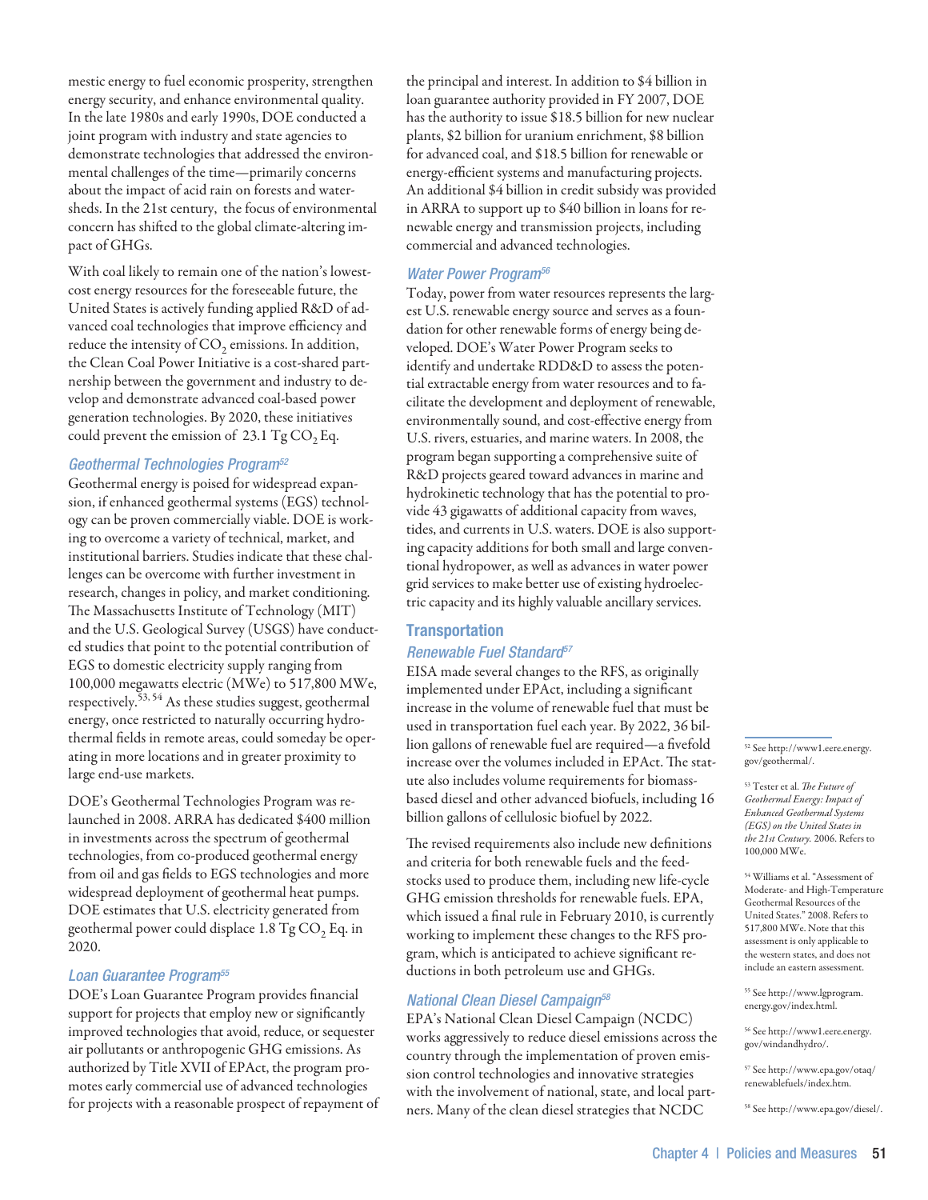mestic energy to fuel economic prosperity, strengthen energy security, and enhance environmental quality. In the late 1980s and early 1990s, DOE conducted a joint program with industry and state agencies to demonstrate technologies that addressed the environmental challenges of the time—primarily concerns about the impact of acid rain on forests and watersheds. In the 21st century, the focus of environmental concern has shifted to the global climate-altering impact of GHGs.

With coal likely to remain one of the nation's lowest-cost energy resources for the foreseeable future, the United States is actively funding applied R&D of advanced coal technologies that improve efficiency and reduce the intensity of $CO_2$ emissions. In addition, the Clean Coal Power Initiative is a cost-shared partnership between the government and industry to develop and demonstrate advanced coal-based power generation technologies. By 2020, these initiatives could prevent the emission of 23.1 Tg $CO_2$ Eq.

### *Geothermal Technologies Program*[52]

Geothermal energy is poised for widespread expansion, if enhanced geothermal systems (EGS) technology can be proven commercially viable. DOE is working to overcome a variety of technical, market, and institutional barriers. Studies indicate that these challenges can be overcome with further investment in research, changes in policy, and market conditioning. The Massachusetts Institute of Technology (MIT) and the U.S. Geological Survey (USGS) have conducted studies that point to the potential contribution of EGS to domestic electricity supply ranging from 100,000 megawatts electric (MWe) to 517,800 MWe, respectively.[53, 54] As these studies suggest, geothermal energy, once restricted to naturally occurring hydrothermal fields in remote areas, could someday be operating in more locations and in greater proximity to large end-use markets.

DOE's Geothermal Technologies Program was relaunched in 2008. ARRA has dedicated $400 million in investments across the spectrum of geothermal technologies, from co-produced geothermal energy from oil and gas fields to EGS technologies and more widespread deployment of geothermal heat pumps. DOE estimates that U.S. electricity generated from geothermal power could displace 1.8 Tg $CO_2$ Eq. in 2020.

### *Loan Guarantee Program*[55]

DOE's Loan Guarantee Program provides financial support for projects that employ new or significantly improved technologies that avoid, reduce, or sequester air pollutants or anthropogenic GHG emissions. As authorized by Title XVII of EPAct, the program promotes early commercial use of advanced technologies for projects with a reasonable prospect of repayment of the principal and interest. In addition to $4 billion in loan guarantee authority provided in FY 2007, DOE has the authority to issue $18.5 billion for new nuclear plants, $2 billion for uranium enrichment, $8 billion for advanced coal, and $18.5 billion for renewable or energy-efficient systems and manufacturing projects. An additional $4 billion in credit subsidy was provided in ARRA to support up to $40 billion in loans for renewable energy and transmission projects, including commercial and advanced technologies.

### *Water Power Program*[56]

Today, power from water resources represents the largest U.S. renewable energy source and serves as a foundation for other renewable forms of energy being developed. DOE's Water Power Program seeks to identify and undertake RDD&D to assess the potential extractable energy from water resources and to facilitate the development and deployment of renewable, environmentally sound, and cost-effective energy from U.S. rivers, estuaries, and marine waters. In 2008, the program began supporting a comprehensive suite of R&D projects geared toward advances in marine and hydrokinetic technology that has the potential to provide 43 gigawatts of additional capacity from waves, tides, and currents in U.S. waters. DOE is also supporting capacity additions for both small and large conventional hydropower, as well as advances in water power grid services to make better use of existing hydroelectric capacity and its highly valuable ancillary services.

## Transportation

### *Renewable Fuel Standard*[57]

EISA made several changes to the RFS, as originally implemented under EPAct, including a significant increase in the volume of renewable fuel that must be used in transportation fuel each year. By 2022, 36 billion gallons of renewable fuel are required—a fivefold increase over the volumes included in EPAct. The statute also includes volume requirements for biomass-based diesel and other advanced biofuels, including 16 billion gallons of cellulosic biofuel by 2022.

The revised requirements also include new definitions and criteria for both renewable fuels and the feedstocks used to produce them, including new life-cycle GHG emission thresholds for renewable fuels. EPA, which issued a final rule in February 2010, is currently working to implement these changes to the RFS program, which is anticipated to achieve significant reductions in both petroleum use and GHGs.

### *National Clean Diesel Campaign*[58]

EPA's National Clean Diesel Campaign (NCDC) works aggressively to reduce diesel emissions across the country through the implementation of proven emission control technologies and innovative strategies with the involvement of national, state, and local partners. Many of the clean diesel strategies that NCDC

---

[52] See http://www1.eere.energy.gov/geothermal/.

[53] Tester et al. *The Future of Geothermal Energy: Impact of Enhanced Geothermal Systems (EGS) on the United States in the 21st Century.* 2006. Refers to 100,000 MWe.

[54] Williams et al. "Assessment of Moderate- and High-Temperature Geothermal Resources of the United States." 2008. Refers to 517,800 MWe. Note that this assessment is only applicable to the western states, and does not include an eastern assessment.

[55] See http://www.lgprogram.energy.gov/index.html.

[56] See http://www1.eere.energy.gov/windandhydro/.

[57] See http://www.epa.gov/otaq/renewablefuels/index.htm.

[58] See http://www.epa.gov/diesel/.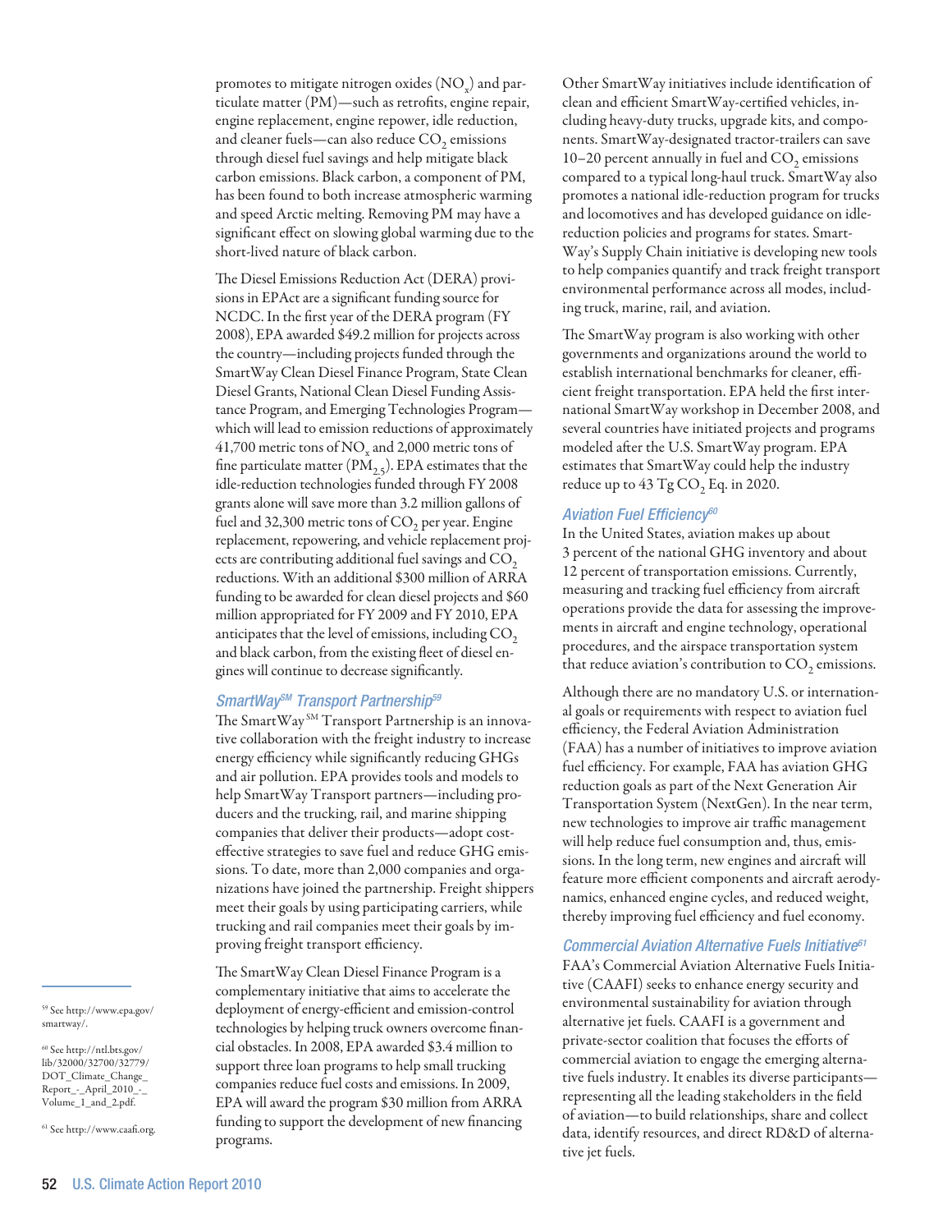promotes to mitigate nitrogen oxides ($NO_x$) and particulate matter (PM)—such as retrofits, engine repair, engine replacement, engine repower, idle reduction, and cleaner fuels—can also reduce $CO_2$ emissions through diesel fuel savings and help mitigate black carbon emissions. Black carbon, a component of PM, has been found to both increase atmospheric warming and speed Arctic melting. Removing PM may have a significant effect on slowing global warming due to the short-lived nature of black carbon.

The Diesel Emissions Reduction Act (DERA) provisions in EPAct are a significant funding source for NCDC. In the first year of the DERA program (FY 2008), EPA awarded $49.2 million for projects across the country—including projects funded through the SmartWay Clean Diesel Finance Program, State Clean Diesel Grants, National Clean Diesel Funding Assistance Program, and Emerging Technologies Program—which will lead to emission reductions of approximately 41,700 metric tons of $NO_x$ and 2,000 metric tons of fine particulate matter ($PM_{2.5}$). EPA estimates that the idle-reduction technologies funded through FY 2008 grants alone will save more than 3.2 million gallons of fuel and 32,300 metric tons of $CO_2$ per year. Engine replacement, repowering, and vehicle replacement projects are contributing additional fuel savings and $CO_2$ reductions. With an additional $300 million of ARRA funding to be awarded for clean diesel projects and $60 million appropriated for FY 2009 and FY 2010, EPA anticipates that the level of emissions, including $CO_2$ and black carbon, from the existing fleet of diesel engines will continue to decrease significantly.

### *SmartWay℠ Transport Partnership*[59]

The SmartWay℠ Transport Partnership is an innovative collaboration with the freight industry to increase energy efficiency while significantly reducing GHGs and air pollution. EPA provides tools and models to help SmartWay Transport partners—including producers and the trucking, rail, and marine shipping companies that deliver their products—adopt cost-effective strategies to save fuel and reduce GHG emissions. To date, more than 2,000 companies and organizations have joined the partnership. Freight shippers meet their goals by using participating carriers, while trucking and rail companies meet their goals by improving freight transport efficiency.

The SmartWay Clean Diesel Finance Program is a complementary initiative that aims to accelerate the deployment of energy-efficient and emission-control technologies by helping truck owners overcome financial obstacles. In 2008, EPA awarded $3.4 million to support three loan programs to help small trucking companies reduce fuel costs and emissions. In 2009, EPA will award the program $30 million from ARRA funding to support the development of new financing programs.

Other SmartWay initiatives include identification of clean and efficient SmartWay-certified vehicles, including heavy-duty trucks, upgrade kits, and components. SmartWay-designated tractor-trailers can save 10–20 percent annually in fuel and $CO_2$ emissions compared to a typical long-haul truck. SmartWay also promotes a national idle-reduction program for trucks and locomotives and has developed guidance on idle-reduction policies and programs for states. SmartWay's Supply Chain initiative is developing new tools to help companies quantify and track freight transport environmental performance across all modes, including truck, marine, rail, and aviation.

The SmartWay program is also working with other governments and organizations around the world to establish international benchmarks for cleaner, efficient freight transportation. EPA held the first international SmartWay workshop in December 2008, and several countries have initiated projects and programs modeled after the U.S. SmartWay program. EPA estimates that SmartWay could help the industry reduce up to 43 Tg $CO_2$ Eq. in 2020.

### *Aviation Fuel Efficiency*[60]

In the United States, aviation makes up about 3 percent of the national GHG inventory and about 12 percent of transportation emissions. Currently, measuring and tracking fuel efficiency from aircraft operations provide the data for assessing the improvements in aircraft and engine technology, operational procedures, and the airspace transportation system that reduce aviation's contribution to $CO_2$ emissions.

Although there are no mandatory U.S. or international goals or requirements with respect to aviation fuel efficiency, the Federal Aviation Administration (FAA) has a number of initiatives to improve aviation fuel efficiency. For example, FAA has aviation GHG reduction goals as part of the Next Generation Air Transportation System (NextGen). In the near term, new technologies to improve air traffic management will help reduce fuel consumption and, thus, emissions. In the long term, new engines and aircraft will feature more efficient components and aircraft aerodynamics, enhanced engine cycles, and reduced weight, thereby improving fuel efficiency and fuel economy.

### *Commercial Aviation Alternative Fuels Initiative*[61]

FAA's Commercial Aviation Alternative Fuels Initiative (CAAFI) seeks to enhance energy security and environmental sustainability for aviation through alternative jet fuels. CAAFI is a government and private-sector coalition that focuses the efforts of commercial aviation to engage the emerging alternative fuels industry. It enables its diverse participants—representing all the leading stakeholders in the field of aviation—to build relationships, share and collect data, identify resources, and direct RD&D of alternative jet fuels.

---

[59] See http://www.epa.gov/smartway/.

[60] See http://ntl.bts.gov/lib/32000/32700/32779/DOT_Climate_Change_Report_-_April_2010_-_Volume_1_and_2.pdf.

[61] See http://www.caafi.org.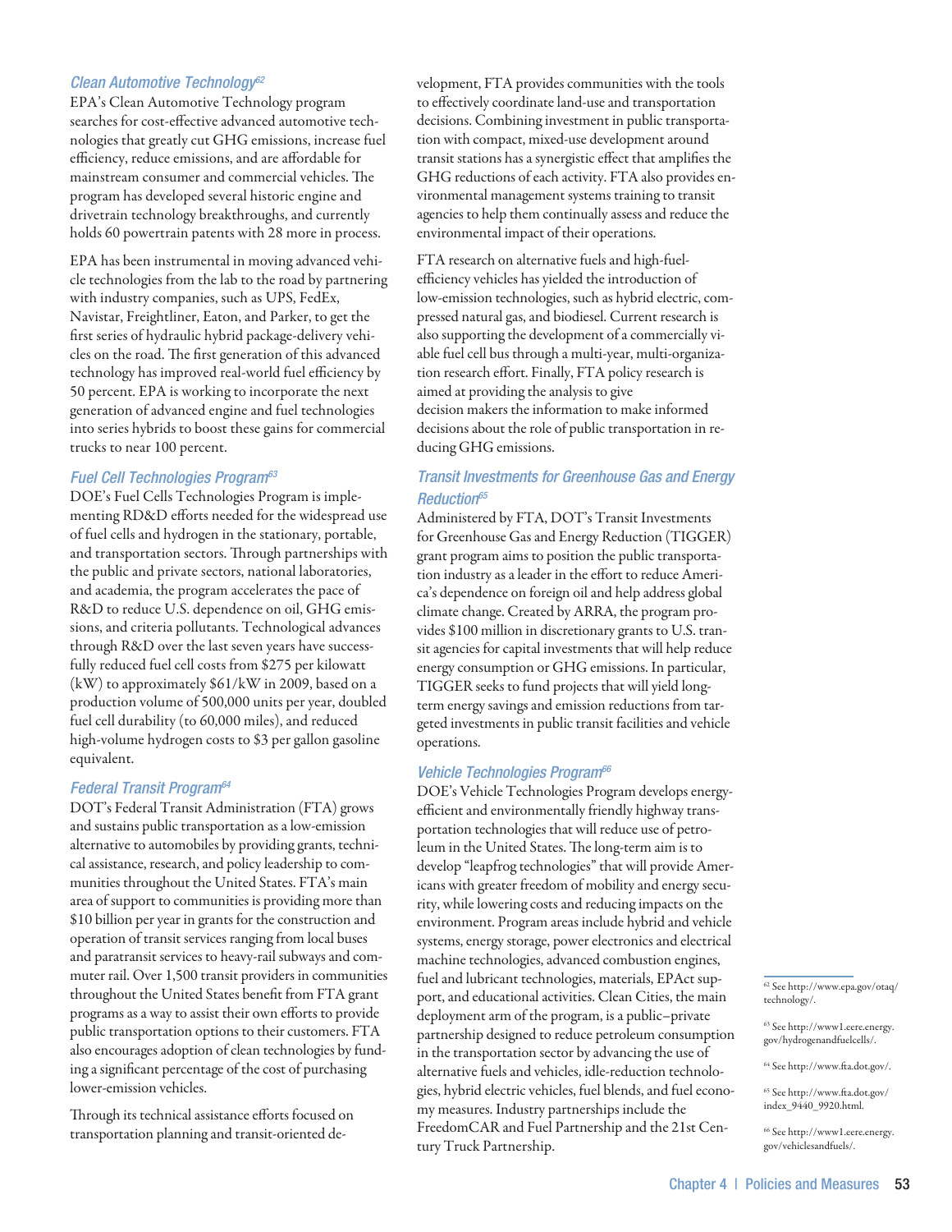### *Clean Automotive Technology*[62]

EPA's Clean Automotive Technology program searches for cost-effective advanced automotive technologies that greatly cut GHG emissions, increase fuel efficiency, reduce emissions, and are affordable for mainstream consumer and commercial vehicles. The program has developed several historic engine and drivetrain technology breakthroughs, and currently holds 60 powertrain patents with 28 more in process.

EPA has been instrumental in moving advanced vehicle technologies from the lab to the road by partnering with industry companies, such as UPS, FedEx, Navistar, Freightliner, Eaton, and Parker, to get the first series of hydraulic hybrid package-delivery vehicles on the road. The first generation of this advanced technology has improved real-world fuel efficiency by 50 percent. EPA is working to incorporate the next generation of advanced engine and fuel technologies into series hybrids to boost these gains for commercial trucks to near 100 percent.

### *Fuel Cell Technologies Program*[63]

DOE's Fuel Cells Technologies Program is implementing RD&D efforts needed for the widespread use of fuel cells and hydrogen in the stationary, portable, and transportation sectors. Through partnerships with the public and private sectors, national laboratories, and academia, the program accelerates the pace of R&D to reduce U.S. dependence on oil, GHG emissions, and criteria pollutants. Technological advances through R&D over the last seven years have successfully reduced fuel cell costs from $275 per kilowatt (kW) to approximately $61/kW in 2009, based on a production volume of 500,000 units per year, doubled fuel cell durability (to 60,000 miles), and reduced high-volume hydrogen costs to $3 per gallon gasoline equivalent.

### *Federal Transit Program*[64]

DOT's Federal Transit Administration (FTA) grows and sustains public transportation as a low-emission alternative to automobiles by providing grants, technical assistance, research, and policy leadership to communities throughout the United States. FTA's main area of support to communities is providing more than $10 billion per year in grants for the construction and operation of transit services ranging from local buses and paratransit services to heavy-rail subways and commuter rail. Over 1,500 transit providers in communities throughout the United States benefit from FTA grant programs as a way to assist their own efforts to provide public transportation options to their customers. FTA also encourages adoption of clean technologies by funding a significant percentage of the cost of purchasing lower-emission vehicles.

Through its technical assistance efforts focused on transportation planning and transit-oriented development, FTA provides communities with the tools to effectively coordinate land-use and transportation decisions. Combining investment in public transportation with compact, mixed-use development around transit stations has a synergistic effect that amplifies the GHG reductions of each activity. FTA also provides environmental management systems training to transit agencies to help them continually assess and reduce the environmental impact of their operations.

FTA research on alternative fuels and high-fuel-efficiency vehicles has yielded the introduction of low-emission technologies, such as hybrid electric, compressed natural gas, and biodiesel. Current research is also supporting the development of a commercially viable fuel cell bus through a multi-year, multi-organization research effort. Finally, FTA policy research is aimed at providing the analysis to give decision makers the information to make informed decisions about the role of public transportation in reducing GHG emissions.

### *Transit Investments for Greenhouse Gas and Energy Reduction*[65]

Administered by FTA, DOT's Transit Investments for Greenhouse Gas and Energy Reduction (TIGGER) grant program aims to position the public transportation industry as a leader in the effort to reduce America's dependence on foreign oil and help address global climate change. Created by ARRA, the program provides $100 million in discretionary grants to U.S. transit agencies for capital investments that will help reduce energy consumption or GHG emissions. In particular, TIGGER seeks to fund projects that will yield long-term energy savings and emission reductions from targeted investments in public transit facilities and vehicle operations.

### *Vehicle Technologies Program*[66]

DOE's Vehicle Technologies Program develops energy-efficient and environmentally friendly highway transportation technologies that will reduce use of petroleum in the United States. The long-term aim is to develop "leapfrog technologies" that will provide Americans with greater freedom of mobility and energy security, while lowering costs and reducing impacts on the environment. Program areas include hybrid and vehicle systems, energy storage, power electronics and electrical machine technologies, advanced combustion engines, fuel and lubricant technologies, materials, EPAct support, and educational activities. Clean Cities, the main deployment arm of the program, is a public–private partnership designed to reduce petroleum consumption in the transportation sector by advancing the use of alternative fuels and vehicles, idle-reduction technologies, hybrid electric vehicles, fuel blends, and fuel economy measures. Industry partnerships include the FreedomCAR and Fuel Partnership and the 21st Century Truck Partnership.

---

[62] See http://www.epa.gov/otaq/technology/.

[63] See http://www1.eere.energy.gov/hydrogenandfuelcells/.

[64] See http://www.fta.dot.gov/.

[65] See http://www.fta.dot.gov/index_9440_9920.html.

[66] See http://www1.eere.energy.gov/vehiclesandfuels/.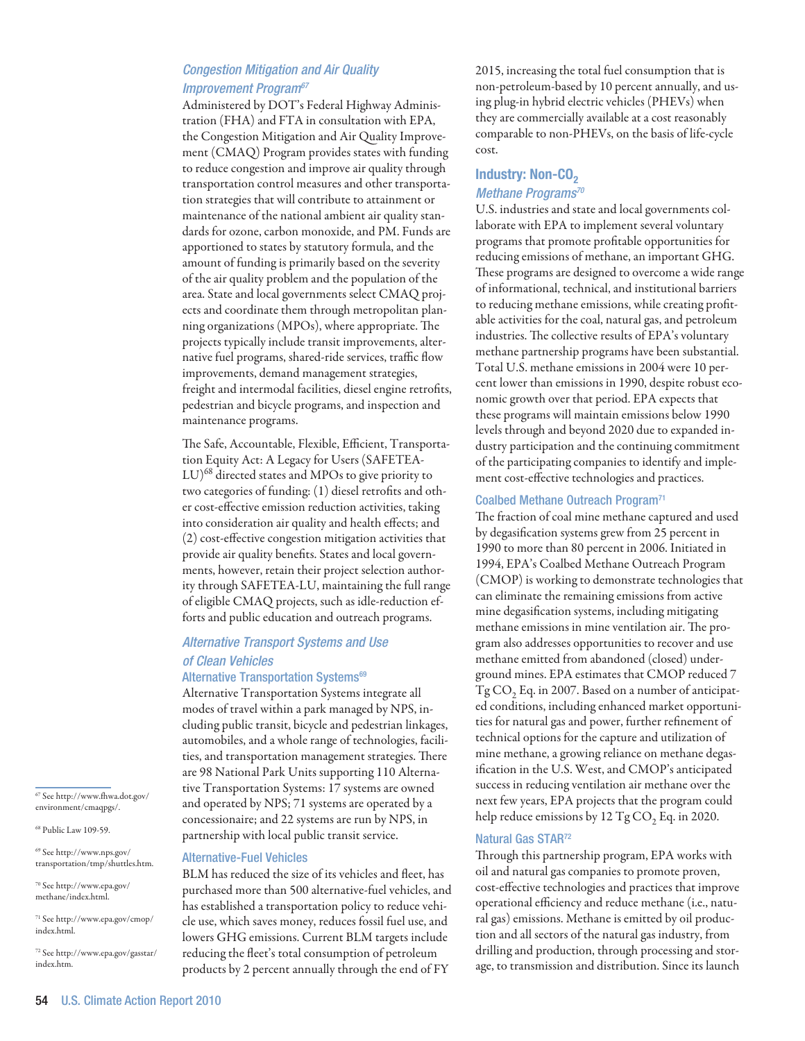### *Congestion Mitigation and Air Quality Improvement Program*[67]

Administered by DOT's Federal Highway Administration (FHA) and FTA in consultation with EPA, the Congestion Mitigation and Air Quality Improvement (CMAQ) Program provides states with funding to reduce congestion and improve air quality through transportation control measures and other transportation strategies that will contribute to attainment or maintenance of the national ambient air quality standards for ozone, carbon monoxide, and PM. Funds are apportioned to states by statutory formula, and the amount of funding is primarily based on the severity of the air quality problem and the population of the area. State and local governments select CMAQ projects and coordinate them through metropolitan planning organizations (MPOs), where appropriate. The projects typically include transit improvements, alternative fuel programs, shared-ride services, traffic flow improvements, demand management strategies, freight and intermodal facilities, diesel engine retrofits, pedestrian and bicycle programs, and inspection and maintenance programs.

The Safe, Accountable, Flexible, Efficient, Transportation Equity Act: A Legacy for Users (SAFETEA-LU)[68] directed states and MPOs to give priority to two categories of funding: (1) diesel retrofits and other cost-effective emission reduction activities, taking into consideration air quality and health effects; and (2) cost-effective congestion mitigation activities that provide air quality benefits. States and local governments, however, retain their project selection authority through SAFETEA-LU, maintaining the full range of eligible CMAQ projects, such as idle-reduction efforts and public education and outreach programs.

### *Alternative Transport Systems and Use of Clean Vehicles*

#### Alternative Transportation Systems[69]

Alternative Transportation Systems integrate all modes of travel within a park managed by NPS, including public transit, bicycle and pedestrian linkages, automobiles, and a whole range of technologies, facilities, and transportation management strategies. There are 98 National Park Units supporting 110 Alternative Transportation Systems: 17 systems are owned and operated by NPS; 71 systems are operated by a concessionaire; and 22 systems are run by NPS, in partnership with local public transit service.

#### Alternative-Fuel Vehicles

BLM has reduced the size of its vehicles and fleet, has purchased more than 500 alternative-fuel vehicles, and has established a transportation policy to reduce vehicle use, which saves money, reduces fossil fuel use, and lowers GHG emissions. Current BLM targets include reducing the fleet's total consumption of petroleum products by 2 percent annually through the end of FY 2015, increasing the total fuel consumption that is non-petroleum-based by 10 percent annually, and using plug-in hybrid electric vehicles (PHEVs) when they are commercially available at a cost reasonably comparable to non-PHEVs, on the basis of life-cycle cost.

## Industry: Non-$CO_2$

### *Methane Programs*[70]

U.S. industries and state and local governments collaborate with EPA to implement several voluntary programs that promote profitable opportunities for reducing emissions of methane, an important GHG. These programs are designed to overcome a wide range of informational, technical, and institutional barriers to reducing methane emissions, while creating profitable activities for the coal, natural gas, and petroleum industries. The collective results of EPA's voluntary methane partnership programs have been substantial. Total U.S. methane emissions in 2004 were 10 percent lower than emissions in 1990, despite robust economic growth over that period. EPA expects that these programs will maintain emissions below 1990 levels through and beyond 2020 due to expanded industry participation and the continuing commitment of the participating companies to identify and implement cost-effective technologies and practices.

#### Coalbed Methane Outreach Program[71]

The fraction of coal mine methane captured and used by degasification systems grew from 25 percent in 1990 to more than 80 percent in 2006. Initiated in 1994, EPA's Coalbed Methane Outreach Program (CMOP) is working to demonstrate technologies that can eliminate the remaining emissions from active mine degasification systems, including mitigating methane emissions in mine ventilation air. The program also addresses opportunities to recover and use methane emitted from abandoned (closed) underground mines. EPA estimates that CMOP reduced 7 Tg $CO_2$ Eq. in 2007. Based on a number of anticipated conditions, including enhanced market opportunities for natural gas and power, further refinement of technical options for the capture and utilization of mine methane, a growing reliance on methane degasification in the U.S. West, and CMOP's anticipated success in reducing ventilation air methane over the next few years, EPA projects that the program could help reduce emissions by 12 Tg $CO_2$ Eq. in 2020.

#### Natural Gas STAR[72]

Through this partnership program, EPA works with oil and natural gas companies to promote proven, cost-effective technologies and practices that improve operational efficiency and reduce methane (i.e., natural gas) emissions. Methane is emitted by oil production and all sectors of the natural gas industry, from drilling and production, through processing and storage, to transmission and distribution. Since its launch

---

[67] See http://www.fhwa.dot.gov/environment/cmaqpgs/.

[68] Public Law 109-59.

[69] See http://www.nps.gov/transportation/tmp/shuttles.htm.

[70] See http://www.epa.gov/methane/index.html.

[71] See http://www.epa.gov/cmop/index.html.

[72] See http://www.epa.gov/gasstar/index.htm.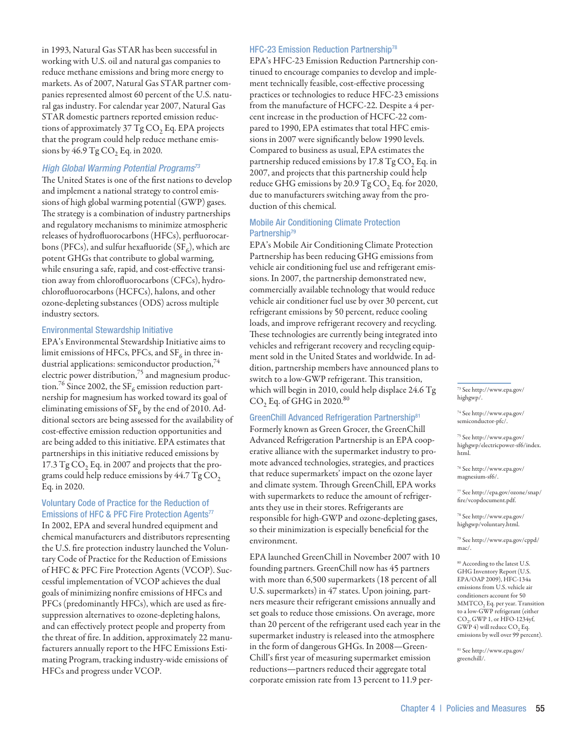in 1993, Natural Gas STAR has been successful in working with U.S. oil and natural gas companies to reduce methane emissions and bring more energy to markets. As of 2007, Natural Gas STAR partner companies represented almost 60 percent of the U.S. natural gas industry. For calendar year 2007, Natural Gas STAR domestic partners reported emission reductions of approximately 37 Tg $CO_2$ Eq. EPA projects that the program could help reduce methane emissions by 46.9 Tg $CO_2$ Eq. in 2020.

### *High Global Warming Potential Programs*[73]

The United States is one of the first nations to develop and implement a national strategy to control emissions of high global warming potential (GWP) gases. The strategy is a combination of industry partnerships and regulatory mechanisms to minimize atmospheric releases of hydrofluorocarbons (HFCs), perfluorocarbons (PFCs), and sulfur hexafluoride ($SF_6$), which are potent GHGs that contribute to global warming, while ensuring a safe, rapid, and cost-effective transition away from chlorofluorocarbons (CFCs), hydrochlorofluorocarbons (HCFCs), halons, and other ozone-depleting substances (ODS) across multiple industry sectors.

#### Environmental Stewardship Initiative

EPA's Environmental Stewardship Initiative aims to limit emissions of HFCs, PFCs, and $SF_6$ in three industrial applications: semiconductor production,[74] electric power distribution,[75] and magnesium production.[76] Since 2002, the $SF_6$ emission reduction partnership for magnesium has worked toward its goal of eliminating emissions of $SF_6$ by the end of 2010. Additional sectors are being assessed for the availability of cost-effective emission reduction opportunities and are being added to this initiative. EPA estimates that partnerships in this initiative reduced emissions by 17.3 Tg $CO_2$ Eq. in 2007 and projects that the programs could help reduce emissions by 44.7 Tg $CO_2$ Eq. in 2020.

#### Voluntary Code of Practice for the Reduction of Emissions of HFC & PFC Fire Protection Agents[77]

In 2002, EPA and several hundred equipment and chemical manufacturers and distributors representing the U.S. fire protection industry launched the Voluntary Code of Practice for the Reduction of Emissions of HFC & PFC Fire Protection Agents (VCOP). Successful implementation of VCOP achieves the dual goals of minimizing nonfire emissions of HFCs and PFCs (predominantly HFCs), which are used as fire-suppression alternatives to ozone-depleting halons, and can effectively protect people and property from the threat of fire. In addition, approximately 22 manufacturers annually report to the HFC Emissions Estimating Program, tracking industry-wide emissions of HFCs and progress under VCOP.

#### HFC-23 Emission Reduction Partnership[78]

EPA's HFC-23 Emission Reduction Partnership continued to encourage companies to develop and implement technically feasible, cost-effective processing practices or technologies to reduce HFC-23 emissions from the manufacture of HCFC-22. Despite a 4 percent increase in the production of HCFC-22 compared to 1990, EPA estimates that total HFC emissions in 2007 were significantly below 1990 levels. Compared to business as usual, EPA estimates the partnership reduced emissions by 17.8 Tg $CO_2$ Eq. in 2007, and projects that this partnership could help reduce GHG emissions by 20.9 Tg $CO_2$ Eq. for 2020, due to manufacturers switching away from the production of this chemical.

#### Mobile Air Conditioning Climate Protection Partnership[79]

EPA's Mobile Air Conditioning Climate Protection Partnership has been reducing GHG emissions from vehicle air conditioning fuel use and refrigerant emissions. In 2007, the partnership demonstrated new, commercially available technology that would reduce vehicle air conditioner fuel use by over 30 percent, cut refrigerant emissions by 50 percent, reduce cooling loads, and improve refrigerant recovery and recycling. These technologies are currently being integrated into vehicles and refrigerant recovery and recycling equipment sold in the United States and worldwide. In addition, partnership members have announced plans to switch to a low-GWP refrigerant. This transition, which will begin in 2010, could help displace 24.6 Tg $CO_2$ Eq. of GHG in 2020.[80]

#### GreenChill Advanced Refrigeration Partnership[81]

Formerly known as Green Grocer, the GreenChill Advanced Refrigeration Partnership is an EPA cooperative alliance with the supermarket industry to promote advanced technologies, strategies, and practices that reduce supermarkets' impact on the ozone layer and climate system. Through GreenChill, EPA works with supermarkets to reduce the amount of refrigerants they use in their stores. Refrigerants are responsible for high-GWP and ozone-depleting gases, so their minimization is especially beneficial for the environment.

EPA launched GreenChill in November 2007 with 10 founding partners. GreenChill now has 45 partners with more than 6,500 supermarkets (18 percent of all U.S. supermarkets) in 47 states. Upon joining, partners measure their refrigerant emissions annually and set goals to reduce those emissions. On average, more than 20 percent of the refrigerant used each year in the supermarket industry is released into the atmosphere in the form of dangerous GHGs. In 2008—GreenChill's first year of measuring supermarket emission reductions—partners reduced their aggregate total corporate emission rate from 13 percent to 11.9 per-

---

[73] See http://www.epa.gov/highgwp/.

[74] See http://www.epa.gov/semiconductor-pfc/.

[75] See http://www.epa.gov/highgwp/electricpower-sf6/index.html.

[76] See http://www.epa.gov/magnesium-sf6/.

[77] See http://epa.gov/ozone/snap/fire/vcopdocument.pdf.

[78] See http://www.epa.gov/highgwp/voluntary.html.

[79] See http://www.epa.gov/cppd/mac/.

[80] According to the latest U.S. GHG Inventory Report (U.S. EPA/OAP 2009), HFC-134a emissions from U.S. vehicle air conditioners account for 50 $MMTCO_2$ Eq. per year. Transition to a low-GWP refrigerant (either $CO_2$, GWP 1, or HFO-1234yf, GWP 4) will reduce $CO_2$ Eq. emissions by well over 99 percent).

[81] See http://www.epa.gov/greenchill/.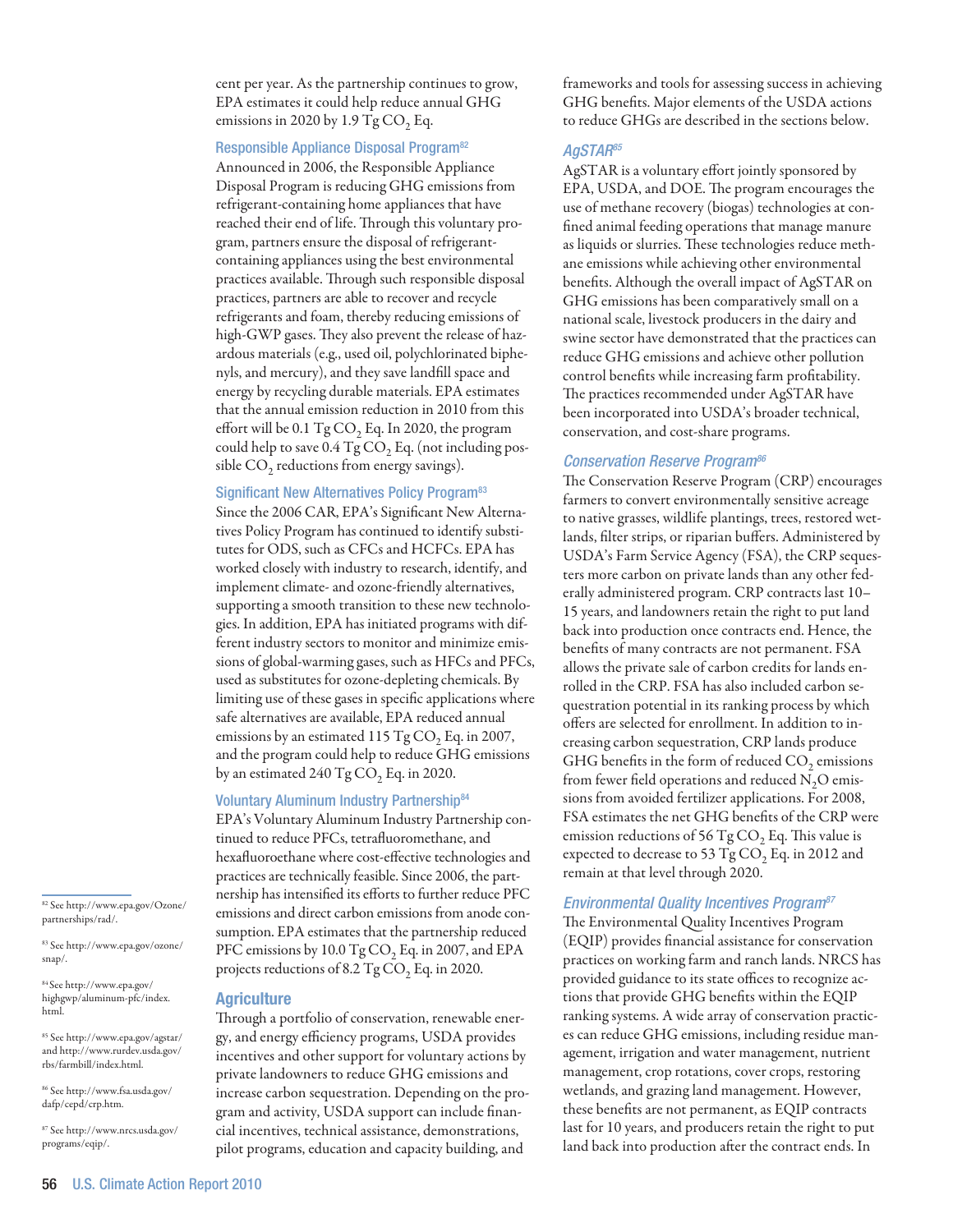cent per year. As the partnership continues to grow, EPA estimates it could help reduce annual GHG emissions in 2020 by 1.9 Tg $CO_2$ Eq.

### Responsible Appliance Disposal Program[82]

Announced in 2006, the Responsible Appliance Disposal Program is reducing GHG emissions from refrigerant-containing home appliances that have reached their end of life. Through this voluntary program, partners ensure the disposal of refrigerant-containing appliances using the best environmental practices available. Through such responsible disposal practices, partners are able to recover and recycle refrigerants and foam, thereby reducing emissions of high-GWP gases. They also prevent the release of hazardous materials (e.g., used oil, polychlorinated biphenyls, and mercury), and they save landfill space and energy by recycling durable materials. EPA estimates that the annual emission reduction in 2010 from this effort will be 0.1 Tg $CO_2$ Eq. In 2020, the program could help to save 0.4 Tg $CO_2$ Eq. (not including possible $CO_2$ reductions from energy savings).

### Significant New Alternatives Policy Program[83]

Since the 2006 CAR, EPA's Significant New Alternatives Policy Program has continued to identify substitutes for ODS, such as CFCs and HCFCs. EPA has worked closely with industry to research, identify, and implement climate- and ozone-friendly alternatives, supporting a smooth transition to these new technologies. In addition, EPA has initiated programs with different industry sectors to monitor and minimize emissions of global-warming gases, such as HFCs and PFCs, used as substitutes for ozone-depleting chemicals. By limiting use of these gases in specific applications where safe alternatives are available, EPA reduced annual emissions by an estimated 115 Tg $CO_2$ Eq. in 2007, and the program could help to reduce GHG emissions by an estimated 240 Tg $CO_2$ Eq. in 2020.

### Voluntary Aluminum Industry Partnership[84]

EPA's Voluntary Aluminum Industry Partnership continued to reduce PFCs, tetrafluoromethane, and hexafluoroethane where cost-effective technologies and practices are technically feasible. Since 2006, the partnership has intensified its efforts to further reduce PFC emissions and direct carbon emissions from anode consumption. EPA estimates that the partnership reduced PFC emissions by 10.0 Tg $CO_2$ Eq. in 2007, and EPA projects reductions of 8.2 Tg $CO_2$ Eq. in 2020.

## Agriculture

Through a portfolio of conservation, renewable energy, and energy efficiency programs, USDA provides incentives and other support for voluntary actions by private landowners to reduce GHG emissions and increase carbon sequestration. Depending on the program and activity, USDA support can include financial incentives, technical assistance, demonstrations, pilot programs, education and capacity building, and frameworks and tools for assessing success in achieving GHG benefits. Major elements of the USDA actions to reduce GHGs are described in the sections below.

### *AgSTAR*[85]

AgSTAR is a voluntary effort jointly sponsored by EPA, USDA, and DOE. The program encourages the use of methane recovery (biogas) technologies at confined animal feeding operations that manage manure as liquids or slurries. These technologies reduce methane emissions while achieving other environmental benefits. Although the overall impact of AgSTAR on GHG emissions has been comparatively small on a national scale, livestock producers in the dairy and swine sector have demonstrated that the practices can reduce GHG emissions and achieve other pollution control benefits while increasing farm profitability. The practices recommended under AgSTAR have been incorporated into USDA's broader technical, conservation, and cost-share programs.

### *Conservation Reserve Program*[86]

The Conservation Reserve Program (CRP) encourages farmers to convert environmentally sensitive acreage to native grasses, wildlife plantings, trees, restored wetlands, filter strips, or riparian buffers. Administered by USDA's Farm Service Agency (FSA), the CRP sequesters more carbon on private lands than any other federally administered program. CRP contracts last 10–15 years, and landowners retain the right to put land back into production once contracts end. Hence, the benefits of many contracts are not permanent. FSA allows the private sale of carbon credits for lands enrolled in the CRP. FSA has also included carbon sequestration potential in its ranking process by which offers are selected for enrollment. In addition to increasing carbon sequestration, CRP lands produce GHG benefits in the form of reduced $CO_2$ emissions from fewer field operations and reduced $N_2O$ emissions from avoided fertilizer applications. For 2008, FSA estimates the net GHG benefits of the CRP were emission reductions of 56 Tg $CO_2$ Eq. This value is expected to decrease to 53 Tg $CO_2$ Eq. in 2012 and remain at that level through 2020.

### *Environmental Quality Incentives Program*[87]

The Environmental Quality Incentives Program (EQIP) provides financial assistance for conservation practices on working farm and ranch lands. NRCS has provided guidance to its state offices to recognize actions that provide GHG benefits within the EQIP ranking systems. A wide array of conservation practices can reduce GHG emissions, including residue management, irrigation and water management, nutrient management, crop rotations, cover crops, restoring wetlands, and grazing land management. However, these benefits are not permanent, as EQIP contracts last for 10 years, and producers retain the right to put land back into production after the contract ends. In

---

[82] See http://www.epa.gov/Ozone/partnerships/rad/.

[83] See http://www.epa.gov/ozone/snap/.

[84] See http://www.epa.gov/highgwp/aluminum-pfc/index.html.

[85] See http://www.epa.gov/agstar/ and http://www.rurdev.usda.gov/rbs/farmbill/index.html.

[86] See http://www.fsa.usda.gov/dafp/cepd/crp.htm.

[87] See http://www.nrcs.usda.gov/programs/eqip/.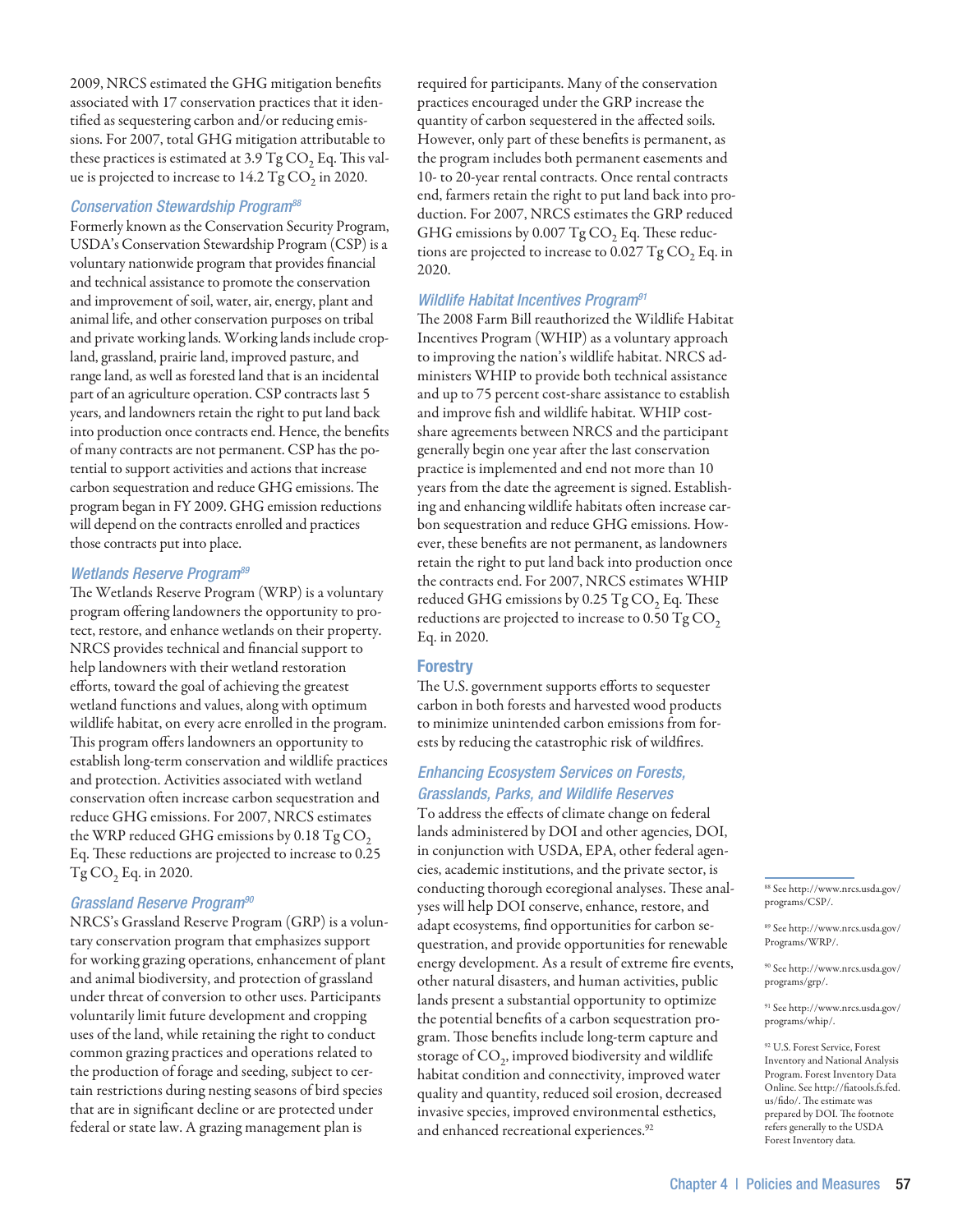2009, NRCS estimated the GHG mitigation benefits associated with 17 conservation practices that it identified as sequestering carbon and/or reducing emissions. For 2007, total GHG mitigation attributable to these practices is estimated at 3.9 Tg $CO_2$ Eq. This value is projected to increase to 14.2 Tg $CO_2$ in 2020.

### *Conservation Stewardship Program*[88]

Formerly known as the Conservation Security Program, USDA's Conservation Stewardship Program (CSP) is a voluntary nationwide program that provides financial and technical assistance to promote the conservation and improvement of soil, water, air, energy, plant and animal life, and other conservation purposes on tribal and private working lands. Working lands include cropland, grassland, prairie land, improved pasture, and range land, as well as forested land that is an incidental part of an agriculture operation. CSP contracts last 5 years, and landowners retain the right to put land back into production once contracts end. Hence, the benefits of many contracts are not permanent. CSP has the potential to support activities and actions that increase carbon sequestration and reduce GHG emissions. The program began in FY 2009. GHG emission reductions will depend on the contracts enrolled and practices those contracts put into place.

### *Wetlands Reserve Program*[89]

The Wetlands Reserve Program (WRP) is a voluntary program offering landowners the opportunity to protect, restore, and enhance wetlands on their property. NRCS provides technical and financial support to help landowners with their wetland restoration efforts, toward the goal of achieving the greatest wetland functions and values, along with optimum wildlife habitat, on every acre enrolled in the program. This program offers landowners an opportunity to establish long-term conservation and wildlife practices and protection. Activities associated with wetland conservation often increase carbon sequestration and reduce GHG emissions. For 2007, NRCS estimates the WRP reduced GHG emissions by 0.18 Tg $CO_2$ Eq. These reductions are projected to increase to 0.25 Tg $CO_2$ Eq. in 2020.

### *Grassland Reserve Program*[90]

NRCS's Grassland Reserve Program (GRP) is a voluntary conservation program that emphasizes support for working grazing operations, enhancement of plant and animal biodiversity, and protection of grassland under threat of conversion to other uses. Participants voluntarily limit future development and cropping uses of the land, while retaining the right to conduct common grazing practices and operations related to the production of forage and seeding, subject to certain restrictions during nesting seasons of bird species that are in significant decline or are protected under federal or state law. A grazing management plan is required for participants. Many of the conservation practices encouraged under the GRP increase the quantity of carbon sequestered in the affected soils. However, only part of these benefits is permanent, as the program includes both permanent easements and 10- to 20-year rental contracts. Once rental contracts end, farmers retain the right to put land back into production. For 2007, NRCS estimates the GRP reduced GHG emissions by 0.007 Tg $CO_2$ Eq. These reductions are projected to increase to 0.027 Tg $CO_2$ Eq. in 2020.

### *Wildlife Habitat Incentives Program*[91]

The 2008 Farm Bill reauthorized the Wildlife Habitat Incentives Program (WHIP) as a voluntary approach to improving the nation's wildlife habitat. NRCS administers WHIP to provide both technical assistance and up to 75 percent cost-share assistance to establish and improve fish and wildlife habitat. WHIP cost-share agreements between NRCS and the participant generally begin one year after the last conservation practice is implemented and end not more than 10 years from the date the agreement is signed. Establishing and enhancing wildlife habitats often increase carbon sequestration and reduce GHG emissions. However, these benefits are not permanent, as landowners retain the right to put land back into production once the contracts end. For 2007, NRCS estimates WHIP reduced GHG emissions by 0.25 Tg $CO_2$ Eq. These reductions are projected to increase to 0.50 Tg $CO_2$ Eq. in 2020.

## Forestry

The U.S. government supports efforts to sequester carbon in both forests and harvested wood products to minimize unintended carbon emissions from forests by reducing the catastrophic risk of wildfires.

### *Enhancing Ecosystem Services on Forests, Grasslands, Parks, and Wildlife Reserves*

To address the effects of climate change on federal lands administered by DOI and other agencies, DOI, in conjunction with USDA, EPA, other federal agencies, academic institutions, and the private sector, is conducting thorough ecoregional analyses. These analyses will help DOI conserve, enhance, restore, and adapt ecosystems, find opportunities for carbon sequestration, and provide opportunities for renewable energy development. As a result of extreme fire events, other natural disasters, and human activities, public lands present a substantial opportunity to optimize the potential benefits of a carbon sequestration program. Those benefits include long-term capture and storage of $CO_2$, improved biodiversity and wildlife habitat condition and connectivity, improved water quality and quantity, reduced soil erosion, decreased invasive species, improved environmental esthetics, and enhanced recreational experiences.[92]

---

[88] See http://www.nrcs.usda.gov/programs/CSP/.

[89] See http://www.nrcs.usda.gov/Programs/WRP/.

[90] See http://www.nrcs.usda.gov/programs/grp/.

[91] See http://www.nrcs.usda.gov/programs/whip/.

[92] U.S. Forest Service, Forest Inventory and National Analysis Program. Forest Inventory Data Online. See http://fiatools.fs.fed.us/fido/. The estimate was prepared by DOI. The footnote refers generally to the USDA Forest Inventory data.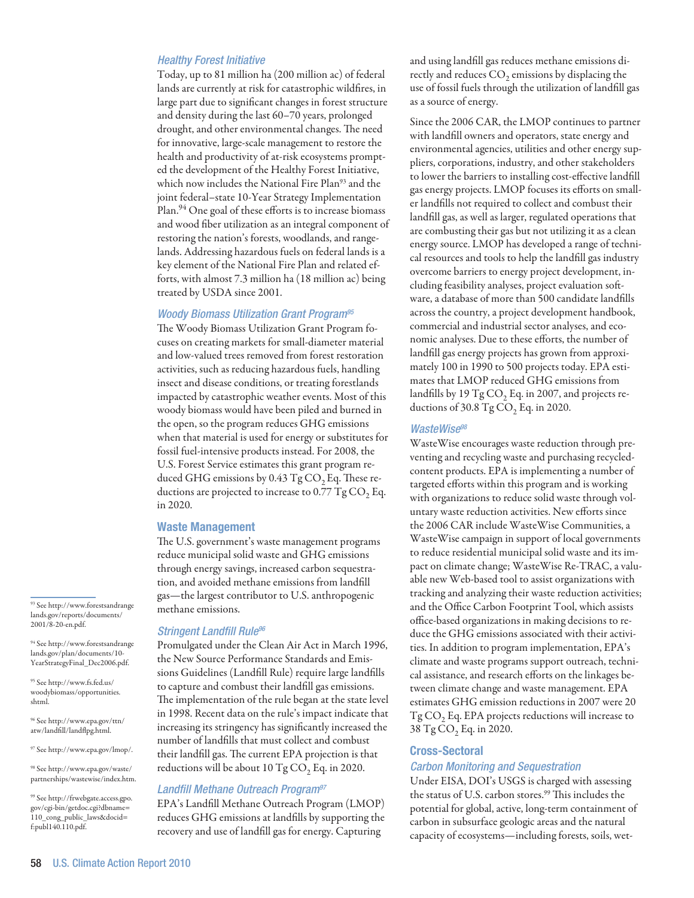### *Healthy Forest Initiative*

Today, up to 81 million ha (200 million ac) of federal lands are currently at risk for catastrophic wildfires, in large part due to significant changes in forest structure and density during the last 60–70 years, prolonged drought, and other environmental changes. The need for innovative, large-scale management to restore the health and productivity of at-risk ecosystems prompted the development of the Healthy Forest Initiative, which now includes the National Fire Plan[93] and the joint federal–state 10-Year Strategy Implementation Plan.[94] One goal of these efforts is to increase biomass and wood fiber utilization as an integral component of restoring the nation's forests, woodlands, and rangelands. Addressing hazardous fuels on federal lands is a key element of the National Fire Plan and related efforts, with almost 7.3 million ha (18 million ac) being treated by USDA since 2001.

### *Woody Biomass Utilization Grant Program[95]*

The Woody Biomass Utilization Grant Program focuses on creating markets for small-diameter material and low-valued trees removed from forest restoration activities, such as reducing hazardous fuels, handling insect and disease conditions, or treating forestlands impacted by catastrophic weather events. Most of this woody biomass would have been piled and burned in the open, so the program reduces GHG emissions when that material is used for energy or substitutes for fossil fuel-intensive products instead. For 2008, the U.S. Forest Service estimates this grant program reduced GHG emissions by 0.43 Tg $CO_2$ Eq. These reductions are projected to increase to 0.77 Tg $CO_2$ Eq. in 2020.

## Waste Management

The U.S. government's waste management programs reduce municipal solid waste and GHG emissions through energy savings, increased carbon sequestration, and avoided methane emissions from landfill gas—the largest contributor to U.S. anthropogenic methane emissions.

### *Stringent Landfill Rule[96]*

Promulgated under the Clean Air Act in March 1996, the New Source Performance Standards and Emissions Guidelines (Landfill Rule) require large landfills to capture and combust their landfill gas emissions. The implementation of the rule began at the state level in 1998. Recent data on the rule's impact indicate that increasing its stringency has significantly increased the number of landfills that must collect and combust their landfill gas. The current EPA projection is that reductions will be about 10 Tg $CO_2$ Eq. in 2020.

### *Landfill Methane Outreach Program[97]*

EPA's Landfill Methane Outreach Program (LMOP) reduces GHG emissions at landfills by supporting the recovery and use of landfill gas for energy. Capturing and using landfill gas reduces methane emissions directly and reduces $CO_2$ emissions by displacing the use of fossil fuels through the utilization of landfill gas as a source of energy.

Since the 2006 CAR, the LMOP continues to partner with landfill owners and operators, state energy and environmental agencies, utilities and other energy suppliers, corporations, industry, and other stakeholders to lower the barriers to installing cost-effective landfill gas energy projects. LMOP focuses its efforts on smaller landfills not required to collect and combust their landfill gas, as well as larger, regulated operations that are combusting their gas but not utilizing it as a clean energy source. LMOP has developed a range of technical resources and tools to help the landfill gas industry overcome barriers to energy project development, including feasibility analyses, project evaluation software, a database of more than 500 candidate landfills across the country, a project development handbook, commercial and industrial sector analyses, and economic analyses. Due to these efforts, the number of landfill gas energy projects has grown from approximately 100 in 1990 to 500 projects today. EPA estimates that LMOP reduced GHG emissions from landfills by 19 Tg $CO_2$ Eq. in 2007, and projects reductions of 30.8 Tg $CO_2$ Eq. in 2020.

### *WasteWise[98]*

WasteWise encourages waste reduction through preventing and recycling waste and purchasing recycled-content products. EPA is implementing a number of targeted efforts within this program and is working with organizations to reduce solid waste through voluntary waste reduction activities. New efforts since the 2006 CAR include WasteWise Communities, a WasteWise campaign in support of local governments to reduce residential municipal solid waste and its impact on climate change; WasteWise Re-TRAC, a valuable new Web-based tool to assist organizations with tracking and analyzing their waste reduction activities; and the Office Carbon Footprint Tool, which assists office-based organizations in making decisions to reduce the GHG emissions associated with their activities. In addition to program implementation, EPA's climate and waste programs support outreach, technical assistance, and research efforts on the linkages between climate change and waste management. EPA estimates GHG emission reductions in 2007 were 20 Tg $CO_2$ Eq. EPA projects reductions will increase to 38 Tg $CO_2$ Eq. in 2020.

## Cross-Sectoral

### *Carbon Monitoring and Sequestration*

Under EISA, DOI's USGS is charged with assessing the status of U.S. carbon stores.[99] This includes the potential for global, long-term containment of carbon in subsurface geologic areas and the natural capacity of ecosystems—including forests, soils, wet-

---

[93] See http://www.forestsandrangelands.gov/reports/documents/2001/8-20-en.pdf.

[94] See http://www.forestsandrangelands.gov/plan/documents/10-YearStrategyFinal_Dec2006.pdf.

[95] See http://www.fs.fed.us/woodybiomass/opportunities.shtml.

[96] See http://www.epa.gov/ttn/atw/landfill/landflpg.html.

[97] See http://www.epa.gov/lmop/.

[98] See http://www.epa.gov/waste/partnerships/wastewise/index.htm.

[99] See http://frwebgate.access.gpo.gov/cgi-bin/getdoc.cgi?dbname=110_cong_public_laws&docid=f:publ140.110.pdf.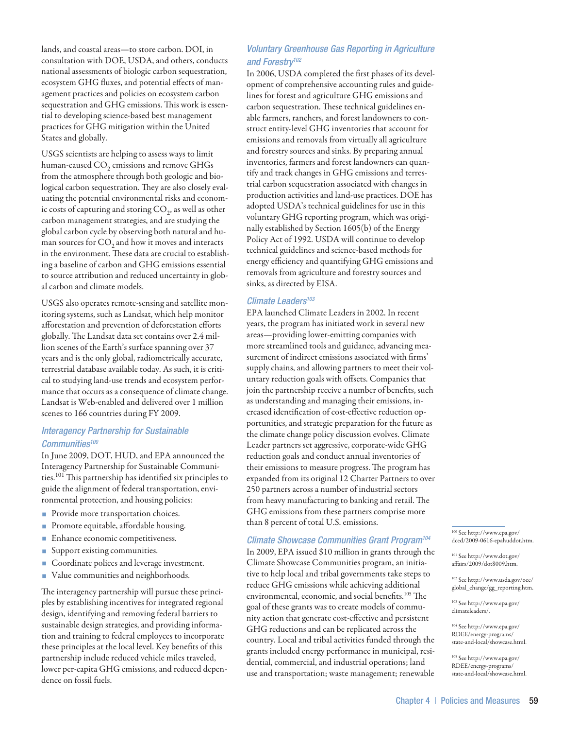lands, and coastal areas—to store carbon. DOI, in consultation with DOE, USDA, and others, conducts national assessments of biologic carbon sequestration, ecosystem GHG fluxes, and potential effects of management practices and policies on ecosystem carbon sequestration and GHG emissions. This work is essential to developing science-based best management practices for GHG mitigation within the United States and globally.

USGS scientists are helping to assess ways to limit human-caused $CO_2$ emissions and remove GHGs from the atmosphere through both geologic and biological carbon sequestration. They are also closely evaluating the potential environmental risks and economic costs of capturing and storing $CO_2$, as well as other carbon management strategies, and are studying the global carbon cycle by observing both natural and human sources for $CO_2$ and how it moves and interacts in the environment. These data are crucial to establishing a baseline of carbon and GHG emissions essential to source attribution and reduced uncertainty in global carbon and climate models.

USGS also operates remote-sensing and satellite monitoring systems, such as Landsat, which help monitor afforestation and prevention of deforestation efforts globally. The Landsat data set contains over 2.4 million scenes of the Earth's surface spanning over 37 years and is the only global, radiometrically accurate, terrestrial database available today. As such, it is critical to studying land-use trends and ecosystem performance that occurs as a consequence of climate change. Landsat is Web-enabled and delivered over 1 million scenes to 166 countries during FY 2009.

### *Interagency Partnership for Sustainable Communities*[100]

In June 2009, DOT, HUD, and EPA announced the Interagency Partnership for Sustainable Communities.[101] This partnership has identified six principles to guide the alignment of federal transportation, environmental protection, and housing policies:

- Provide more transportation choices.
- Promote equitable, affordable housing.
- Enhance economic competitiveness.
- Support existing communities.
- Coordinate polices and leverage investment.
- Value communities and neighborhoods.

The interagency partnership will pursue these principles by establishing incentives for integrated regional design, identifying and removing federal barriers to sustainable design strategies, and providing information and training to federal employees to incorporate these principles at the local level. Key benefits of this partnership include reduced vehicle miles traveled, lower per-capita GHG emissions, and reduced dependence on fossil fuels.

### *Voluntary Greenhouse Gas Reporting in Agriculture and Forestry*[102]

In 2006, USDA completed the first phases of its development of comprehensive accounting rules and guidelines for forest and agriculture GHG emissions and carbon sequestration. These technical guidelines enable farmers, ranchers, and forest landowners to construct entity-level GHG inventories that account for emissions and removals from virtually all agriculture and forestry sources and sinks. By preparing annual inventories, farmers and forest landowners can quantify and track changes in GHG emissions and terrestrial carbon sequestration associated with changes in production activities and land-use practices. DOE has adopted USDA's technical guidelines for use in this voluntary GHG reporting program, which was originally established by Section 1605(b) of the Energy Policy Act of 1992. USDA will continue to develop technical guidelines and science-based methods for energy efficiency and quantifying GHG emissions and removals from agriculture and forestry sources and sinks, as directed by EISA.

### *Climate Leaders*[103]

EPA launched Climate Leaders in 2002. In recent years, the program has initiated work in several new areas—providing lower-emitting companies with more streamlined tools and guidance, advancing measurement of indirect emissions associated with firms' supply chains, and allowing partners to meet their voluntary reduction goals with offsets. Companies that join the partnership receive a number of benefits, such as understanding and managing their emissions, increased identification of cost-effective reduction opportunities, and strategic preparation for the future as the climate change policy discussion evolves. Climate Leader partners set aggressive, corporate-wide GHG reduction goals and conduct annual inventories of their emissions to measure progress. The program has expanded from its original 12 Charter Partners to over 250 partners across a number of industrial sectors from heavy manufacturing to banking and retail. The GHG emissions from these partners comprise more than 8 percent of total U.S. emissions.

### *Climate Showcase Communities Grant Program*[104]

In 2009, EPA issued $10 million in grants through the Climate Showcase Communities program, an initiative to help local and tribal governments take steps to reduce GHG emissions while achieving additional environmental, economic, and social benefits.[105] The goal of these grants was to create models of community action that generate cost-effective and persistent GHG reductions and can be replicated across the country. Local and tribal activities funded through the grants included energy performance in municipal, residential, commercial, and industrial operations; land use and transportation; waste management; renewable

[100] See http://www.epa.gov/dced/2009-0616-epahuddot.htm.

[101] See http://www.dot.gov/affairs/2009/dot8009.htm.

[102] See http://www.usda.gov/oce/global_change/gg_reporting.htm.

[103] See http://www.epa.gov/climateleaders/.

[104] See http://www.epa.gov/RDEE/energy-programs/state-and-local/showcase.html.

[105] See http://www.epa.gov/RDEE/energy-programs/state-and-local/showcase.html.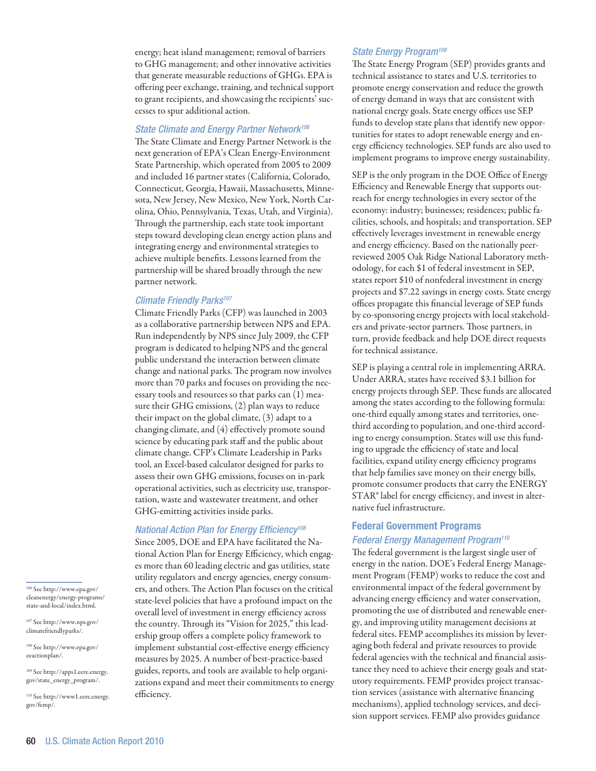energy; heat island management; removal of barriers to GHG management; and other innovative activities that generate measurable reductions of GHGs. EPA is offering peer exchange, training, and technical support to grant recipients, and showcasing the recipients' successes to spur additional action.

### *State Climate and Energy Partner Network*[106]

The State Climate and Energy Partner Network is the next generation of EPA's Clean Energy-Environment State Partnership, which operated from 2005 to 2009 and included 16 partner states (California, Colorado, Connecticut, Georgia, Hawaii, Massachusetts, Minnesota, New Jersey, New Mexico, New York, North Carolina, Ohio, Pennsylvania, Texas, Utah, and Virginia). Through the partnership, each state took important steps toward developing clean energy action plans and integrating energy and environmental strategies to achieve multiple benefits. Lessons learned from the partnership will be shared broadly through the new partner network.

### *Climate Friendly Parks*[107]

Climate Friendly Parks (CFP) was launched in 2003 as a collaborative partnership between NPS and EPA. Run independently by NPS since July 2009, the CFP program is dedicated to helping NPS and the general public understand the interaction between climate change and national parks. The program now involves more than 70 parks and focuses on providing the necessary tools and resources so that parks can (1) measure their GHG emissions, (2) plan ways to reduce their impact on the global climate, (3) adapt to a changing climate, and (4) effectively promote sound science by educating park staff and the public about climate change. CFP's Climate Leadership in Parks tool, an Excel-based calculator designed for parks to assess their own GHG emissions, focuses on in-park operational activities, such as electricity use, transportation, waste and wastewater treatment, and other GHG-emitting activities inside parks.

### *National Action Plan for Energy Efficiency*[108]

Since 2005, DOE and EPA have facilitated the National Action Plan for Energy Efficiency, which engages more than 60 leading electric and gas utilities, state utility regulators and energy agencies, energy consumers, and others. The Action Plan focuses on the critical state-level policies that have a profound impact on the overall level of investment in energy efficiency across the country. Through its "Vision for 2025," this leadership group offers a complete policy framework to implement substantial cost-effective energy efficiency measures by 2025. A number of best-practice-based guides, reports, and tools are available to help organizations expand and meet their commitments to energy efficiency.

### *State Energy Program*[109]

The State Energy Program (SEP) provides grants and technical assistance to states and U.S. territories to promote energy conservation and reduce the growth of energy demand in ways that are consistent with national energy goals. State energy offices use SEP funds to develop state plans that identify new opportunities for states to adopt renewable energy and energy efficiency technologies. SEP funds are also used to implement programs to improve energy sustainability.

SEP is the only program in the DOE Office of Energy Efficiency and Renewable Energy that supports outreach for energy technologies in every sector of the economy: industry; businesses; residences; public facilities, schools, and hospitals; and transportation. SEP effectively leverages investment in renewable energy and energy efficiency. Based on the nationally peer-reviewed 2005 Oak Ridge National Laboratory methodology, for each $1 of federal investment in SEP, states report $10 of nonfederal investment in energy projects and $7.22 savings in energy costs. State energy offices propagate this financial leverage of SEP funds by co-sponsoring energy projects with local stakeholders and private-sector partners. Those partners, in turn, provide feedback and help DOE direct requests for technical assistance.

SEP is playing a central role in implementing ARRA. Under ARRA, states have received $3.1 billion for energy projects through SEP. These funds are allocated among the states according to the following formula: one-third equally among states and territories, one-third according to population, and one-third according to energy consumption. States will use this funding to upgrade the efficiency of state and local facilities, expand utility energy efficiency programs that help families save money on their energy bills, promote consumer products that carry the ENERGY STAR® label for energy efficiency, and invest in alternative fuel infrastructure.

## Federal Government Programs

### *Federal Energy Management Program*[110]

The federal government is the largest single user of energy in the nation. DOE's Federal Energy Management Program (FEMP) works to reduce the cost and environmental impact of the federal government by advancing energy efficiency and water conservation, promoting the use of distributed and renewable energy, and improving utility management decisions at federal sites. FEMP accomplishes its mission by leveraging both federal and private resources to provide federal agencies with the technical and financial assistance they need to achieve their energy goals and statutory requirements. FEMP provides project transaction services (assistance with alternative financing mechanisms), applied technology services, and decision support services. FEMP also provides guidance

[106] See http://www.epa.gov/cleanenergy/energy-programs/state-and-local/index.html.

[107] See http://www.nps.gov/climatefriendlyparks/.

[108] See http://www.epa.gov/eeactionplan/.

[109] See http://apps1.eere.energy.gov/state_energy_program/.

[110] See http://www1.eere.energy.gov/femp/.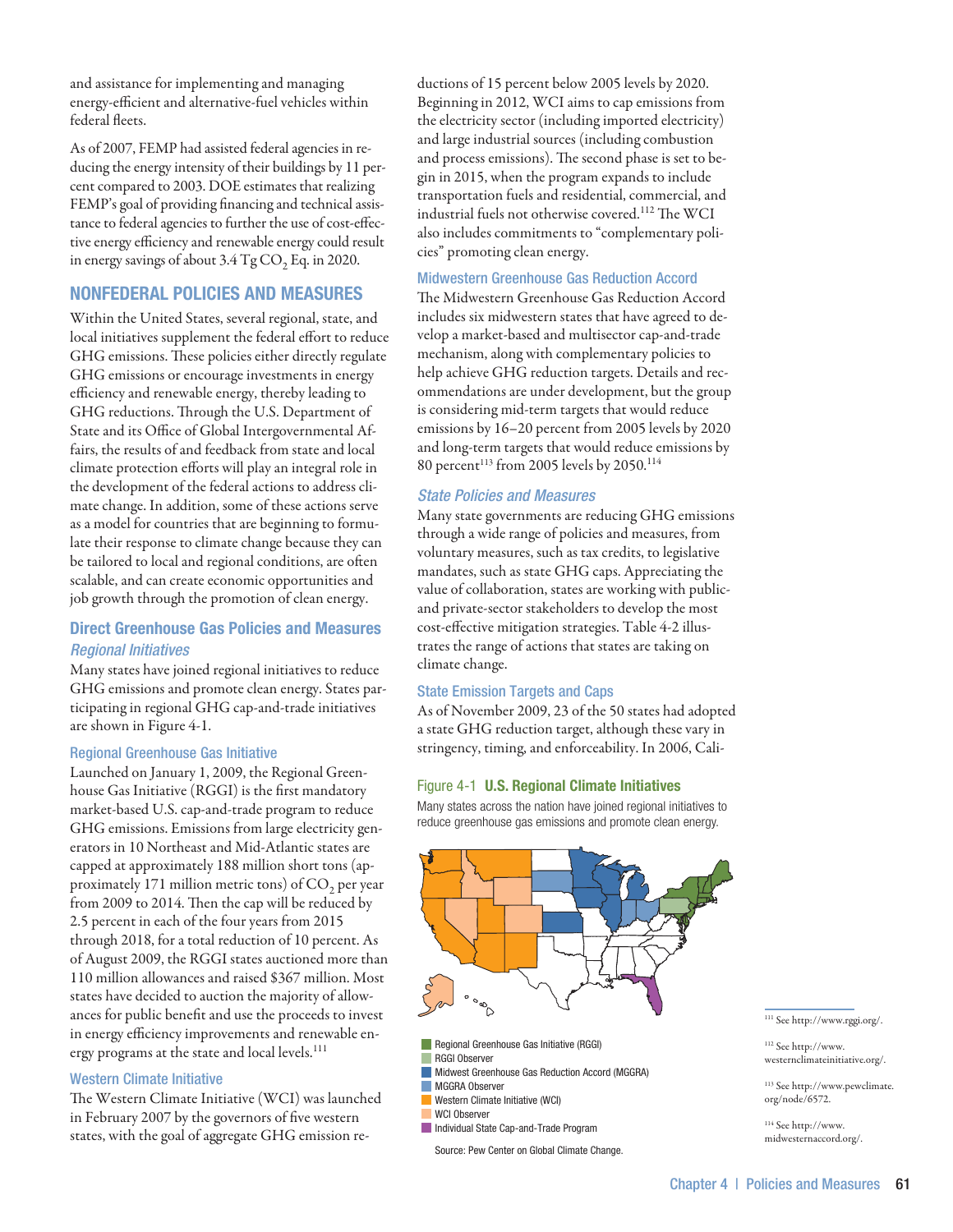and assistance for implementing and managing energy-efficient and alternative-fuel vehicles within federal fleets.

As of 2007, FEMP had assisted federal agencies in reducing the energy intensity of their buildings by 11 percent compared to 2003. DOE estimates that realizing FEMP's goal of providing financing and technical assistance to federal agencies to further the use of cost-effective energy efficiency and renewable energy could result in energy savings of about 3.4 Tg $CO_2$ Eq. in 2020.

## NONFEDERAL POLICIES AND MEASURES

Within the United States, several regional, state, and local initiatives supplement the federal effort to reduce GHG emissions. These policies either directly regulate GHG emissions or encourage investments in energy efficiency and renewable energy, thereby leading to GHG reductions. Through the U.S. Department of State and its Office of Global Intergovernmental Affairs, the results of and feedback from state and local climate protection efforts will play an integral role in the development of the federal actions to address climate change. In addition, some of these actions serve as a model for countries that are beginning to formulate their response to climate change because they can be tailored to local and regional conditions, are often scalable, and can create economic opportunities and job growth through the promotion of clean energy.

### Direct Greenhouse Gas Policies and Measures

#### *Regional Initiatives*

Many states have joined regional initiatives to reduce GHG emissions and promote clean energy. States participating in regional GHG cap-and-trade initiatives are shown in Figure 4-1.

#### Regional Greenhouse Gas Initiative

Launched on January 1, 2009, the Regional Greenhouse Gas Initiative (RGGI) is the first mandatory market-based U.S. cap-and-trade program to reduce GHG emissions. Emissions from large electricity generators in 10 Northeast and Mid-Atlantic states are capped at approximately 188 million short tons (approximately 171 million metric tons) of $CO_2$ per year from 2009 to 2014. Then the cap will be reduced by 2.5 percent in each of the four years from 2015 through 2018, for a total reduction of 10 percent. As of August 2009, the RGGI states auctioned more than 110 million allowances and raised $367 million. Most states have decided to auction the majority of allowances for public benefit and use the proceeds to invest in energy efficiency improvements and renewable energy programs at the state and local levels.[111]

#### Western Climate Initiative

The Western Climate Initiative (WCI) was launched in February 2007 by the governors of five western states, with the goal of aggregate GHG emission reductions of 15 percent below 2005 levels by 2020. Beginning in 2012, WCI aims to cap emissions from the electricity sector (including imported electricity) and large industrial sources (including combustion and process emissions). The second phase is set to begin in 2015, when the program expands to include transportation fuels and residential, commercial, and industrial fuels not otherwise covered.[112] The WCI also includes commitments to "complementary policies" promoting clean energy.

#### Midwestern Greenhouse Gas Reduction Accord

The Midwestern Greenhouse Gas Reduction Accord includes six midwestern states that have agreed to develop a market-based and multisector cap-and-trade mechanism, along with complementary policies to help achieve GHG reduction targets. Details and recommendations are under development, but the group is considering mid-term targets that would reduce emissions by 16–20 percent from 2005 levels by 2020 and long-term targets that would reduce emissions by 80 percent[113] from 2005 levels by 2050.[114]

#### *State Policies and Measures*

Many state governments are reducing GHG emissions through a wide range of policies and measures, from voluntary measures, such as tax credits, to legislative mandates, such as state GHG caps. Appreciating the value of collaboration, states are working with public- and private-sector stakeholders to develop the most cost-effective mitigation strategies. Table 4-2 illustrates the range of actions that states are taking on climate change.

#### State Emission Targets and Caps

As of November 2009, 23 of the 50 states had adopted a state GHG reduction target, although these vary in stringency, timing, and enforceability. In 2006, Cali-

Figure 4-1 **U.S. Regional Climate Initiatives**

Many states across the nation have joined regional initiatives to reduce greenhouse gas emissions and promote clean energy.

- Regional Greenhouse Gas Initiative (RGGI)
- RGGI Observer
- Midwest Greenhouse Gas Reduction Accord (MGGRA)
- MGGRA Observer
- Western Climate Initiative (WCI)
- WCI Observer
- Individual State Cap-and-Trade Program

Source: Pew Center on Global Climate Change.

[111] See http://www.rggi.org/.

[112] See http://www.westernclimateinitiative.org/.

[113] See http://www.pewclimate.org/node/6572.

[114] See http://www.midwesternaccord.org/.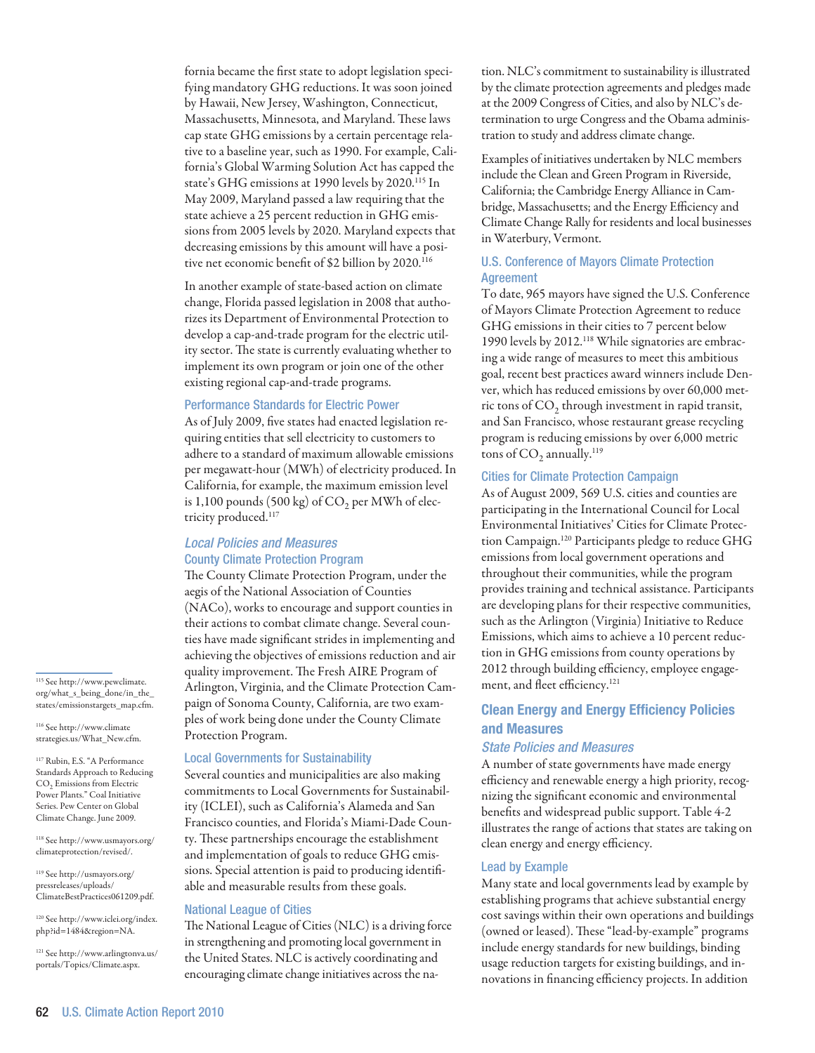fornia became the first state to adopt legislation specifying mandatory GHG reductions. It was soon joined by Hawaii, New Jersey, Washington, Connecticut, Massachusetts, Minnesota, and Maryland. These laws cap state GHG emissions by a certain percentage relative to a baseline year, such as 1990. For example, California's Global Warming Solution Act has capped the state's GHG emissions at 1990 levels by 2020.[115] In May 2009, Maryland passed a law requiring that the state achieve a 25 percent reduction in GHG emissions from 2005 levels by 2020. Maryland expects that decreasing emissions by this amount will have a positive net economic benefit of $2 billion by 2020.[116]

In another example of state-based action on climate change, Florida passed legislation in 2008 that authorizes its Department of Environmental Protection to develop a cap-and-trade program for the electric utility sector. The state is currently evaluating whether to implement its own program or join one of the other existing regional cap-and-trade programs.

#### Performance Standards for Electric Power

As of July 2009, five states had enacted legislation requiring entities that sell electricity to customers to adhere to a standard of maximum allowable emissions per megawatt-hour (MWh) of electricity produced. In California, for example, the maximum emission level is 1,100 pounds (500 kg) of $CO_2$ per MWh of electricity produced.[117]

### *Local Policies and Measures*

#### County Climate Protection Program

The County Climate Protection Program, under the aegis of the National Association of Counties (NACo), works to encourage and support counties in their actions to combat climate change. Several counties have made significant strides in implementing and achieving the objectives of emissions reduction and air quality improvement. The Fresh AIRE Program of Arlington, Virginia, and the Climate Protection Campaign of Sonoma County, California, are two examples of work being done under the County Climate Protection Program.

#### Local Governments for Sustainability

Several counties and municipalities are also making commitments to Local Governments for Sustainability (ICLEI), such as California's Alameda and San Francisco counties, and Florida's Miami-Dade County. These partnerships encourage the establishment and implementation of goals to reduce GHG emissions. Special attention is paid to producing identifiable and measurable results from these goals.

#### National League of Cities

The National League of Cities (NLC) is a driving force in strengthening and promoting local government in the United States. NLC is actively coordinating and encouraging climate change initiatives across the nation. NLC's commitment to sustainability is illustrated by the climate protection agreements and pledges made at the 2009 Congress of Cities, and also by NLC's determination to urge Congress and the Obama administration to study and address climate change.

Examples of initiatives undertaken by NLC members include the Clean and Green Program in Riverside, California; the Cambridge Energy Alliance in Cambridge, Massachusetts; and the Energy Efficiency and Climate Change Rally for residents and local businesses in Waterbury, Vermont.

#### U.S. Conference of Mayors Climate Protection Agreement

To date, 965 mayors have signed the U.S. Conference of Mayors Climate Protection Agreement to reduce GHG emissions in their cities to 7 percent below 1990 levels by 2012.[118] While signatories are embracing a wide range of measures to meet this ambitious goal, recent best practices award winners include Denver, which has reduced emissions by over 60,000 metric tons of $CO_2$ through investment in rapid transit, and San Francisco, whose restaurant grease recycling program is reducing emissions by over 6,000 metric tons of $CO_2$ annually.[119]

#### Cities for Climate Protection Campaign

As of August 2009, 569 U.S. cities and counties are participating in the International Council for Local Environmental Initiatives' Cities for Climate Protection Campaign.[120] Participants pledge to reduce GHG emissions from local government operations and throughout their communities, while the program provides training and technical assistance. Participants are developing plans for their respective communities, such as the Arlington (Virginia) Initiative to Reduce Emissions, which aims to achieve a 10 percent reduction in GHG emissions from county operations by 2012 through building efficiency, employee engagement, and fleet efficiency.[121]

## Clean Energy and Energy Efficiency Policies and Measures

### *State Policies and Measures*

A number of state governments have made energy efficiency and renewable energy a high priority, recognizing the significant economic and environmental benefits and widespread public support. Table 4-2 illustrates the range of actions that states are taking on clean energy and energy efficiency.

#### Lead by Example

Many state and local governments lead by example by establishing programs that achieve substantial energy cost savings within their own operations and buildings (owned or leased). These "lead-by-example" programs include energy standards for new buildings, binding usage reduction targets for existing buildings, and innovations in financing efficiency projects. In addition

---

[115] See http://www.pewclimate.org/what_s_being_done/in_the_states/emissionstargets_map.cfm.

[116] See http://www.climatestrategies.us/What_New.cfm.

[117] Rubin, E.S. "A Performance Standards Approach to Reducing $CO_2$ Emissions from Electric Power Plants." Coal Initiative Series. Pew Center on Global Climate Change. June 2009.

[118] See http://www.usmayors.org/climateprotection/revised/.

[119] See http://usmayors.org/pressreleases/uploads/ClimateBestPractices061209.pdf.

[120] See http://www.iclei.org/index.php?id=1484&region=NA.

[121] See http://www.arlingtonva.us/portals/Topics/Climate.aspx.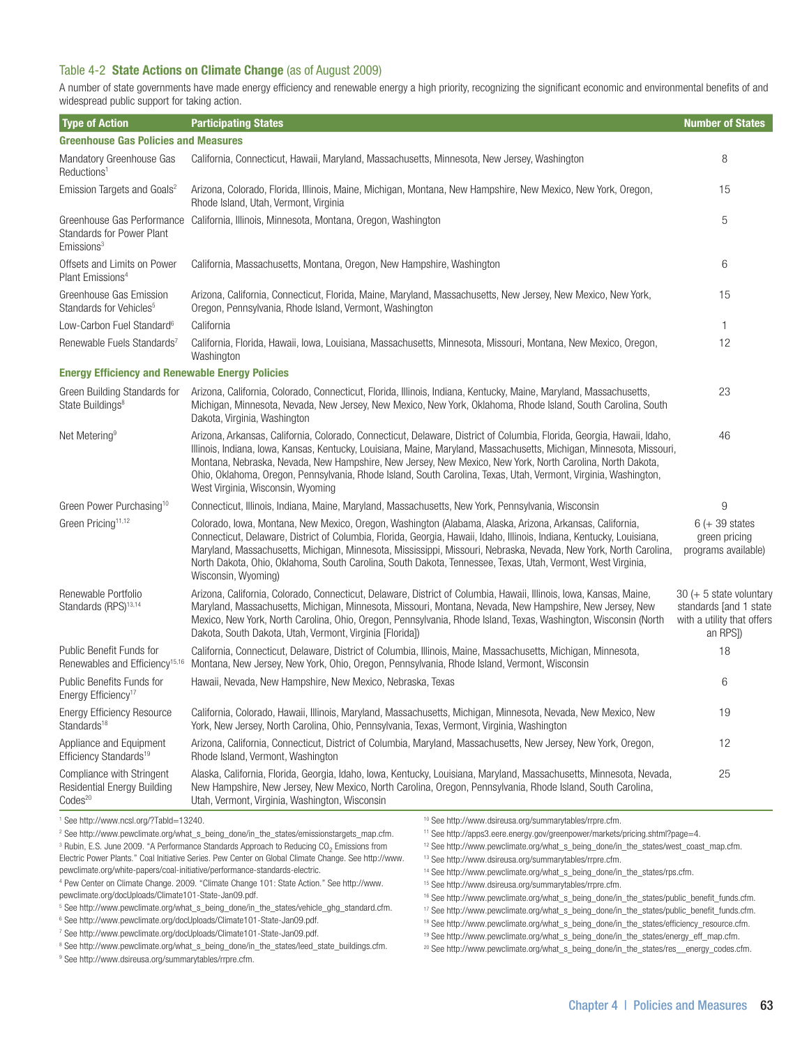Table 4-2 **State Actions on Climate Change** (as of August 2009)

A number of state governments have made energy efficiency and renewable energy a high priority, recognizing the significant economic and environmental benefits of and widespread public support for taking action.

| Type of Action | Participating States | Number of States |
|---|---|---|
| **Greenhouse Gas Policies and Measures** | | |
| Mandatory Greenhouse Gas Reductions[1] | California, Connecticut, Hawaii, Maryland, Massachusetts, Minnesota, New Jersey, Washington | 8 |
| Emission Targets and Goals[2] | Arizona, Colorado, Florida, Illinois, Maine, Michigan, Montana, New Hampshire, New Mexico, New York, Oregon, Rhode Island, Utah, Vermont, Virginia | 15 |
| Greenhouse Gas Performance Standards for Power Plant Emissions[3] | California, Illinois, Minnesota, Montana, Oregon, Washington | 5 |
| Offsets and Limits on Power Plant Emissions[4] | California, Massachusetts, Montana, Oregon, New Hampshire, Washington | 6 |
| Greenhouse Gas Emission Standards for Vehicles[5] | Arizona, California, Connecticut, Florida, Maine, Maryland, Massachusetts, New Jersey, New Mexico, New York, Oregon, Pennsylvania, Rhode Island, Vermont, Washington | 15 |
| Low-Carbon Fuel Standard[6] | California | 1 |
| Renewable Fuels Standards[7] | California, Florida, Hawaii, Iowa, Louisiana, Massachusetts, Minnesota, Missouri, Montana, New Mexico, Oregon, Washington | 12 |
| **Energy Efficiency and Renewable Energy Policies** | | |
| Green Building Standards for State Buildings[8] | Arizona, California, Colorado, Connecticut, Florida, Illinois, Indiana, Kentucky, Maine, Maryland, Massachusetts, Michigan, Minnesota, Nevada, New Jersey, New Mexico, New York, Oklahoma, Rhode Island, South Carolina, South Dakota, Virginia, Washington | 23 |
| Net Metering[9] | Arizona, Arkansas, California, Colorado, Connecticut, Delaware, District of Columbia, Florida, Georgia, Hawaii, Idaho, Illinois, Indiana, Iowa, Kansas, Kentucky, Louisiana, Maine, Maryland, Massachusetts, Michigan, Minnesota, Missouri, Montana, Nebraska, Nevada, New Hampshire, New Jersey, New Mexico, New York, North Carolina, North Dakota, Ohio, Oklahoma, Oregon, Pennsylvania, Rhode Island, South Carolina, Texas, Utah, Vermont, Virginia, Washington, West Virginia, Wisconsin, Wyoming | 46 |
| Green Power Purchasing[10] | Connecticut, Illinois, Indiana, Maine, Maryland, Massachusetts, New York, Pennsylvania, Wisconsin | 9 |
| Green Pricing[11,12] | Colorado, Iowa, Montana, New Mexico, Oregon, Washington (Alabama, Alaska, Arizona, Arkansas, California, Connecticut, Delaware, District of Columbia, Florida, Georgia, Hawaii, Idaho, Illinois, Indiana, Kentucky, Louisiana, Maryland, Massachusetts, Michigan, Minnesota, Mississippi, Missouri, Nebraska, Nevada, New York, North Carolina, North Dakota, Ohio, Oklahoma, South Carolina, South Dakota, Tennessee, Texas, Utah, Vermont, West Virginia, Wisconsin, Wyoming) | 6 (+ 39 states green pricing programs available) |
| Renewable Portfolio Standards (RPS)[13,14] | Arizona, California, Colorado, Connecticut, Delaware, District of Columbia, Hawaii, Illinois, Iowa, Kansas, Maine, Maryland, Massachusetts, Michigan, Minnesota, Missouri, Montana, Nevada, New Hampshire, New Jersey, New Mexico, New York, North Carolina, Ohio, Oregon, Pennsylvania, Rhode Island, Texas, Washington, Wisconsin (North Dakota, South Dakota, Utah, Vermont, Virginia [Florida]) | 30 (+ 5 state voluntary standards [and 1 state with a utility that offers an RPS]) |
| Public Benefit Funds for Renewables and Efficiency[15,16] | California, Connecticut, Delaware, District of Columbia, Illinois, Maine, Massachusetts, Michigan, Minnesota, Montana, New Jersey, New York, Ohio, Oregon, Pennsylvania, Rhode Island, Vermont, Wisconsin | 18 |
| Public Benefits Funds for Energy Efficiency[17] | Hawaii, Nevada, New Hampshire, New Mexico, Nebraska, Texas | 6 |
| Energy Efficiency Resource Standards[18] | California, Colorado, Hawaii, Illinois, Maryland, Massachusetts, Michigan, Minnesota, Nevada, New Mexico, New York, New Jersey, North Carolina, Ohio, Pennsylvania, Texas, Vermont, Virginia, Washington | 19 |
| Appliance and Equipment Efficiency Standards[19] | Arizona, California, Connecticut, District of Columbia, Maryland, Massachusetts, New Jersey, New York, Oregon, Rhode Island, Vermont, Washington | 12 |
| Compliance with Stringent Residential Energy Building Codes[20] | Alaska, California, Florida, Georgia, Idaho, Iowa, Kentucky, Louisiana, Maryland, Massachusetts, Minnesota, Nevada, New Hampshire, New Jersey, New Mexico, North Carolina, Oregon, Pennsylvania, Rhode Island, South Carolina, Utah, Vermont, Virginia, Washington, Wisconsin | 25 |

[1] See http://www.ncsl.org/?TabId=13240.

[2] See http://www.pewclimate.org/what_s_being_done/in_the_states/emissionstargets_map.cfm.

[3] Rubin, E.S. June 2009. "A Performance Standards Approach to Reducing $CO_2$ Emissions from Electric Power Plants." Coal Initiative Series. Pew Center on Global Climate Change. See http://www.pewclimate.org/white-papers/coal-initiative/performance-standards-electric.

[4] Pew Center on Climate Change. 2009. "Climate Change 101: State Action." See http://www.pewclimate.org/docUploads/Climate101-State-Jan09.pdf.

[5] See http://www.pewclimate.org/what_s_being_done/in_the_states/vehicle_ghg_standard.cfm.

[6] See http://www.pewclimate.org/docUploads/Climate101-State-Jan09.pdf.

[7] See http://www.pewclimate.org/docUploads/Climate101-State-Jan09.pdf.

[8] See http://www.pewclimate.org/what_s_being_done/in_the_states/leed_state_buildings.cfm.

[9] See http://www.dsireusa.org/summarytables/rrpre.cfm.

[10] See http://www.dsireusa.org/summarytables/rrpre.cfm.

[11] See http://apps3.eere.energy.gov/greenpower/markets/pricing.shtml?page=4.

[12] See http://www.pewclimate.org/what_s_being_done/in_the_states/west_coast_map.cfm.

[13] See http://www.dsireusa.org/summarytables/rrpre.cfm.

[14] See http://www.pewclimate.org/what_s_being_done/in_the_states/rps.cfm.

[15] See http://www.dsireusa.org/summarytables/rrpre.cfm.

[16] See http://www.pewclimate.org/what_s_being_done/in_the_states/public_benefit_funds.cfm.

[17] See http://www.pewclimate.org/what_s_being_done/in_the_states/public_benefit_funds.cfm.

[18] See http://www.pewclimate.org/what_s_being_done/in_the_states/efficiency_resource.cfm.

[19] See http://www.pewclimate.org/what_s_being_done/in_the_states/energy_eff_map.cfm.

[20] See http://www.pewclimate.org/what_s_being_done/in_the_states/res__energy_codes.cfm.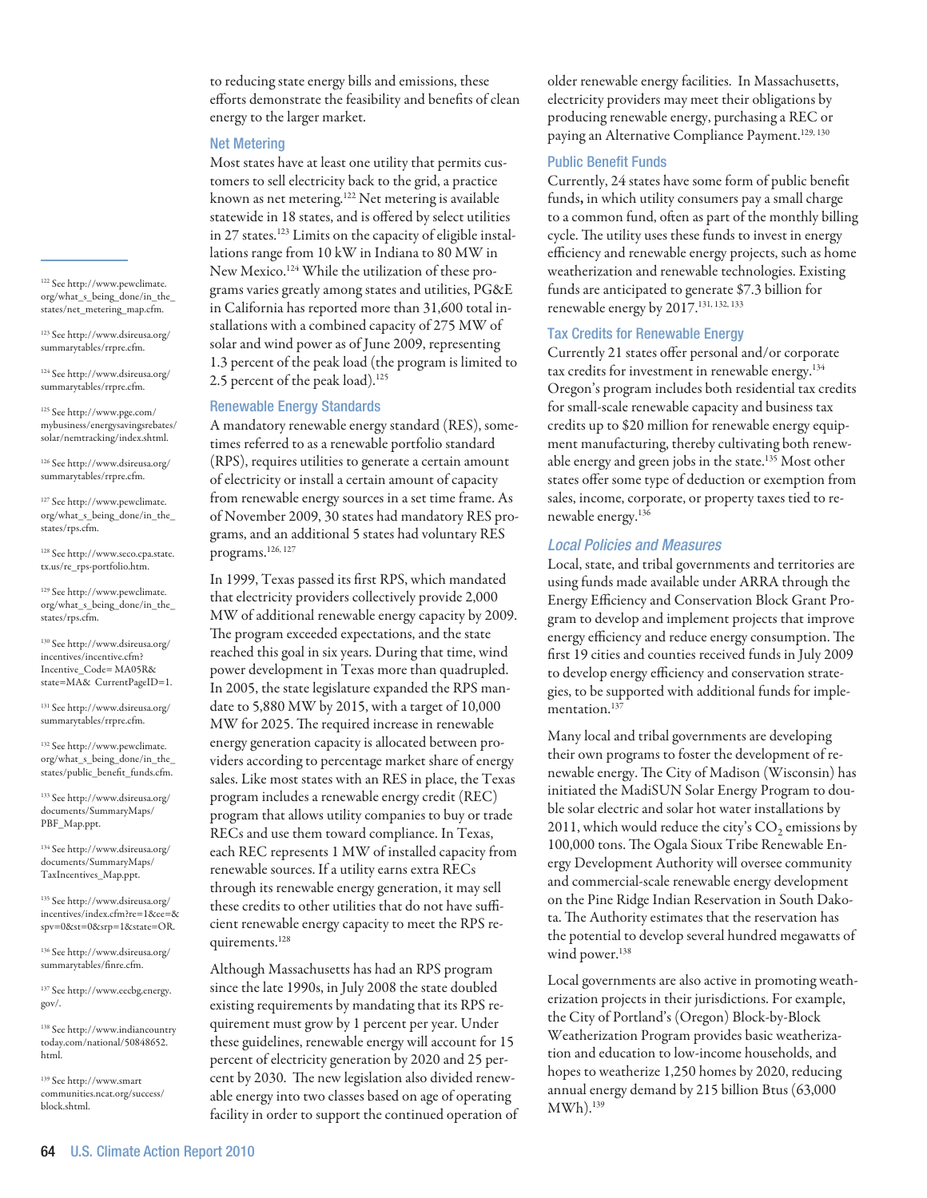to reducing state energy bills and emissions, these efforts demonstrate the feasibility and benefits of clean energy to the larger market.

### Net Metering

Most states have at least one utility that permits customers to sell electricity back to the grid, a practice known as net metering.[122] Net metering is available statewide in 18 states, and is offered by select utilities in 27 states.[123] Limits on the capacity of eligible installations range from 10 kW in Indiana to 80 MW in New Mexico.[124] While the utilization of these programs varies greatly among states and utilities, PG&E in California has reported more than 31,600 total installations with a combined capacity of 275 MW of solar and wind power as of June 2009, representing 1.3 percent of the peak load (the program is limited to 2.5 percent of the peak load).[125]

### Renewable Energy Standards

A mandatory renewable energy standard (RES), sometimes referred to as a renewable portfolio standard (RPS), requires utilities to generate a certain amount of electricity or install a certain amount of capacity from renewable energy sources in a set time frame. As of November 2009, 30 states had mandatory RES programs, and an additional 5 states had voluntary RES programs.[126, 127]

In 1999, Texas passed its first RPS, which mandated that electricity providers collectively provide 2,000 MW of additional renewable energy capacity by 2009. The program exceeded expectations, and the state reached this goal in six years. During that time, wind power development in Texas more than quadrupled. In 2005, the state legislature expanded the RPS mandate to 5,880 MW by 2015, with a target of 10,000 MW for 2025. The required increase in renewable energy generation capacity is allocated between providers according to percentage market share of energy sales. Like most states with an RES in place, the Texas program includes a renewable energy credit (REC) program that allows utility companies to buy or trade RECs and use them toward compliance. In Texas, each REC represents 1 MW of installed capacity from renewable sources. If a utility earns extra RECs through its renewable energy generation, it may sell these credits to other utilities that do not have sufficient renewable energy capacity to meet the RPS requirements.[128]

Although Massachusetts has had an RPS program since the late 1990s, in July 2008 the state doubled existing requirements by mandating that its RPS requirement must grow by 1 percent per year. Under these guidelines, renewable energy will account for 15 percent of electricity generation by 2020 and 25 percent by 2030. The new legislation also divided renewable energy into two classes based on age of operating facility in order to support the continued operation of older renewable energy facilities. In Massachusetts, electricity providers may meet their obligations by producing renewable energy, purchasing a REC or paying an Alternative Compliance Payment.[129, 130]

### Public Benefit Funds

Currently, 24 states have some form of public benefit funds**,** in which utility consumers pay a small charge to a common fund, often as part of the monthly billing cycle. The utility uses these funds to invest in energy efficiency and renewable energy projects, such as home weatherization and renewable technologies. Existing funds are anticipated to generate $7.3 billion for renewable energy by 2017.[131, 132, 133]

### Tax Credits for Renewable Energy

Currently 21 states offer personal and/or corporate tax credits for investment in renewable energy.[134] Oregon's program includes both residential tax credits for small-scale renewable capacity and business tax credits up to $20 million for renewable energy equipment manufacturing, thereby cultivating both renewable energy and green jobs in the state.[135] Most other states offer some type of deduction or exemption from sales, income, corporate, or property taxes tied to renewable energy.[136]

## *Local Policies and Measures*

Local, state, and tribal governments and territories are using funds made available under ARRA through the Energy Efficiency and Conservation Block Grant Program to develop and implement projects that improve energy efficiency and reduce energy consumption. The first 19 cities and counties received funds in July 2009 to develop energy efficiency and conservation strategies, to be supported with additional funds for implementation.[137]

Many local and tribal governments are developing their own programs to foster the development of renewable energy. The City of Madison (Wisconsin) has initiated the MadiSUN Solar Energy Program to double solar electric and solar hot water installations by 2011, which would reduce the city's $CO_2$ emissions by 100,000 tons. The Ogala Sioux Tribe Renewable Energy Development Authority will oversee community and commercial-scale renewable energy development on the Pine Ridge Indian Reservation in South Dakota. The Authority estimates that the reservation has the potential to develop several hundred megawatts of wind power.[138]

Local governments are also active in promoting weatherization projects in their jurisdictions. For example, the City of Portland's (Oregon) Block-by-Block Weatherization Program provides basic weatherization and education to low-income households, and hopes to weatherize 1,250 homes by 2020, reducing annual energy demand by 215 billion Btus (63,000 MWh).[139]

---

[122] See http://www.pewclimate.org/what_s_being_done/in_the_states/net_metering_map.cfm.

[123] See http://www.dsireusa.org/summarytables/rrpre.cfm.

[124] See http://www.dsireusa.org/summarytables/rrpre.cfm.

[125] See http://www.pge.com/mybusiness/energysavingsrebates/solar/nemtracking/index.shtml.

[126] See http://www.dsireusa.org/summarytables/rrpre.cfm.

[127] See http://www.pewclimate.org/what_s_being_done/in_the_states/rps.cfm.

[128] See http://www.seco.cpa.state.tx.us/re_rps-portfolio.htm.

[129] See http://www.pewclimate.org/what_s_being_done/in_the_states/rps.cfm.

[130] See http://www.dsireusa.org/incentives/incentive.cfm?Incentive_Code= MA05R&state=MA& CurrentPageID=1.

[131] See http://www.dsireusa.org/summarytables/rrpre.cfm.

[132] See http://www.pewclimate.org/what_s_being_done/in_the_states/public_benefit_funds.cfm.

[133] See http://www.dsireusa.org/documents/SummaryMaps/PBF_Map.ppt.

[134] See http://www.dsireusa.org/documents/SummaryMaps/TaxIncentives_Map.ppt.

[135] See http://www.dsireusa.org/incentives/index.cfm?re=1&ee=&spv=0&st=0&srp=1&state=OR.

[136] See http://www.dsireusa.org/summarytables/finre.cfm.

[137] See http://www.eecbg.energy.gov/.

[138] See http://www.indiancountrytoday.com/national/50848652.html.

[139] See http://www.smartcommunities.ncat.org/success/block.shtml.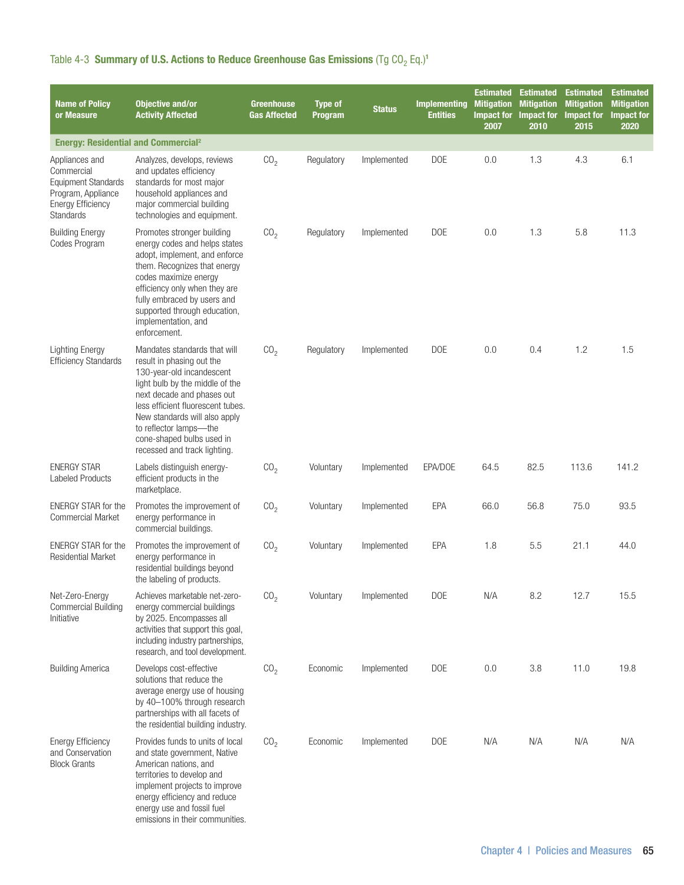Table 4-3 **Summary of U.S. Actions to Reduce Greenhouse Gas Emissions** (Tg $CO_2$ Eq.)[1]

| Name of Policy or Measure | Objective and/or Activity Affected | Greenhouse Gas Affected | Type of Program | Status | Implementing Entities | Estimated Mitigation Impact for 2007 | Estimated Mitigation Impact for 2010 | Estimated Mitigation Impact for 2015 | Estimated Mitigation Impact for 2020 |
|---|---|---|---|---|---|---|---|---|---|
| **Energy: Residential and Commercial**[2] | | | | | | | | | |
| Appliances and Commercial Equipment Standards Program, Appliance Energy Efficiency Standards | Analyzes, develops, reviews and updates efficiency standards for most major household appliances and major commercial building technologies and equipment. | $CO_2$ | Regulatory | Implemented | DOE | 0.0 | 1.3 | 4.3 | 6.1 |
| Building Energy Codes Program | Promotes stronger building energy codes and helps states adopt, implement, and enforce them. Recognizes that energy codes maximize energy efficiency only when they are fully embraced by users and supported through education, implementation, and enforcement. | $CO_2$ | Regulatory | Implemented | DOE | 0.0 | 1.3 | 5.8 | 11.3 |
| Lighting Energy Efficiency Standards | Mandates standards that will result in phasing out the 130-year-old incandescent light bulb by the middle of the next decade and phases out less efficient fluorescent tubes. New standards will also apply to reflector lamps—the cone-shaped bulbs used in recessed and track lighting. | $CO_2$ | Regulatory | Implemented | DOE | 0.0 | 0.4 | 1.2 | 1.5 |
| ENERGY STAR Labeled Products | Labels distinguish energy-efficient products in the marketplace. | $CO_2$ | Voluntary | Implemented | EPA/DOE | 64.5 | 82.5 | 113.6 | 141.2 |
| ENERGY STAR for the Commercial Market | Promotes the improvement of energy performance in commercial buildings. | $CO_2$ | Voluntary | Implemented | EPA | 66.0 | 56.8 | 75.0 | 93.5 |
| ENERGY STAR for the Residential Market | Promotes the improvement of energy performance in residential buildings beyond the labeling of products. | $CO_2$ | Voluntary | Implemented | EPA | 1.8 | 5.5 | 21.1 | 44.0 |
| Net-Zero-Energy Commercial Building Initiative | Achieves marketable net-zero-energy commercial buildings by 2025. Encompasses all activities that support this goal, including industry partnerships, research, and tool development. | $CO_2$ | Voluntary | Implemented | DOE | N/A | 8.2 | 12.7 | 15.5 |
| Building America | Develops cost-effective solutions that reduce the average energy use of housing by 40–100% through research partnerships with all facets of the residential building industry. | $CO_2$ | Economic | Implemented | DOE | 0.0 | 3.8 | 11.0 | 19.8 |
| Energy Efficiency and Conservation Block Grants | Provides funds to units of local and state government, Native American nations, and territories to develop and implement projects to improve energy efficiency and reduce energy use and fossil fuel emissions in their communities. | $CO_2$ | Economic | Implemented | DOE | N/A | N/A | N/A | N/A |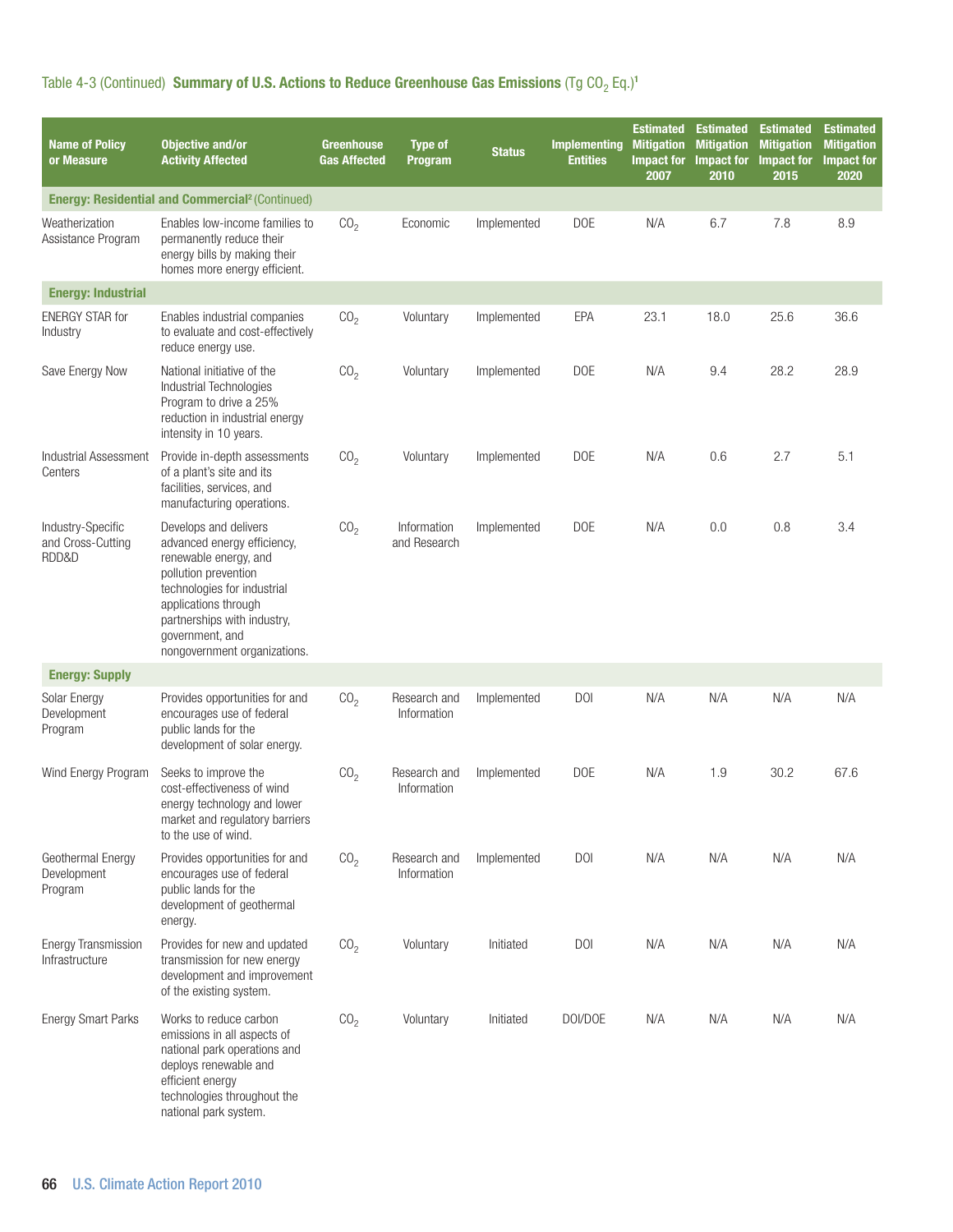Table 4-3 (Continued) **Summary of U.S. Actions to Reduce Greenhouse Gas Emissions** (Tg $CO_2$ Eq.)[1]

| Name of Policy or Measure | Objective and/or Activity Affected | Greenhouse Gas Affected | Type of Program | Status | Implementing Entities | Estimated Mitigation Impact for 2007 | Estimated Mitigation Impact for 2010 | Estimated Mitigation Impact for 2015 | Estimated Mitigation Impact for 2020 |
|---|---|---|---|---|---|---|---|---|---|
| **Energy: Residential and Commercial[2] (Continued)** | | | | | | | | | |
| Weatherization Assistance Program | Enables low-income families to permanently reduce their energy bills by making their homes more energy efficient. | $CO_2$ | Economic | Implemented | DOE | N/A | 6.7 | 7.8 | 8.9 |
| **Energy: Industrial** | | | | | | | | | |
| ENERGY STAR for Industry | Enables industrial companies to evaluate and cost-effectively reduce energy use. | $CO_2$ | Voluntary | Implemented | EPA | 23.1 | 18.0 | 25.6 | 36.6 |
| Save Energy Now | National initiative of the Industrial Technologies Program to drive a 25% reduction in industrial energy intensity in 10 years. | $CO_2$ | Voluntary | Implemented | DOE | N/A | 9.4 | 28.2 | 28.9 |
| Industrial Assessment Centers | Provide in-depth assessments of a plant's site and its facilities, services, and manufacturing operations. | $CO_2$ | Voluntary | Implemented | DOE | N/A | 0.6 | 2.7 | 5.1 |
| Industry-Specific and Cross-Cutting RDD&D | Develops and delivers advanced energy efficiency, renewable energy, and pollution prevention technologies for industrial applications through partnerships with industry, government, and nongovernment organizations. | $CO_2$ | Information and Research | Implemented | DOE | N/A | 0.0 | 0.8 | 3.4 |
| **Energy: Supply** | | | | | | | | | |
| Solar Energy Development Program | Provides opportunities for and encourages use of federal public lands for the development of solar energy. | $CO_2$ | Research and Information | Implemented | DOI | N/A | N/A | N/A | N/A |
| Wind Energy Program | Seeks to improve the cost-effectiveness of wind energy technology and lower market and regulatory barriers to the use of wind. | $CO_2$ | Research and Information | Implemented | DOE | N/A | 1.9 | 30.2 | 67.6 |
| Geothermal Energy Development Program | Provides opportunities for and encourages use of federal public lands for the development of geothermal energy. | $CO_2$ | Research and Information | Implemented | DOI | N/A | N/A | N/A | N/A |
| Energy Transmission Infrastructure | Provides for new and updated transmission for new energy development and improvement of the existing system. | $CO_2$ | Voluntary | Initiated | DOI | N/A | N/A | N/A | N/A |
| Energy Smart Parks | Works to reduce carbon emissions in all aspects of national park operations and deploys renewable and efficient energy technologies throughout the national park system. | $CO_2$ | Voluntary | Initiated | DOI/DOE | N/A | N/A | N/A | N/A |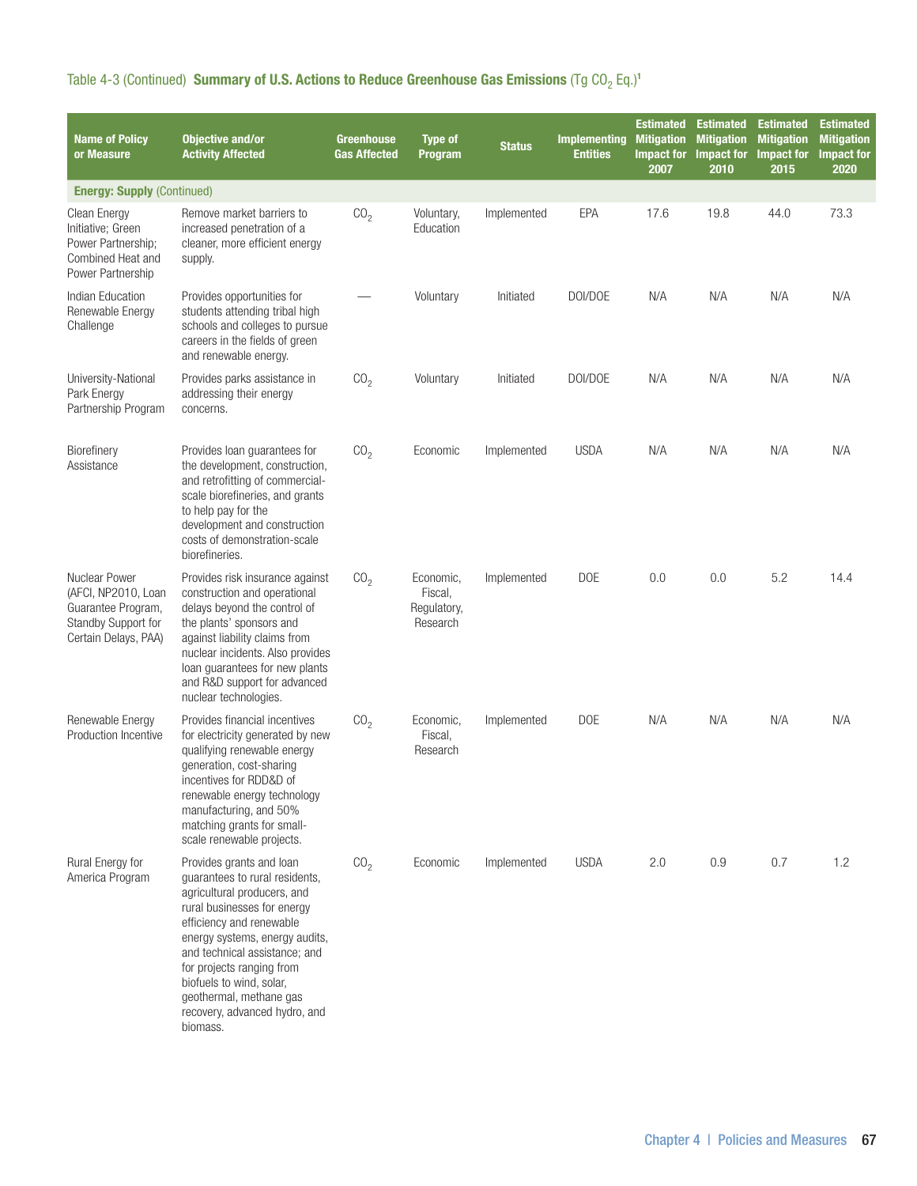Table 4-3 (Continued) **Summary of U.S. Actions to Reduce Greenhouse Gas Emissions** (Tg $CO_2$ Eq.)[1]

| Name of Policy or Measure | Objective and/or Activity Affected | Greenhouse Gas Affected | Type of Program | Status | Implementing Entities | Estimated Mitigation Impact for 2007 | Estimated Mitigation Impact for 2010 | Estimated Mitigation Impact for 2015 | Estimated Mitigation Impact for 2020 |
|---|---|---|---|---|---|---|---|---|---|
| **Energy: Supply** (Continued) | | | | | | | | | |
| Clean Energy Initiative; Green Power Partnership; Combined Heat and Power Partnership | Remove market barriers to increased penetration of a cleaner, more efficient energy supply. | $CO_2$ | Voluntary, Education | Implemented | EPA | 17.6 | 19.8 | 44.0 | 73.3 |
| Indian Education Renewable Energy Challenge | Provides opportunities for students attending tribal high schools and colleges to pursue careers in the fields of green and renewable energy. | — | Voluntary | Initiated | DOI/DOE | N/A | N/A | N/A | N/A |
| University-National Park Energy Partnership Program | Provides parks assistance in addressing their energy concerns. | $CO_2$ | Voluntary | Initiated | DOI/DOE | N/A | N/A | N/A | N/A |
| Biorefinery Assistance | Provides loan guarantees for the development, construction, and retrofitting of commercial-scale biorefineries, and grants to help pay for the development and construction costs of demonstration-scale biorefineries. | $CO_2$ | Economic | Implemented | USDA | N/A | N/A | N/A | N/A |
| Nuclear Power (AFCI, NP2010, Loan Guarantee Program, Standby Support for Certain Delays, PAA) | Provides risk insurance against construction and operational delays beyond the control of the plants' sponsors and against liability claims from nuclear incidents. Also provides loan guarantees for new plants and R&D support for advanced nuclear technologies. | $CO_2$ | Economic, Fiscal, Regulatory, Research | Implemented | DOE | 0.0 | 0.0 | 5.2 | 14.4 |
| Renewable Energy Production Incentive | Provides financial incentives for electricity generated by new qualifying renewable energy generation, cost-sharing incentives for RDD&D of renewable energy technology manufacturing, and 50% matching grants for small-scale renewable projects. | $CO_2$ | Economic, Fiscal, Research | Implemented | DOE | N/A | N/A | N/A | N/A |
| Rural Energy for America Program | Provides grants and loan guarantees to rural residents, agricultural producers, and rural businesses for energy efficiency and renewable energy systems, energy audits, and technical assistance; and for projects ranging from biofuels to wind, solar, geothermal, methane gas recovery, advanced hydro, and biomass. | $CO_2$ | Economic | Implemented | USDA | 2.0 | 0.9 | 0.7 | 1.2 |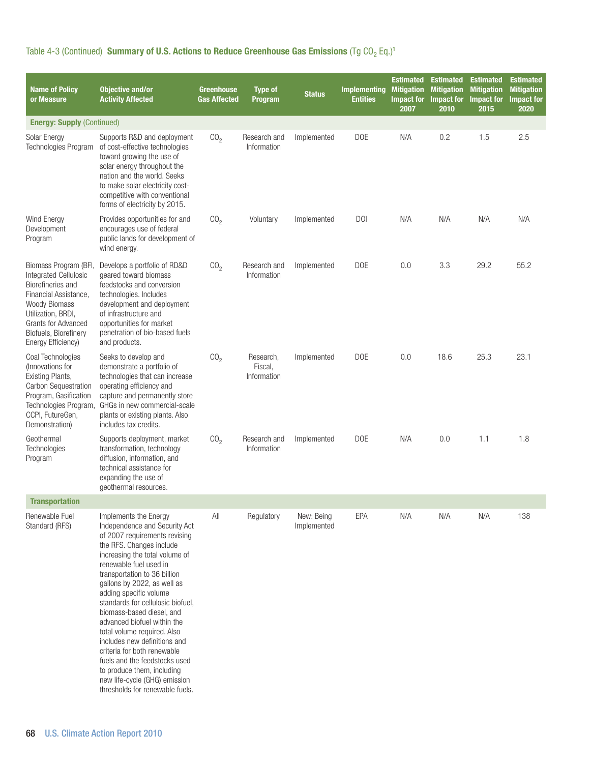Table 4-3 (Continued) **Summary of U.S. Actions to Reduce Greenhouse Gas Emissions** (Tg $CO_2$ Eq.)[1]

| Name of Policy or Measure | Objective and/or Activity Affected | Greenhouse Gas Affected | Type of Program | Status | Implementing Entities | Estimated Mitigation Impact for 2007 | Estimated Mitigation Impact for 2010 | Estimated Mitigation Impact for 2015 | Estimated Mitigation Impact for 2020 |
|---|---|---|---|---|---|---|---|---|---|
| **Energy: Supply** (Continued) | | | | | | | | | |
| Solar Energy Technologies Program | Supports R&D and deployment of cost-effective technologies toward growing the use of solar energy throughout the nation and the world. Seeks to make solar electricity cost-competitive with conventional forms of electricity by 2015. | $CO_2$ | Research and Information | Implemented | DOE | N/A | 0.2 | 1.5 | 2.5 |
| Wind Energy Development Program | Provides opportunities for and encourages use of federal public lands for development of wind energy. | $CO_2$ | Voluntary | Implemented | DOI | N/A | N/A | N/A | N/A |
| Biomass Program (BFI, Integrated Cellulosic Biorefineries and Financial Assistance, Woody Biomass Utilization, BRDI, Grants for Advanced Biofuels, Biorefinery Energy Efficiency) | Develops a portfolio of RD&D geared toward biomass feedstocks and conversion technologies. Includes development and deployment of infrastructure and opportunities for market penetration of bio-based fuels and products. | $CO_2$ | Research and Information | Implemented | DOE | 0.0 | 3.3 | 29.2 | 55.2 |
| Coal Technologies (Innovations for Existing Plants, Carbon Sequestration Program, Gasification Technologies Program, CCPI, FutureGen, Demonstration) | Seeks to develop and demonstrate a portfolio of technologies that can increase operating efficiency and capture and permanently store GHGs in new commercial-scale plants or existing plants. Also includes tax credits. | $CO_2$ | Research, Fiscal, Information | Implemented | DOE | 0.0 | 18.6 | 25.3 | 23.1 |
| Geothermal Technologies Program | Supports deployment, market transformation, technology diffusion, information, and technical assistance for expanding the use of geothermal resources. | $CO_2$ | Research and Information | Implemented | DOE | N/A | 0.0 | 1.1 | 1.8 |
| **Transportation** | | | | | | | | | |
| Renewable Fuel Standard (RFS) | Implements the Energy Independence and Security Act of 2007 requirements revising the RFS. Changes include increasing the total volume of renewable fuel used in transportation to 36 billion gallons by 2022, as well as adding specific volume standards for cellulosic biofuel, biomass-based diesel, and advanced biofuel within the total volume required. Also includes new definitions and criteria for both renewable fuels and the feedstocks used to produce them, including new life-cycle (GHG) emission thresholds for renewable fuels. | All | Regulatory | New: Being Implemented | EPA | N/A | N/A | N/A | 138 |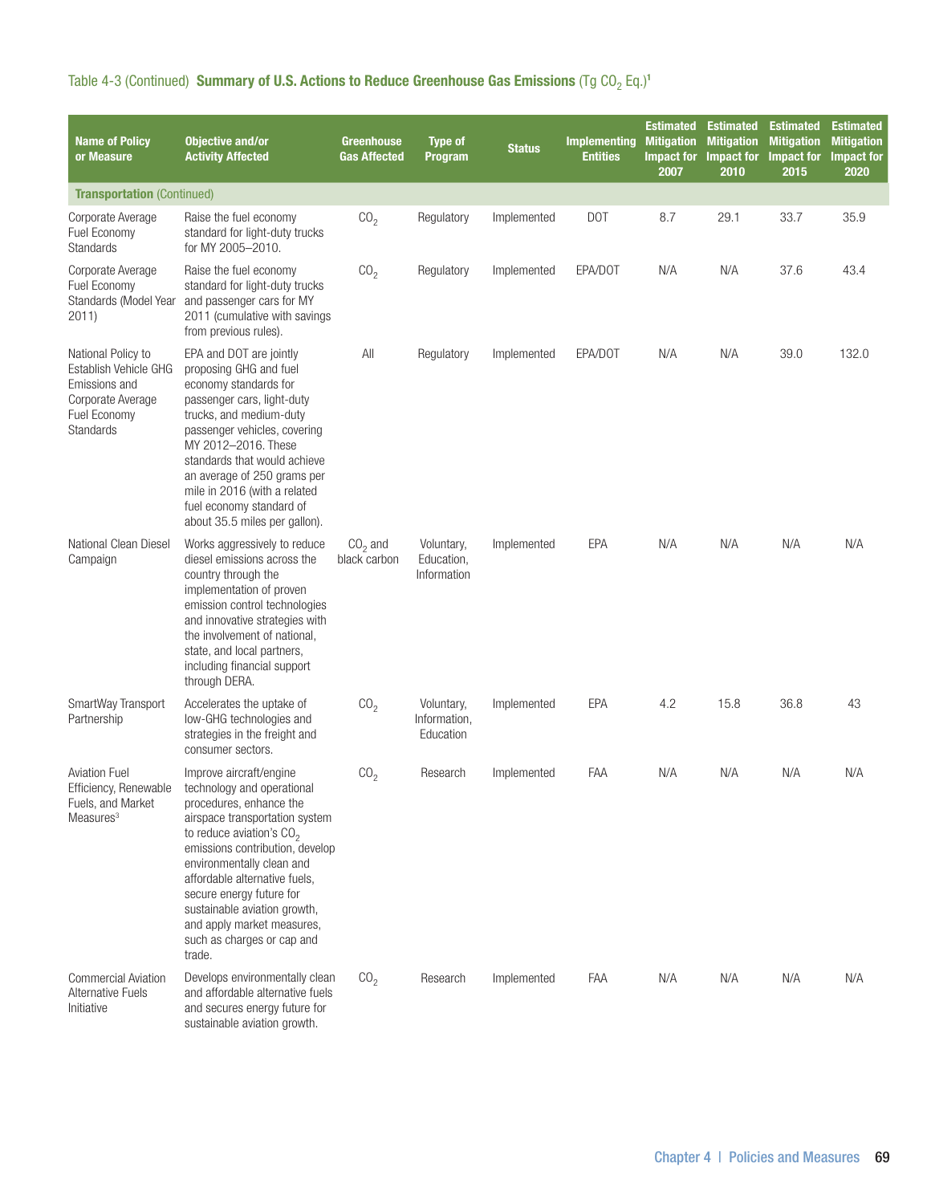Table 4-3 (Continued) **Summary of U.S. Actions to Reduce Greenhouse Gas Emissions** (Tg $CO_2$ Eq.)[1]

| Name of Policy or Measure | Objective and/or Activity Affected | Greenhouse Gas Affected | Type of Program | Status | Implementing Entities | Estimated Mitigation Impact for 2007 | Estimated Mitigation Impact for 2010 | Estimated Mitigation Impact for 2015 | Estimated Mitigation Impact for 2020 |
|---|---|---|---|---|---|---|---|---|---|
| **Transportation** (Continued) | | | | | | | | | |
| Corporate Average Fuel Economy Standards | Raise the fuel economy standard for light-duty trucks for MY 2005–2010. | $CO_2$ | Regulatory | Implemented | DOT | 8.7 | 29.1 | 33.7 | 35.9 |
| Corporate Average Fuel Economy Standards (Model Year 2011) | Raise the fuel economy standard for light-duty trucks and passenger cars for MY 2011 (cumulative with savings from previous rules). | $CO_2$ | Regulatory | Implemented | EPA/DOT | N/A | N/A | 37.6 | 43.4 |
| National Policy to Establish Vehicle GHG Emissions and Corporate Average Fuel Economy Standards | EPA and DOT are jointly proposing GHG and fuel economy standards for passenger cars, light-duty trucks, and medium-duty passenger vehicles, covering MY 2012–2016. These standards that would achieve an average of 250 grams per mile in 2016 (with a related fuel economy standard of about 35.5 miles per gallon). | All | Regulatory | Implemented | EPA/DOT | N/A | N/A | 39.0 | 132.0 |
| National Clean Diesel Campaign | Works aggressively to reduce diesel emissions across the country through the implementation of proven emission control technologies and innovative strategies with the involvement of national, state, and local partners, including financial support through DERA. | $CO_2$ and black carbon | Voluntary, Education, Information | Implemented | EPA | N/A | N/A | N/A | N/A |
| SmartWay Transport Partnership | Accelerates the uptake of low-GHG technologies and strategies in the freight and consumer sectors. | $CO_2$ | Voluntary, Information, Education | Implemented | EPA | 4.2 | 15.8 | 36.8 | 43 |
| Aviation Fuel Efficiency, Renewable Fuels, and Market Measures[3] | Improve aircraft/engine technology and operational procedures, enhance the airspace transportation system to reduce aviation's $CO_2$ emissions contribution, develop environmentally clean and affordable alternative fuels, secure energy future for sustainable aviation growth, and apply market measures, such as charges or cap and trade. | $CO_2$ | Research | Implemented | FAA | N/A | N/A | N/A | N/A |
| Commercial Aviation Alternative Fuels Initiative | Develops environmentally clean and affordable alternative fuels and secures energy future for sustainable aviation growth. | $CO_2$ | Research | Implemented | FAA | N/A | N/A | N/A | N/A |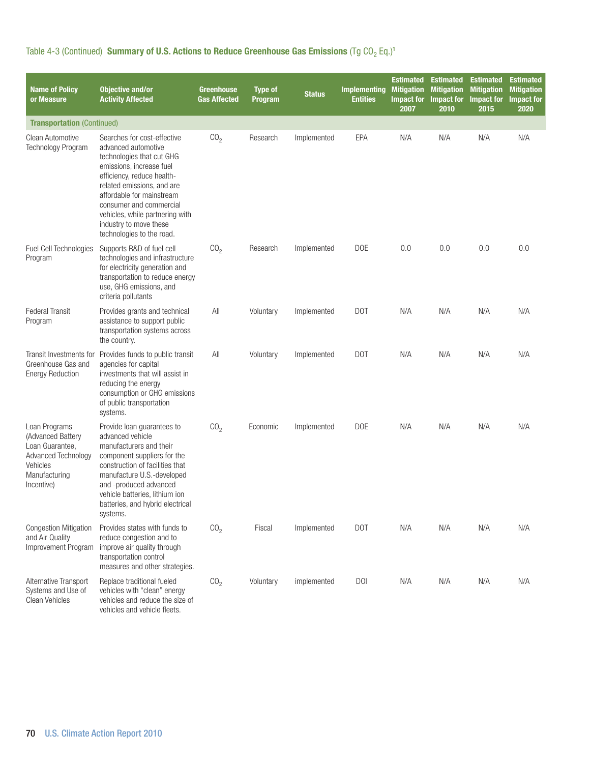Table 4-3 (Continued) **Summary of U.S. Actions to Reduce Greenhouse Gas Emissions** (Tg $CO_2$ Eq.)[1]

| Name of Policy or Measure | Objective and/or Activity Affected | Greenhouse Gas Affected | Type of Program | Status | Implementing Entities | Estimated Mitigation Impact for 2007 | Estimated Mitigation Impact for 2010 | Estimated Mitigation Impact for 2015 | Estimated Mitigation Impact for 2020 |
|---|---|---|---|---|---|---|---|---|---|
| **Transportation** (Continued) | | | | | | | | | |
| Clean Automotive Technology Program | Searches for cost-effective advanced automotive technologies that cut GHG emissions, increase fuel efficiency, reduce health-related emissions, and are affordable for mainstream consumer and commercial vehicles, while partnering with industry to move these technologies to the road. | $CO_2$ | Research | Implemented | EPA | N/A | N/A | N/A | N/A |
| Fuel Cell Technologies Program | Supports R&D of fuel cell technologies and infrastructure for electricity generation and transportation to reduce energy use, GHG emissions, and criteria pollutants | $CO_2$ | Research | Implemented | DOE | 0.0 | 0.0 | 0.0 | 0.0 |
| Federal Transit Program | Provides grants and technical assistance to support public transportation systems across the country. | All | Voluntary | Implemented | DOT | N/A | N/A | N/A | N/A |
| Transit Investments for Greenhouse Gas and Energy Reduction | Provides funds to public transit agencies for capital investments that will assist in reducing the energy consumption or GHG emissions of public transportation systems. | All | Voluntary | Implemented | DOT | N/A | N/A | N/A | N/A |
| Loan Programs (Advanced Battery Loan Guarantee, Advanced Technology Vehicles Manufacturing Incentive) | Provide loan guarantees to advanced vehicle manufacturers and their component suppliers for the construction of facilities that manufacture U.S.-developed and -produced advanced vehicle batteries, lithium ion batteries, and hybrid electrical systems. | $CO_2$ | Economic | Implemented | DOE | N/A | N/A | N/A | N/A |
| Congestion Mitigation and Air Quality Improvement Program | Provides states with funds to reduce congestion and to improve air quality through transportation control measures and other strategies. | $CO_2$ | Fiscal | Implemented | DOT | N/A | N/A | N/A | N/A |
| Alternative Transport Systems and Use of Clean Vehicles | Replace traditional fueled vehicles with "clean" energy vehicles and reduce the size of vehicles and vehicle fleets. | $CO_2$ | Voluntary | implemented | DOI | N/A | N/A | N/A | N/A |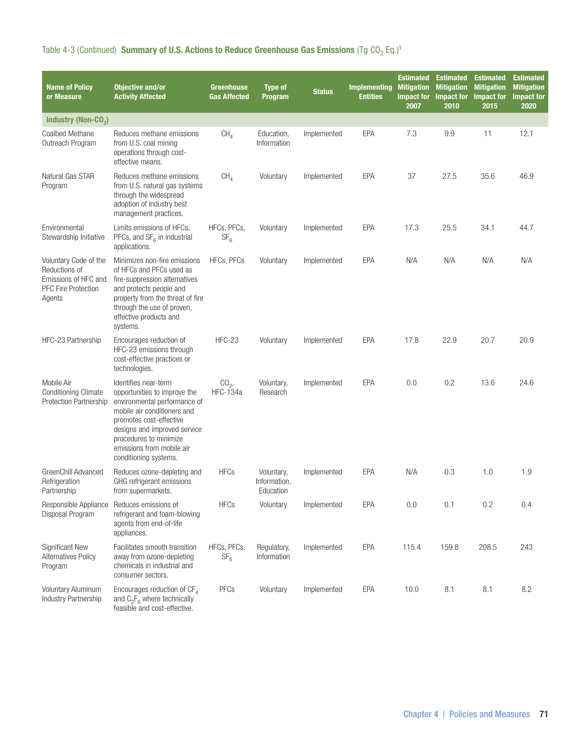Table 4-3 (Continued) **Summary of U.S. Actions to Reduce Greenhouse Gas Emissions** (Tg $CO_2$ Eq.)[1]

| Name of Policy or Measure | Objective and/or Activity Affected | Greenhouse Gas Affected | Type of Program | Status | Implementing Entities | Estimated Mitigation Impact for 2007 | Estimated Mitigation Impact for 2010 | Estimated Mitigation Impact for 2015 | Estimated Mitigation Impact for 2020 |
|---|---|---|---|---|---|---|---|---|---|
| **Industry (Non-$CO_2$)** | | | | | | | | | |
| Coalbed Methane Outreach Program | Reduces methane emissions from U.S. coal mining operations through cost-effective means. | $CH_4$ | Education, Information | Implemented | EPA | 7.3 | 9.9 | 11 | 12.1 |
| Natural Gas STAR Program | Reduces methane emissions from U.S. natural gas systems through the widespread adoption of industry best management practices. | $CH_4$ | Voluntary | Implemented | EPA | 37 | 27.5 | 35.6 | 46.9 |
| Environmental Stewardship Initiative | Limits emissions of HFCs, PFCs, and $SF_6$ in industrial applications. | HFCs, PFCs, $SF_6$ | Voluntary | Implemented | EPA | 17.3 | 25.5 | 34.1 | 44.7 |
| Voluntary Code of the Reductions of Emissions of HFC and PFC Fire Protection Agents | Minimizes non-fire emissions of HFCs and PFCs used as fire-suppression alternatives and protects people and property from the threat of fire through the use of proven, effective products and systems. | HFCs, PFCs | Voluntary | Implemented | EPA | N/A | N/A | N/A | N/A |
| HFC-23 Partnership | Encourages reduction of HFC-23 emissions through cost-effective practices or technologies. | HFC-23 | Voluntary | Implemented | EPA | 17.8 | 22.9 | 20.7 | 20.9 |
| Mobile Air Conditioning Climate Protection Partnership | Identifies near-term opportunities to improve the environmental performance of mobile air conditioners and promotes cost-effective designs and improved service procedures to minimize emissions from mobile air conditioning systems. | $CO_2$, HFC-134a | Voluntary, Research | Implemented | EPA | 0.0 | 0.2 | 13.6 | 24.6 |
| GreenChill Advanced Refrigeration Partnership | Reduces ozone-depleting and GHG refrigerant emissions from supermarkets. | HFCs | Voluntary, Information, Education | Implemented | EPA | N/A | 0.3 | 1.0 | 1.9 |
| Responsible Appliance Disposal Program | Reduces emissions of refrigerant and foam-blowing agents from end-of-life appliances. | HFCs | Voluntary | Implemented | EPA | 0.0 | 0.1 | 0.2 | 0.4 |
| Significant New Alternatives Policy Program | Facilitates smooth transition away from ozone-depleting chemicals in industrial and consumer sectors. | HFCs, PFCs, $SF_6$ | Regulatory, Information | Implemented | EPA | 115.4 | 159.8 | 208.5 | 243 |
| Voluntary Aluminum Industry Partnership | Encourages reduction of $CF_4$ and $C_2F_6$ where technically feasible and cost-effective. | PFCs | Voluntary | Implemented | EPA | 10.0 | 8.1 | 8.1 | 8.2 |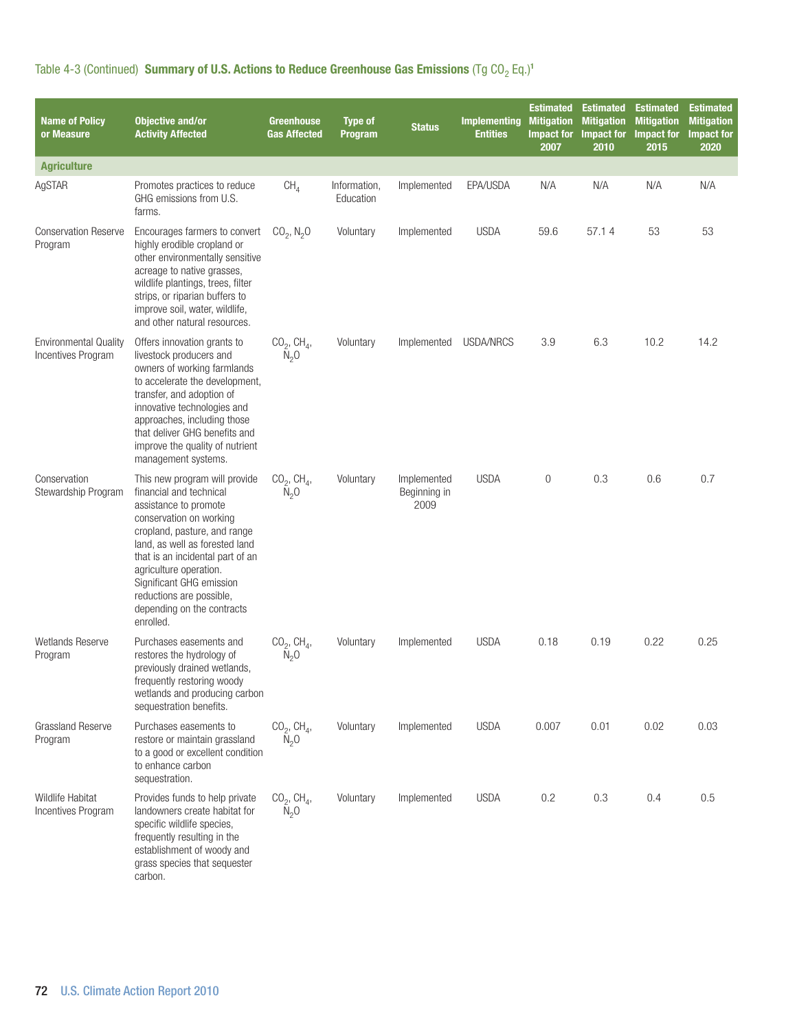Table 4-3 (Continued) **Summary of U.S. Actions to Reduce Greenhouse Gas Emissions** (Tg $CO_2$ Eq.)[1]

| Name of Policy or Measure | Objective and/or Activity Affected | Greenhouse Gas Affected | Type of Program | Status | Implementing Entities | Estimated Mitigation Impact for 2007 | Estimated Mitigation Impact for 2010 | Estimated Mitigation Impact for 2015 | Estimated Mitigation Impact for 2020 |
|---|---|---|---|---|---|---|---|---|---|
| **Agriculture** | | | | | | | | | |
| AgSTAR | Promotes practices to reduce GHG emissions from U.S. farms. | $CH_4$ | Information, Education | Implemented | EPA/USDA | N/A | N/A | N/A | N/A |
| Conservation Reserve Program | Encourages farmers to convert highly erodible cropland or other environmentally sensitive acreage to native grasses, wildlife plantings, trees, filter strips, or riparian buffers to improve soil, water, wildlife, and other natural resources. | $CO_2$, $N_2O$ | Voluntary | Implemented | USDA | 59.6 | 57.1 4 | 53 | 53 |
| Environmental Quality Incentives Program | Offers innovation grants to livestock producers and owners of working farmlands to accelerate the development, transfer, and adoption of innovative technologies and approaches, including those that deliver GHG benefits and improve the quality of nutrient management systems. | $CO_2$, $CH_4$, $N_2O$ | Voluntary | Implemented | USDA/NRCS | 3.9 | 6.3 | 10.2 | 14.2 |
| Conservation Stewardship Program | This new program will provide financial and technical assistance to promote conservation on working cropland, pasture, and range land, as well as forested land that is an incidental part of an agriculture operation. Significant GHG emission reductions are possible, depending on the contracts enrolled. | $CO_2$, $CH_4$, $N_2O$ | Voluntary | Implemented Beginning in 2009 | USDA | 0 | 0.3 | 0.6 | 0.7 |
| Wetlands Reserve Program | Purchases easements and restores the hydrology of previously drained wetlands, frequently restoring woody wetlands and producing carbon sequestration benefits. | $CO_2$, $CH_4$, $N_2O$ | Voluntary | Implemented | USDA | 0.18 | 0.19 | 0.22 | 0.25 |
| Grassland Reserve Program | Purchases easements to restore or maintain grassland to a good or excellent condition to enhance carbon sequestration. | $CO_2$, $CH_4$, $N_2O$ | Voluntary | Implemented | USDA | 0.007 | 0.01 | 0.02 | 0.03 |
| Wildlife Habitat Incentives Program | Provides funds to help private landowners create habitat for specific wildlife species, frequently resulting in the establishment of woody and grass species that sequester carbon. | $CO_2$, $CH_4$, $N_2O$ | Voluntary | Implemented | USDA | 0.2 | 0.3 | 0.4 | 0.5 |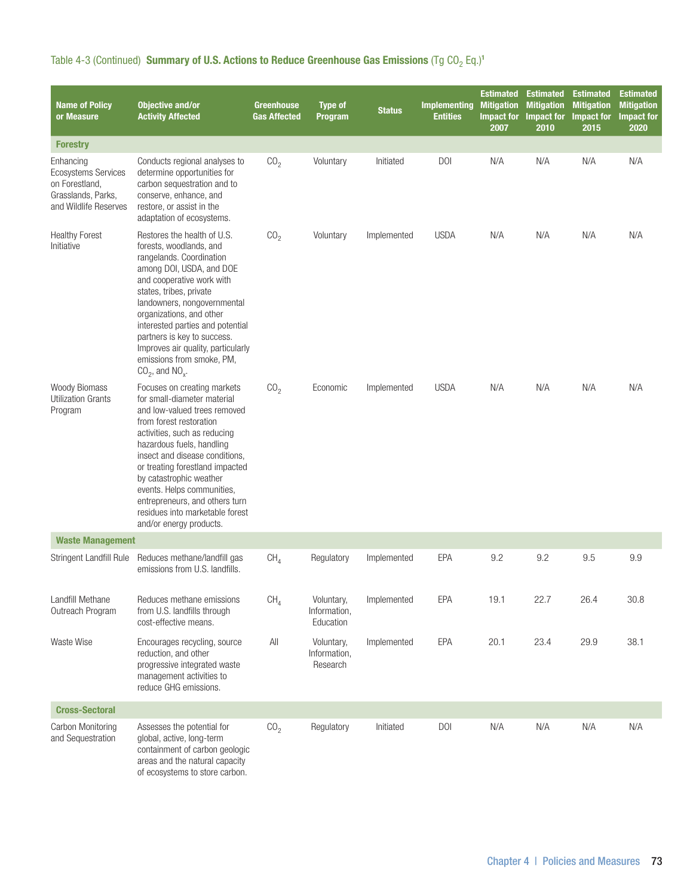Table 4-3 (Continued) **Summary of U.S. Actions to Reduce Greenhouse Gas Emissions** (Tg $CO_2$ Eq.)[1]

| Name of Policy or Measure | Objective and/or Activity Affected | Greenhouse Gas Affected | Type of Program | Status | Implementing Entities | Estimated Mitigation Impact for 2007 | Estimated Mitigation Impact for 2010 | Estimated Mitigation Impact for 2015 | Estimated Mitigation Impact for 2020 |
|---|---|---|---|---|---|---|---|---|---|
| **Forestry** | | | | | | | | | |
| Enhancing Ecosystems Services on Forestland, Grasslands, Parks, and Wildlife Reserves | Conducts regional analyses to determine opportunities for carbon sequestration and to conserve, enhance, and restore, or assist in the adaptation of ecosystems. | $CO_2$ | Voluntary | Initiated | DOI | N/A | N/A | N/A | N/A |
| Healthy Forest Initiative | Restores the health of U.S. forests, woodlands, and rangelands. Coordination among DOI, USDA, and DOE and cooperative work with states, tribes, private landowners, nongovernmental organizations, and other interested parties and potential partners is key to success. Improves air quality, particularly emissions from smoke, PM, $CO_2$, and $NO_x$. | $CO_2$ | Voluntary | Implemented | USDA | N/A | N/A | N/A | N/A |
| Woody Biomass Utilization Grants Program | Focuses on creating markets for small-diameter material and low-valued trees removed from forest restoration activities, such as reducing hazardous fuels, handling insect and disease conditions, or treating forestland impacted by catastrophic weather events. Helps communities, entrepreneurs, and others turn residues into marketable forest and/or energy products. | $CO_2$ | Economic | Implemented | USDA | N/A | N/A | N/A | N/A |
| **Waste Management** | | | | | | | | | |
| Stringent Landfill Rule | Reduces methane/landfill gas emissions from U.S. landfills. | $CH_4$ | Regulatory | Implemented | EPA | 9.2 | 9.2 | 9.5 | 9.9 |
| Landfill Methane Outreach Program | Reduces methane emissions from U.S. landfills through cost-effective means. | $CH_4$ | Voluntary, Information, Education | Implemented | EPA | 19.1 | 22.7 | 26.4 | 30.8 |
| Waste Wise | Encourages recycling, source reduction, and other progressive integrated waste management activities to reduce GHG emissions. | All | Voluntary, Information, Research | Implemented | EPA | 20.1 | 23.4 | 29.9 | 38.1 |
| **Cross-Sectoral** | | | | | | | | | |
| Carbon Monitoring and Sequestration | Assesses the potential for global, active, long-term containment of carbon geologic areas and the natural capacity of ecosystems to store carbon. | $CO_2$ | Regulatory | Initiated | DOI | N/A | N/A | N/A | N/A |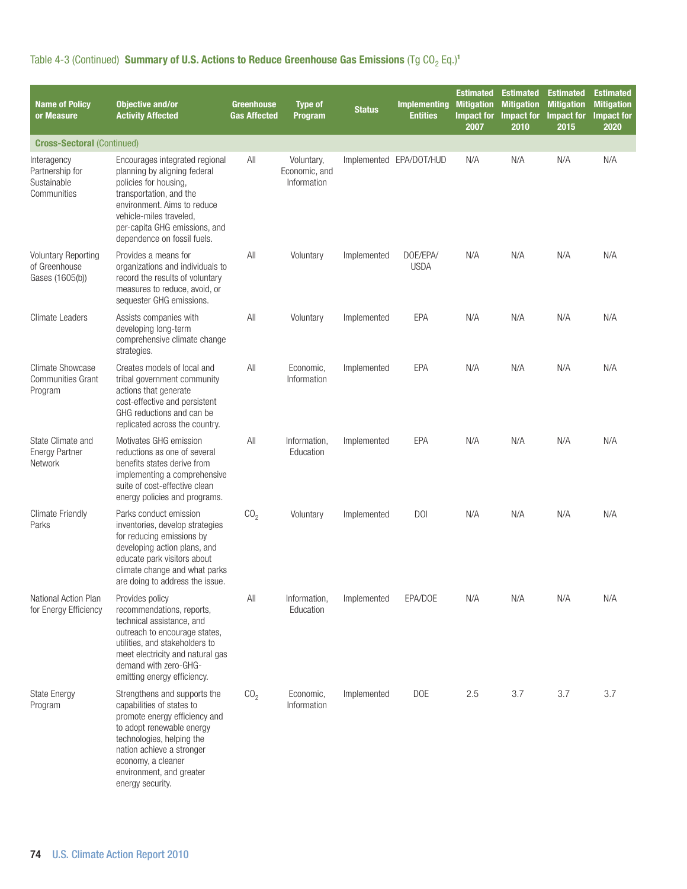Table 4-3 (Continued) **Summary of U.S. Actions to Reduce Greenhouse Gas Emissions** (Tg $CO_2$ Eq.)[1]

| Name of Policy or Measure | Objective and/or Activity Affected | Greenhouse Gas Affected | Type of Program | Status | Implementing Entities | Estimated Mitigation Impact for 2007 | Estimated Mitigation Impact for 2010 | Estimated Mitigation Impact for 2015 | Estimated Mitigation Impact for 2020 |
|---|---|---|---|---|---|---|---|---|---|
| **Cross-Sectoral** (Continued) | | | | | | | | | |
| Interagency Partnership for Sustainable Communities | Encourages integrated regional planning by aligning federal policies for housing, transportation, and the environment. Aims to reduce vehicle-miles traveled, per-capita GHG emissions, and dependence on fossil fuels. | All | Voluntary, Economic, and Information | Implemented | EPA/DOT/HUD | N/A | N/A | N/A | N/A |
| Voluntary Reporting of Greenhouse Gases (1605(b)) | Provides a means for organizations and individuals to record the results of voluntary measures to reduce, avoid, or sequester GHG emissions. | All | Voluntary | Implemented | DOE/EPA/USDA | N/A | N/A | N/A | N/A |
| Climate Leaders | Assists companies with developing long-term comprehensive climate change strategies. | All | Voluntary | Implemented | EPA | N/A | N/A | N/A | N/A |
| Climate Showcase Communities Grant Program | Creates models of local and tribal government community actions that generate cost-effective and persistent GHG reductions and can be replicated across the country. | All | Economic, Information | Implemented | EPA | N/A | N/A | N/A | N/A |
| State Climate and Energy Partner Network | Motivates GHG emission reductions as one of several benefits states derive from implementing a comprehensive suite of cost-effective clean energy policies and programs. | All | Information, Education | Implemented | EPA | N/A | N/A | N/A | N/A |
| Climate Friendly Parks | Parks conduct emission inventories, develop strategies for reducing emissions by developing action plans, and educate park visitors about climate change and what parks are doing to address the issue. | $CO_2$ | Voluntary | Implemented | DOI | N/A | N/A | N/A | N/A |
| National Action Plan for Energy Efficiency | Provides policy recommendations, reports, technical assistance, and outreach to encourage states, utilities, and stakeholders to meet electricity and natural gas demand with zero-GHG-emitting energy efficiency. | All | Information, Education | Implemented | EPA/DOE | N/A | N/A | N/A | N/A |
| State Energy Program | Strengthens and supports the capabilities of states to promote energy efficiency and to adopt renewable energy technologies, helping the nation achieve a stronger economy, a cleaner environment, and greater energy security. | $CO_2$ | Economic, Information | Implemented | DOE | 2.5 | 3.7 | 3.7 | 3.7 |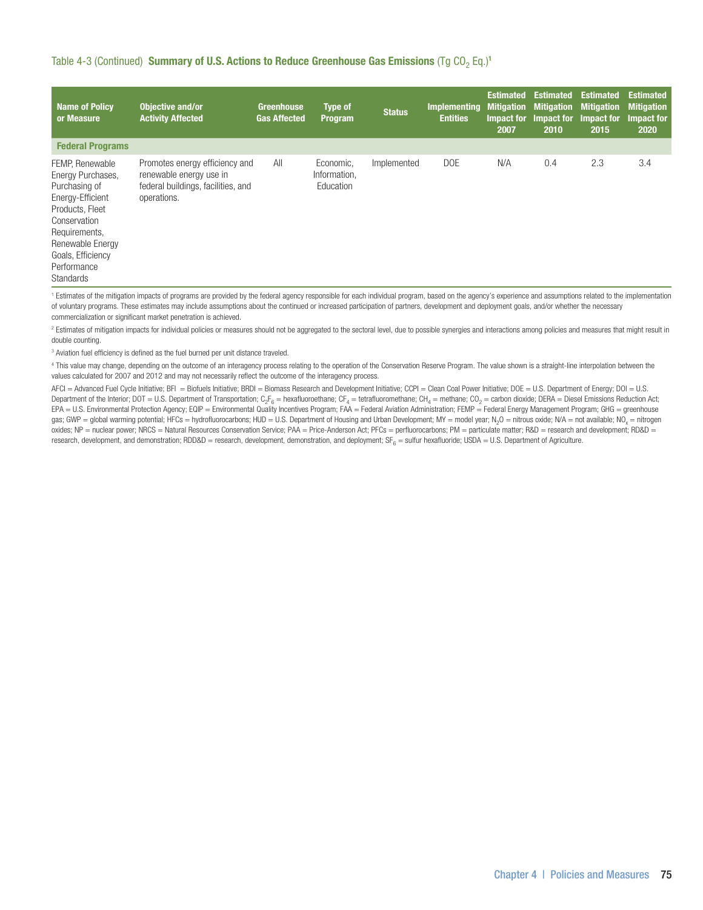Table 4-3 (Continued) **Summary of U.S. Actions to Reduce Greenhouse Gas Emissions** (Tg $CO_2$ Eq.)[1]

| Name of Policy or Measure | Objective and/or Activity Affected | Greenhouse Gas Affected | Type of Program | Status | Implementing Entities | Estimated Mitigation Impact for 2007 | Estimated Mitigation Impact for 2010 | Estimated Mitigation Impact for 2015 | Estimated Mitigation Impact for 2020 |
|---|---|---|---|---|---|---|---|---|---|
| **Federal Programs** | | | | | | | | | |
| FEMP, Renewable Energy Purchases, Purchasing of Energy-Efficient Products, Fleet Conservation Requirements, Renewable Energy Goals, Efficiency Performance Standards | Promotes energy efficiency and renewable energy use in federal buildings, facilities, and operations. | All | Economic, Information, Education | Implemented | DOE | N/A | 0.4 | 2.3 | 3.4 |

[1] Estimates of the mitigation impacts of programs are provided by the federal agency responsible for each individual program, based on the agency's experience and assumptions related to the implementation of voluntary programs. These estimates may include assumptions about the continued or increased participation of partners, development and deployment goals, and/or whether the necessary commercialization or significant market penetration is achieved.

[2] Estimates of mitigation impacts for individual policies or measures should not be aggregated to the sectoral level, due to possible synergies and interactions among policies and measures that might result in double counting.

[3] Aviation fuel efficiency is defined as the fuel burned per unit distance traveled.

[4] This value may change, depending on the outcome of an interagency process relating to the operation of the Conservation Reserve Program. The value shown is a straight-line interpolation between the values calculated for 2007 and 2012 and may not necessarily reflect the outcome of the interagency process.

AFCI = Advanced Fuel Cycle Initiative; BFI = Biofuels Initiative; BRDI = Biomass Research and Development Initiative; CCPI = Clean Coal Power Initiative; DOE = U.S. Department of Energy; DOI = U.S. Department of the Interior; DOT = U.S. Department of Transportation; $C_2F_6$ = hexafluoroethane; $CF_4$ = tetrafluoromethane; $CH_4$ = methane; $CO_2$ = carbon dioxide; DERA = Diesel Emissions Reduction Act; EPA = U.S. Environmental Protection Agency; EQIP = Environmental Quality Incentives Program; FAA = Federal Aviation Administration; FEMP = Federal Energy Management Program; GHG = greenhouse gas; GWP = global warming potential; HFCs = hydrofluorocarbons; HUD = U.S. Department of Housing and Urban Development; MY = model year; $N_2O$ = nitrous oxide; N/A = not available; $NO_x$ = nitrogen oxides; NP = nuclear power; NRCS = Natural Resources Conservation Service; PAA = Price-Anderson Act; PFCs = perfluorocarbons; PM = particulate matter; R&D = research and development; RD&D = research, development, and demonstration; RDD&D = research, development, demonstration, and deployment; $SF_6$ = sulfur hexafluoride; USDA = U.S. Department of Agriculture.